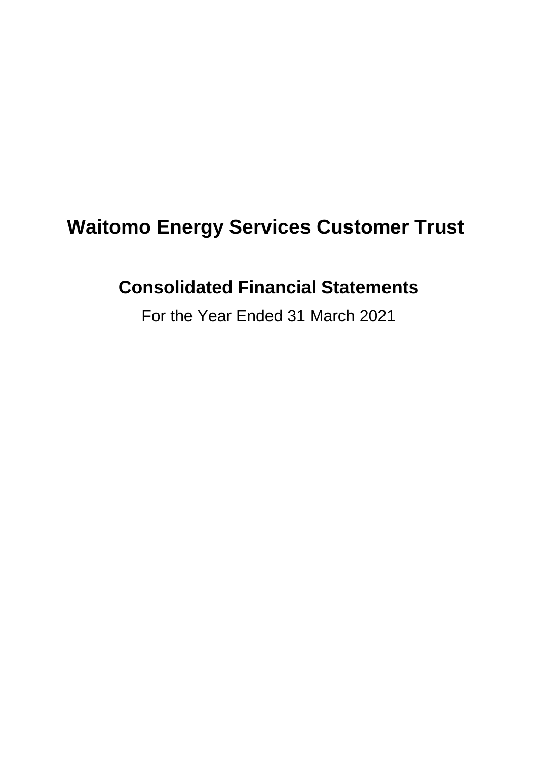# Waitomo Energy Services Customer Trust

## Consolidated Financial Statements

For the Year Ended 31 March 2021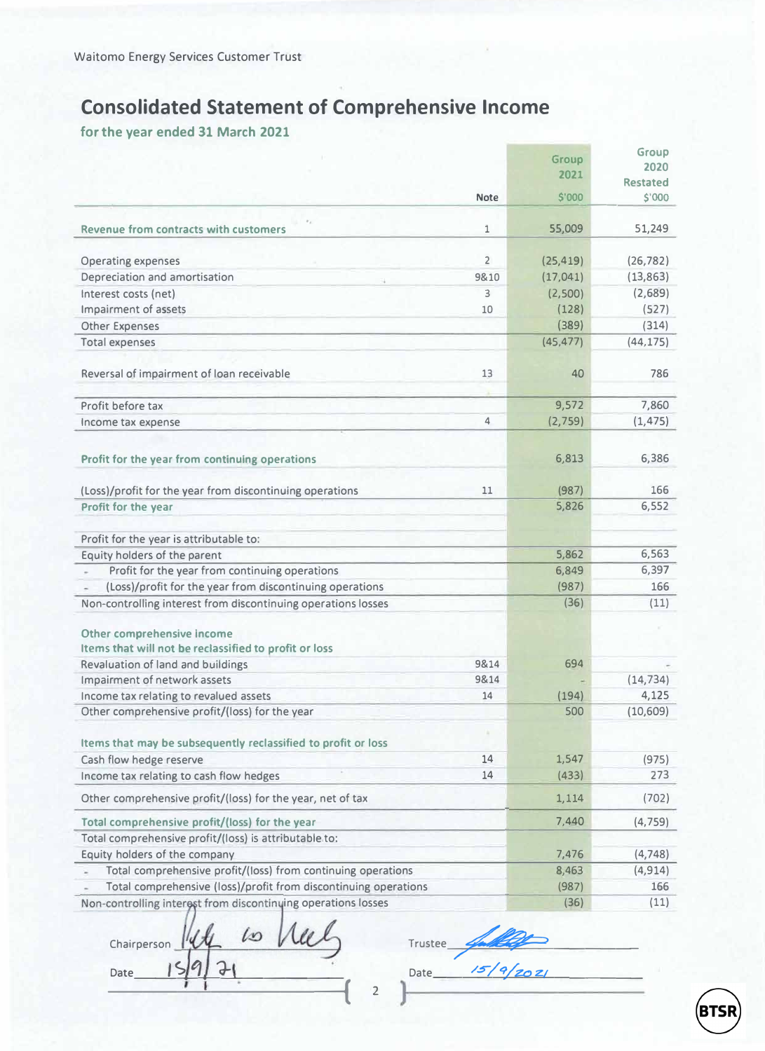Waitomo Energy Services Customer Trust

# Consolidated Statement of Comprehensive Income

## for the year ended 31 March 2021

| | Note | Group 2021 $'000 | Group 2020 Restated $'000 |
|---|---|---|---|
| **Revenue from contracts with customers** | 1 | 55,009 | 51,249 |
| Operating expenses | 2 | (25,419) | (26,782) |
| Depreciation and amortisation | 9&10 | (17,041) | (13,863) |
| Interest costs (net) | 3 | (2,500) | (2,689) |
| Impairment of assets | 10 | (128) | (527) |
| Other Expenses | | (389) | (314) |
| Total expenses | | (45,477) | (44,175) |
| Reversal of impairment of loan receivable | 13 | 40 | 786 |
| Profit before tax | | 9,572 | 7,860 |
| Income tax expense | 4 | (2,759) | (1,475) |
| **Profit for the year from continuing operations** | | 6,813 | 6,386 |
| (Loss)/profit for the year from discontinuing operations | 11 | (987) | 166 |
| **Profit for the year** | | 5,826 | 6,552 |
| Profit for the year is attributable to: | | | |
| Equity holders of the parent | | 5,862 | 6,563 |
| - Profit for the year from continuing operations | | 6,849 | 6,397 |
| - (Loss)/profit for the year from discontinuing operations | | (987) | 166 |
| Non-controlling interest from discontinuing operations losses | | (36) | (11) |
| **Other comprehensive income** | | | |
| **Items that will not be reclassified to profit or loss** | | | |
| Revaluation of land and buildings | 9&14 | 694 | - |
| Impairment of network assets | 9&14 | - | (14,734) |
| Income tax relating to revalued assets | 14 | (194) | 4,125 |
| Other comprehensive profit/(loss) for the year | | 500 | (10,609) |
| **Items that may be subsequently reclassified to profit or loss** | | | |
| Cash flow hedge reserve | 14 | 1,547 | (975) |
| Income tax relating to cash flow hedges | 14 | (433) | 273 |
| Other comprehensive profit/(loss) for the year, net of tax | | 1,114 | (702) |
| **Total comprehensive profit/(loss) for the year** | | 7,440 | (4,759) |
| Total comprehensive profit/(loss) is attributable to: | | | |
| Equity holders of the company | | 7,476 | (4,748) |
| - Total comprehensive profit/(loss) from continuing operations | | 8,463 | (4,914) |
| - Total comprehensive (loss)/profit from discontinuing operations | | (987) | 166 |
| Non-controlling interest from discontinuing operations losses | | (36) | (11) |

Chairperson ____________ Date 15/9/21

Trustee ____________ Date 15/9/2021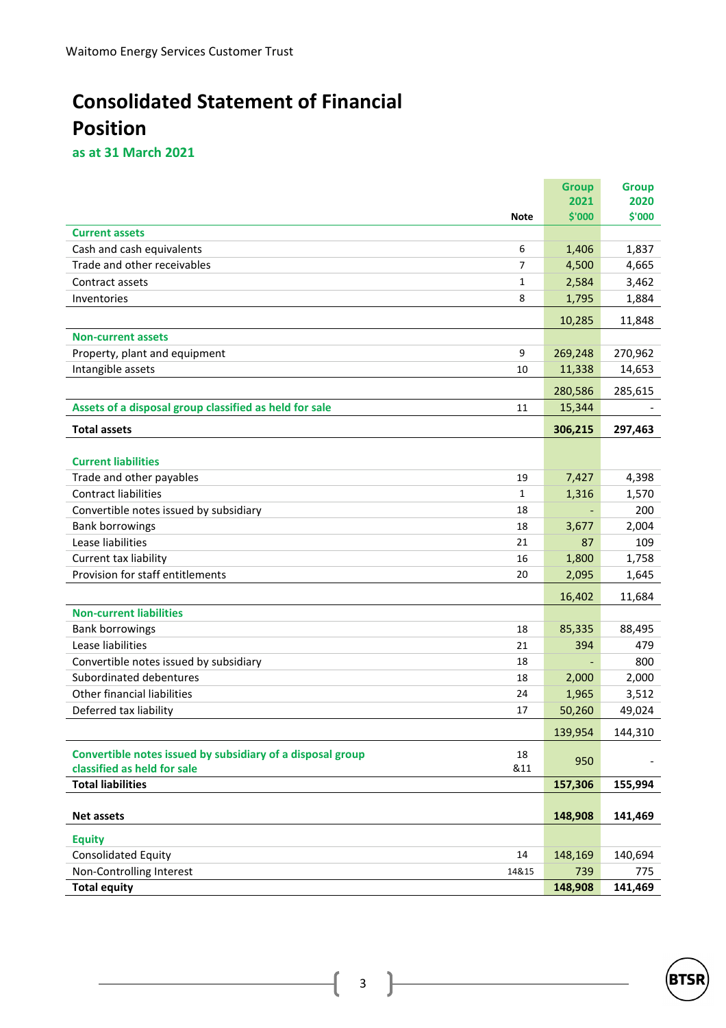# Consolidated Statement of Financial Position

**as at 31 March 2021**

| | Note | Group 2021 $'000 | Group 2020 $'000 |
|---|---|---|---|
| **Current assets** | | | |
| Cash and cash equivalents | 6 | 1,406 | 1,837 |
| Trade and other receivables | 7 | 4,500 | 4,665 |
| Contract assets | 1 | 2,584 | 3,462 |
| Inventories | 8 | 1,795 | 1,884 |
| | | 10,285 | 11,848 |
| **Non-current assets** | | | |
| Property, plant and equipment | 9 | 269,248 | 270,962 |
| Intangible assets | 10 | 11,338 | 14,653 |
| | | 280,586 | 285,615 |
| **Assets of a disposal group classified as held for sale** | 11 | 15,344 | - |
| **Total assets** | | **306,215** | **297,463** |
| **Current liabilities** | | | |
| Trade and other payables | 19 | 7,427 | 4,398 |
| Contract liabilities | 1 | 1,316 | 1,570 |
| Convertible notes issued by subsidiary | 18 | - | 200 |
| Bank borrowings | 18 | 3,677 | 2,004 |
| Lease liabilities | 21 | 87 | 109 |
| Current tax liability | 16 | 1,800 | 1,758 |
| Provision for staff entitlements | 20 | 2,095 | 1,645 |
| | | 16,402 | 11,684 |
| **Non-current liabilities** | | | |
| Bank borrowings | 18 | 85,335 | 88,495 |
| Lease liabilities | 21 | 394 | 479 |
| Convertible notes issued by subsidiary | 18 | - | 800 |
| Subordinated debentures | 18 | 2,000 | 2,000 |
| Other financial liabilities | 24 | 1,965 | 3,512 |
| Deferred tax liability | 17 | 50,260 | 49,024 |
| | | 139,954 | 144,310 |
| **Convertible notes issued by subsidiary of a disposal group classified as held for sale** | 18 &11 | 950 | - |
| **Total liabilities** | | **157,306** | **155,994** |
| **Net assets** | | **148,908** | **141,469** |
| **Equity** | | | |
| Consolidated Equity | 14 | 148,169 | 140,694 |
| Non-Controlling Interest | 14&15 | 739 | 775 |
| **Total equity** | | **148,908** | **141,469** |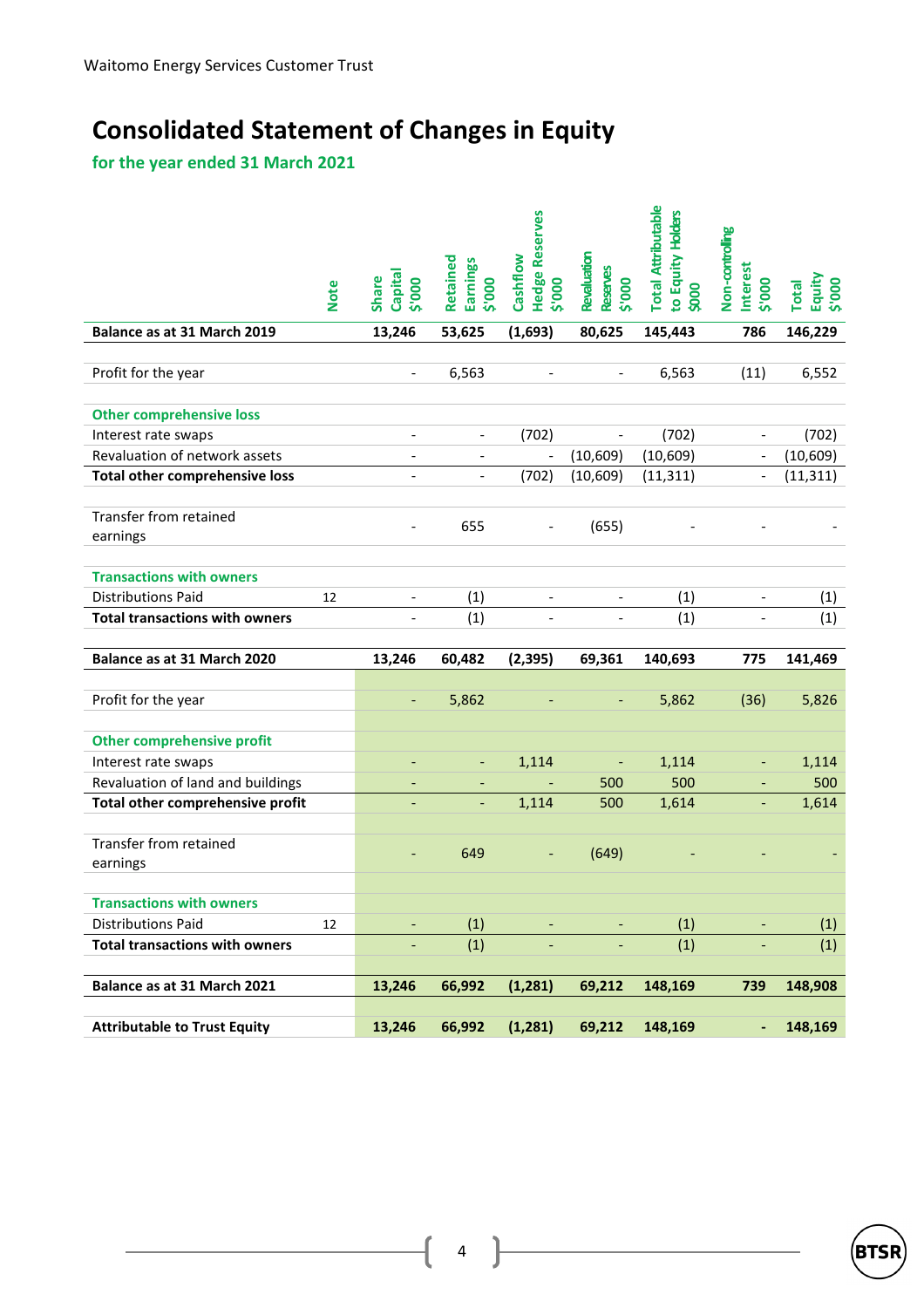Waitomo Energy Services Customer Trust

# Consolidated Statement of Changes in Equity

## for the year ended 31 March 2021

| | Note | Share Capital $'000 | Retained Earnings $'000 | Cashflow Hedge Reserves $'000 | Revaluation Reserves $'000 | Total Attributable to Equity Holders $000 | Non-controlling Interest $'000 | Total Equity $'000 |
|---|---|---|---|---|---|---|---|---|
| **Balance as at 31 March 2019** | | **13,246** | **53,625** | **(1,693)** | **80,625** | **145,443** | **786** | **146,229** |
| | | | | | | | | |
| Profit for the year | | - | 6,563 | - | - | 6,563 | (11) | 6,552 |
| | | | | | | | | |
| **Other comprehensive loss** | | | | | | | | |
| Interest rate swaps | | - | - | (702) | - | (702) | - | (702) |
| Revaluation of network assets | | - | - | - | (10,609) | (10,609) | - | (10,609) |
| **Total other comprehensive loss** | | - | - | (702) | (10,609) | (11,311) | - | (11,311) |
| | | | | | | | | |
| Transfer from retained earnings | | - | 655 | - | (655) | - | - | - |
| | | | | | | | | |
| **Transactions with owners** | | | | | | | | |
| Distributions Paid | 12 | - | (1) | - | - | (1) | - | (1) |
| **Total transactions with owners** | | - | (1) | - | - | (1) | - | (1) |
| | | | | | | | | |
| **Balance as at 31 March 2020** | | **13,246** | **60,482** | **(2,395)** | **69,361** | **140,693** | **775** | **141,469** |
| | | | | | | | | |
| Profit for the year | | - | 5,862 | - | - | 5,862 | (36) | 5,826 |
| | | | | | | | | |
| **Other comprehensive profit** | | | | | | | | |
| Interest rate swaps | | - | - | 1,114 | - | 1,114 | - | 1,114 |
| Revaluation of land and buildings | | - | - | - | 500 | 500 | - | 500 |
| **Total other comprehensive profit** | | - | - | 1,114 | 500 | 1,614 | - | 1,614 |
| | | | | | | | | |
| Transfer from retained earnings | | - | 649 | - | (649) | - | - | - |
| | | | | | | | | |
| **Transactions with owners** | | | | | | | | |
| Distributions Paid | 12 | - | (1) | - | - | (1) | - | (1) |
| **Total transactions with owners** | | - | (1) | - | - | (1) | - | (1) |
| | | | | | | | | |
| **Balance as at 31 March 2021** | | **13,246** | **66,992** | **(1,281)** | **69,212** | **148,169** | **739** | **148,908** |
| | | | | | | | | |
| **Attributable to Trust Equity** | | **13,246** | **66,992** | **(1,281)** | **69,212** | **148,169** | **-** | **148,169** |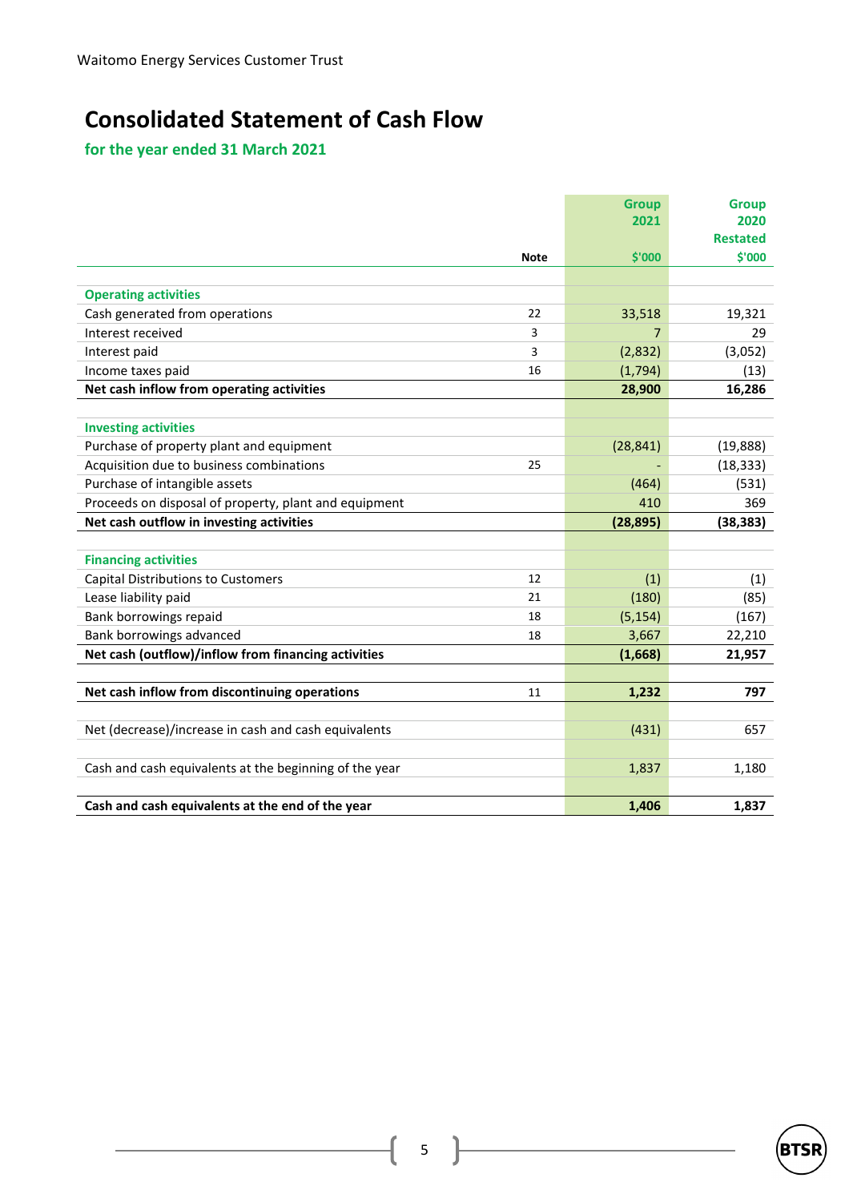Waitomo Energy Services Customer Trust

# Consolidated Statement of Cash Flow

## for the year ended 31 March 2021

| | Note | Group 2021 $'000 | Group 2020 Restated $'000 |
|---|---|---|---|
| **Operating activities** | | | |
| Cash generated from operations | 22 | 33,518 | 19,321 |
| Interest received | 3 | 7 | 29 |
| Interest paid | 3 | (2,832) | (3,052) |
| Income taxes paid | 16 | (1,794) | (13) |
| **Net cash inflow from operating activities** | | **28,900** | **16,286** |
| **Investing activities** | | | |
| Purchase of property plant and equipment | | (28,841) | (19,888) |
| Acquisition due to business combinations | 25 | - | (18,333) |
| Purchase of intangible assets | | (464) | (531) |
| Proceeds on disposal of property, plant and equipment | | 410 | 369 |
| **Net cash outflow in investing activities** | | **(28,895)** | **(38,383)** |
| **Financing activities** | | | |
| Capital Distributions to Customers | 12 | (1) | (1) |
| Lease liability paid | 21 | (180) | (85) |
| Bank borrowings repaid | 18 | (5,154) | (167) |
| Bank borrowings advanced | 18 | 3,667 | 22,210 |
| **Net cash (outflow)/inflow from financing activities** | | **(1,668)** | **21,957** |
| **Net cash inflow from discontinuing operations** | 11 | **1,232** | **797** |
| Net (decrease)/increase in cash and cash equivalents | | (431) | 657 |
| Cash and cash equivalents at the beginning of the year | | 1,837 | 1,180 |
| **Cash and cash equivalents at the end of the year** | | **1,406** | **1,837** |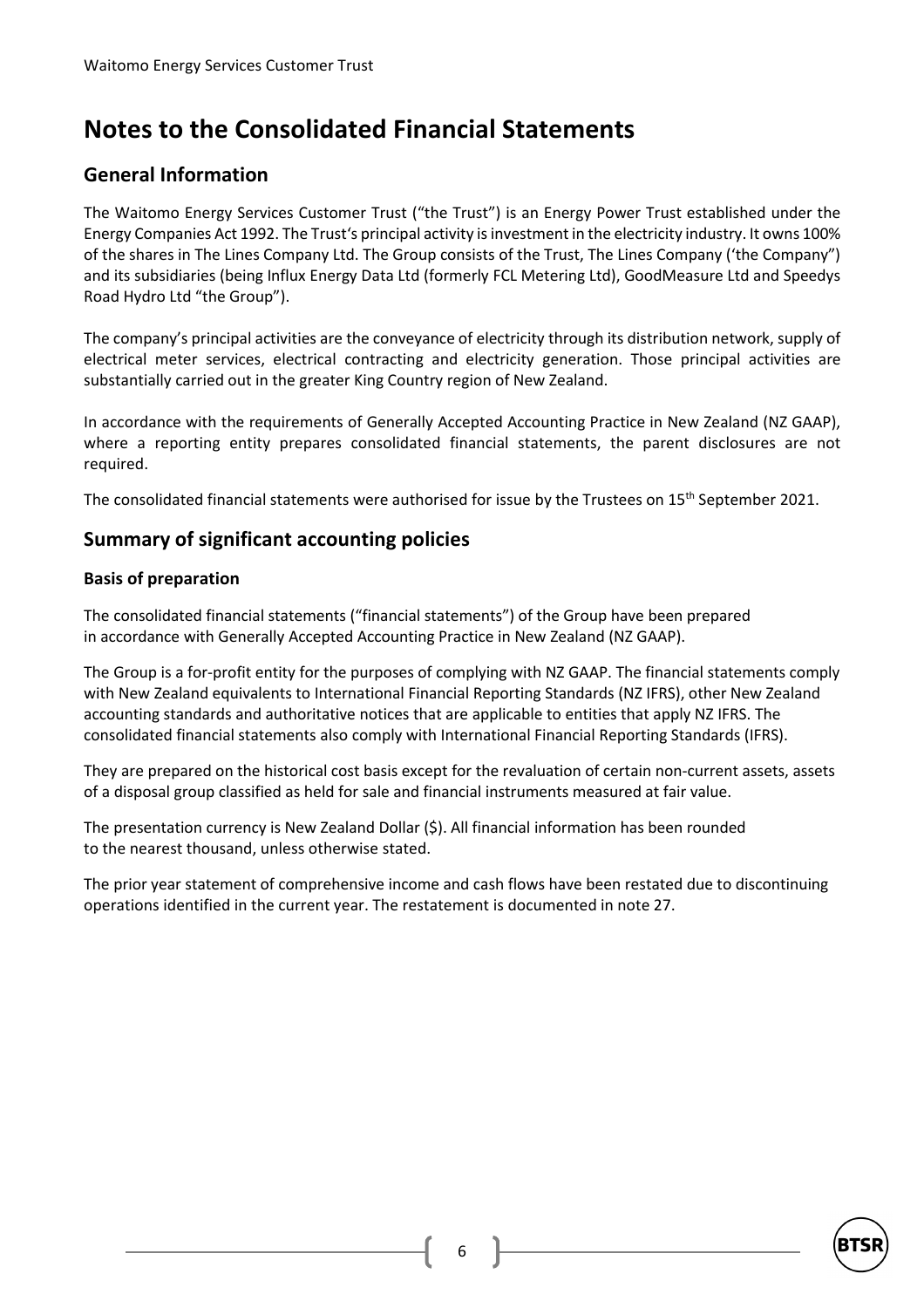# Notes to the Consolidated Financial Statements

## General Information

The Waitomo Energy Services Customer Trust ("the Trust") is an Energy Power Trust established under the Energy Companies Act 1992. The Trust's principal activity is investment in the electricity industry. It owns 100% of the shares in The Lines Company Ltd. The Group consists of the Trust, The Lines Company ('the Company") and its subsidiaries (being Influx Energy Data Ltd (formerly FCL Metering Ltd), GoodMeasure Ltd and Speedys Road Hydro Ltd "the Group").

The company's principal activities are the conveyance of electricity through its distribution network, supply of electrical meter services, electrical contracting and electricity generation. Those principal activities are substantially carried out in the greater King Country region of New Zealand.

In accordance with the requirements of Generally Accepted Accounting Practice in New Zealand (NZ GAAP), where a reporting entity prepares consolidated financial statements, the parent disclosures are not required.

The consolidated financial statements were authorised for issue by the Trustees on 15th September 2021.

## Summary of significant accounting policies

### Basis of preparation

The consolidated financial statements ("financial statements") of the Group have been prepared in accordance with Generally Accepted Accounting Practice in New Zealand (NZ GAAP).

The Group is a for-profit entity for the purposes of complying with NZ GAAP. The financial statements comply with New Zealand equivalents to International Financial Reporting Standards (NZ IFRS), other New Zealand accounting standards and authoritative notices that are applicable to entities that apply NZ IFRS. The consolidated financial statements also comply with International Financial Reporting Standards (IFRS).

They are prepared on the historical cost basis except for the revaluation of certain non-current assets, assets of a disposal group classified as held for sale and financial instruments measured at fair value.

The presentation currency is New Zealand Dollar ($). All financial information has been rounded to the nearest thousand, unless otherwise stated.

The prior year statement of comprehensive income and cash flows have been restated due to discontinuing operations identified in the current year. The restatement is documented in note 27.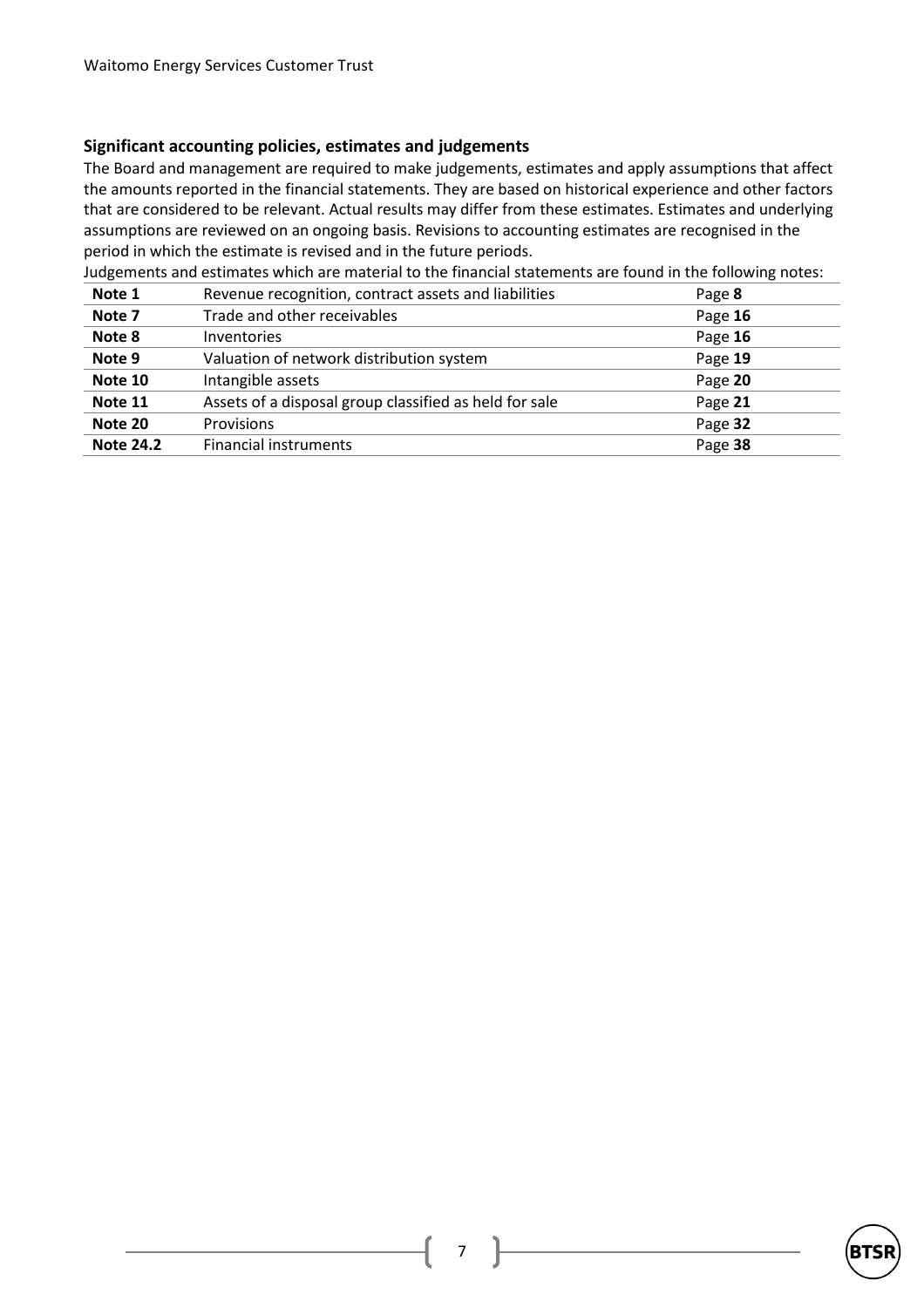## Significant accounting policies, estimates and judgements

The Board and management are required to make judgements, estimates and apply assumptions that affect the amounts reported in the financial statements. They are based on historical experience and other factors that are considered to be relevant. Actual results may differ from these estimates. Estimates and underlying assumptions are reviewed on an ongoing basis. Revisions to accounting estimates are recognised in the period in which the estimate is revised and in the future periods.

Judgements and estimates which are material to the financial statements are found in the following notes:

| | | |
|---|---|---|
| **Note 1** | Revenue recognition, contract assets and liabilities | Page **8** |
| **Note 7** | Trade and other receivables | Page **16** |
| **Note 8** | Inventories | Page **16** |
| **Note 9** | Valuation of network distribution system | Page **19** |
| **Note 10** | Intangible assets | Page **20** |
| **Note 11** | Assets of a disposal group classified as held for sale | Page **21** |
| **Note 20** | Provisions | Page **32** |
| **Note 24.2** | Financial instruments | Page **38** |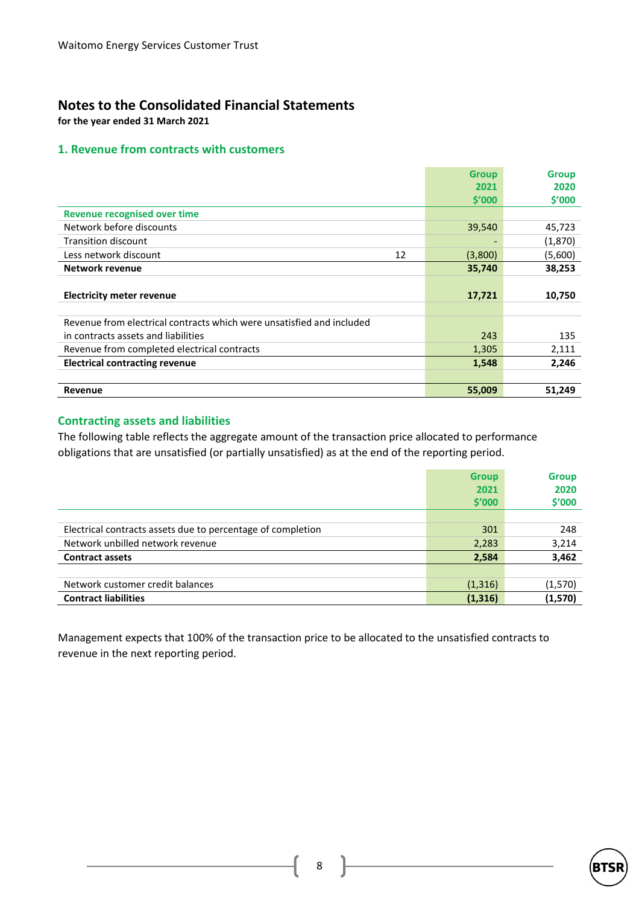## Notes to the Consolidated Financial Statements

**for the year ended 31 March 2021**

### 1. Revenue from contracts with customers

| | | Group 2021 $'000 | Group 2020 $'000 |
|---|---|---|---|
| **Revenue recognised over time** | | | |
| Network before discounts | | 39,540 | 45,723 |
| Transition discount | | - | (1,870) |
| Less network discount | 12 | (3,800) | (5,600) |
| **Network revenue** | | **35,740** | **38,253** |
| | | | |
| **Electricity meter revenue** | | **17,721** | **10,750** |
| | | | |
| Revenue from electrical contracts which were unsatisfied and included in contracts assets and liabilities | | 243 | 135 |
| Revenue from completed electrical contracts | | 1,305 | 2,111 |
| **Electrical contracting revenue** | | **1,548** | **2,246** |
| | | | |
| **Revenue** | | **55,009** | **51,249** |

### Contracting assets and liabilities

The following table reflects the aggregate amount of the transaction price allocated to performance obligations that are unsatisfied (or partially unsatisfied) as at the end of the reporting period.

| | Group 2021 $'000 | Group 2020 $'000 |
|---|---|---|
| Electrical contracts assets due to percentage of completion | 301 | 248 |
| Network unbilled network revenue | 2,283 | 3,214 |
| **Contract assets** | **2,584** | **3,462** |
| | | |
| Network customer credit balances | (1,316) | (1,570) |
| **Contract liabilities** | **(1,316)** | **(1,570)** |

Management expects that 100% of the transaction price to be allocated to the unsatisfied contracts to revenue in the next reporting period.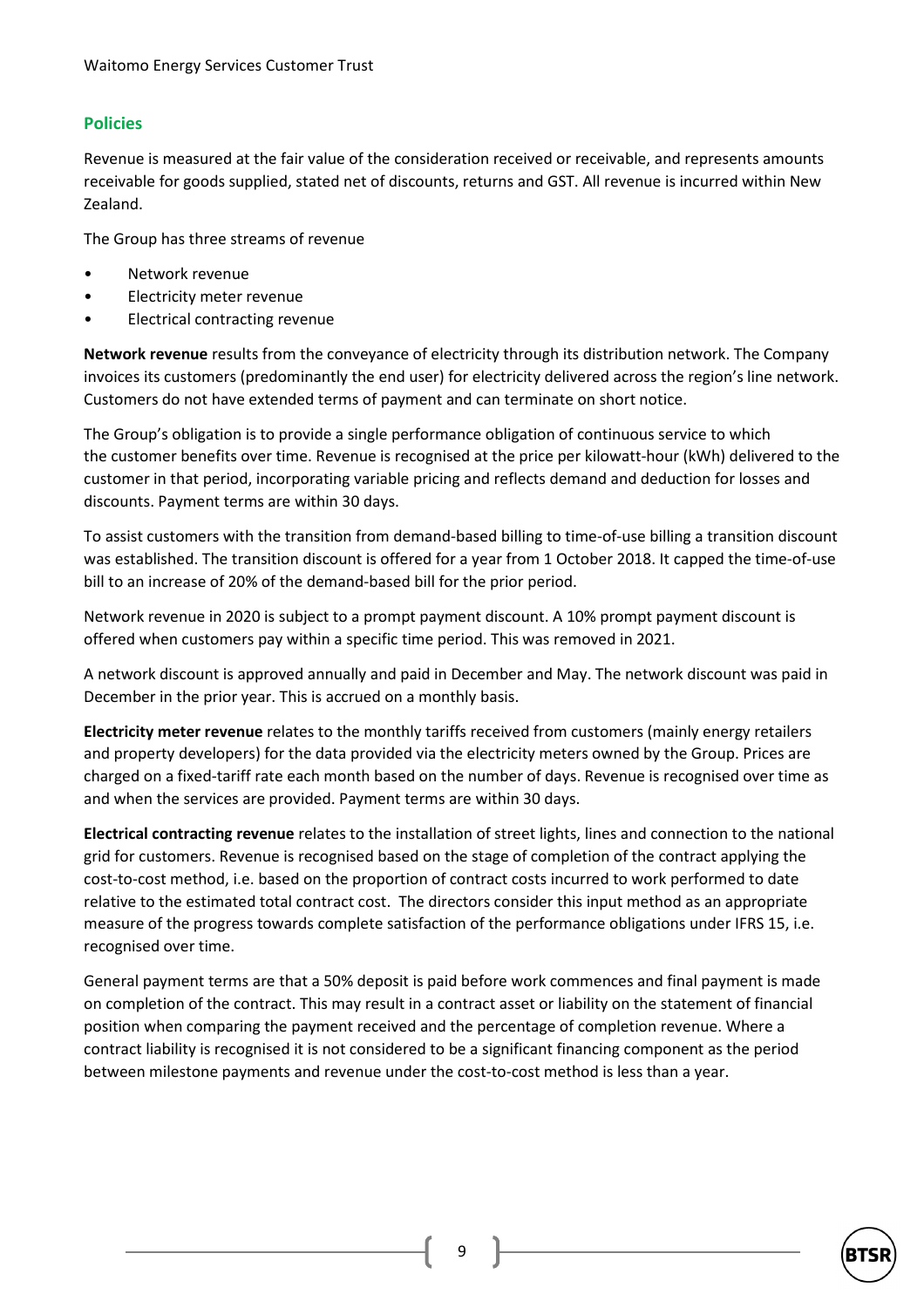## Policies

Revenue is measured at the fair value of the consideration received or receivable, and represents amounts receivable for goods supplied, stated net of discounts, returns and GST. All revenue is incurred within New Zealand.

The Group has three streams of revenue

- Network revenue
- Electricity meter revenue
- Electrical contracting revenue

**Network revenue** results from the conveyance of electricity through its distribution network. The Company invoices its customers (predominantly the end user) for electricity delivered across the region's line network. Customers do not have extended terms of payment and can terminate on short notice.

The Group's obligation is to provide a single performance obligation of continuous service to which the customer benefits over time. Revenue is recognised at the price per kilowatt-hour (kWh) delivered to the customer in that period, incorporating variable pricing and reflects demand and deduction for losses and discounts. Payment terms are within 30 days.

To assist customers with the transition from demand-based billing to time-of-use billing a transition discount was established. The transition discount is offered for a year from 1 October 2018. It capped the time-of-use bill to an increase of 20% of the demand-based bill for the prior period.

Network revenue in 2020 is subject to a prompt payment discount. A 10% prompt payment discount is offered when customers pay within a specific time period. This was removed in 2021.

A network discount is approved annually and paid in December and May. The network discount was paid in December in the prior year. This is accrued on a monthly basis.

**Electricity meter revenue** relates to the monthly tariffs received from customers (mainly energy retailers and property developers) for the data provided via the electricity meters owned by the Group. Prices are charged on a fixed-tariff rate each month based on the number of days. Revenue is recognised over time as and when the services are provided. Payment terms are within 30 days.

**Electrical contracting revenue** relates to the installation of street lights, lines and connection to the national grid for customers. Revenue is recognised based on the stage of completion of the contract applying the cost-to-cost method, i.e. based on the proportion of contract costs incurred to work performed to date relative to the estimated total contract cost. The directors consider this input method as an appropriate measure of the progress towards complete satisfaction of the performance obligations under IFRS 15, i.e. recognised over time.

General payment terms are that a 50% deposit is paid before work commences and final payment is made on completion of the contract. This may result in a contract asset or liability on the statement of financial position when comparing the payment received and the percentage of completion revenue. Where a contract liability is recognised it is not considered to be a significant financing component as the period between milestone payments and revenue under the cost-to-cost method is less than a year.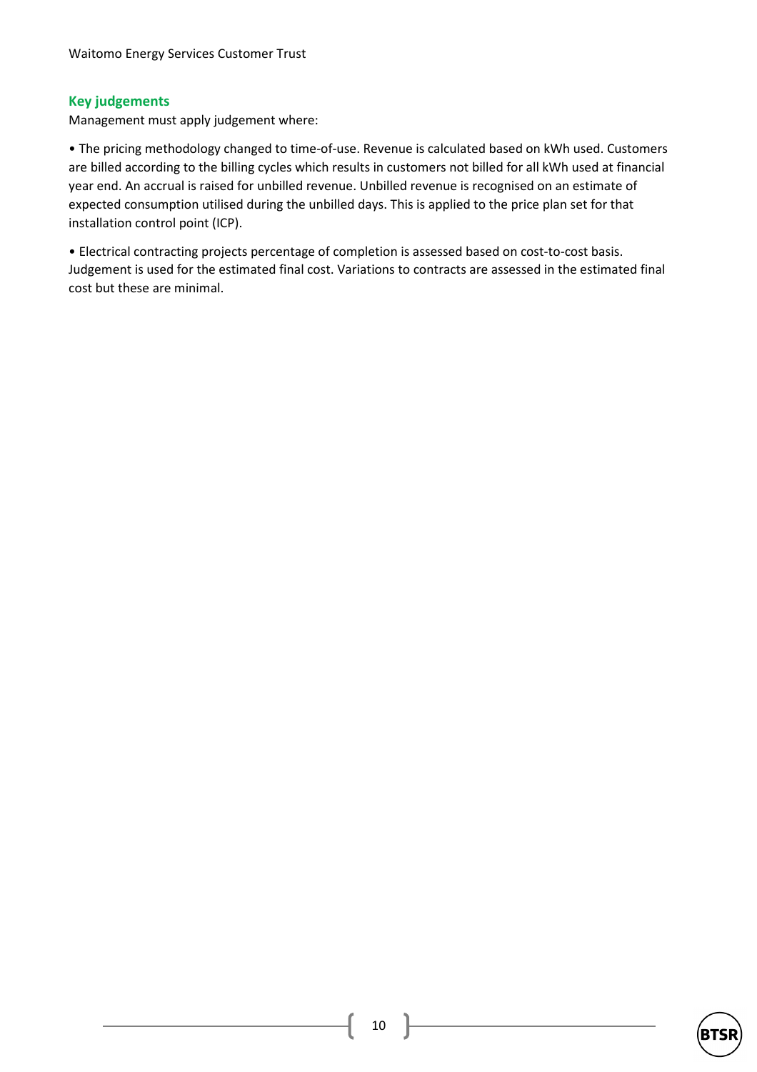### Key judgements

Management must apply judgement where:

- The pricing methodology changed to time-of-use. Revenue is calculated based on kWh used. Customers are billed according to the billing cycles which results in customers not billed for all kWh used at financial year end. An accrual is raised for unbilled revenue. Unbilled revenue is recognised on an estimate of expected consumption utilised during the unbilled days. This is applied to the price plan set for that installation control point (ICP).

- Electrical contracting projects percentage of completion is assessed based on cost-to-cost basis. Judgement is used for the estimated final cost. Variations to contracts are assessed in the estimated final cost but these are minimal.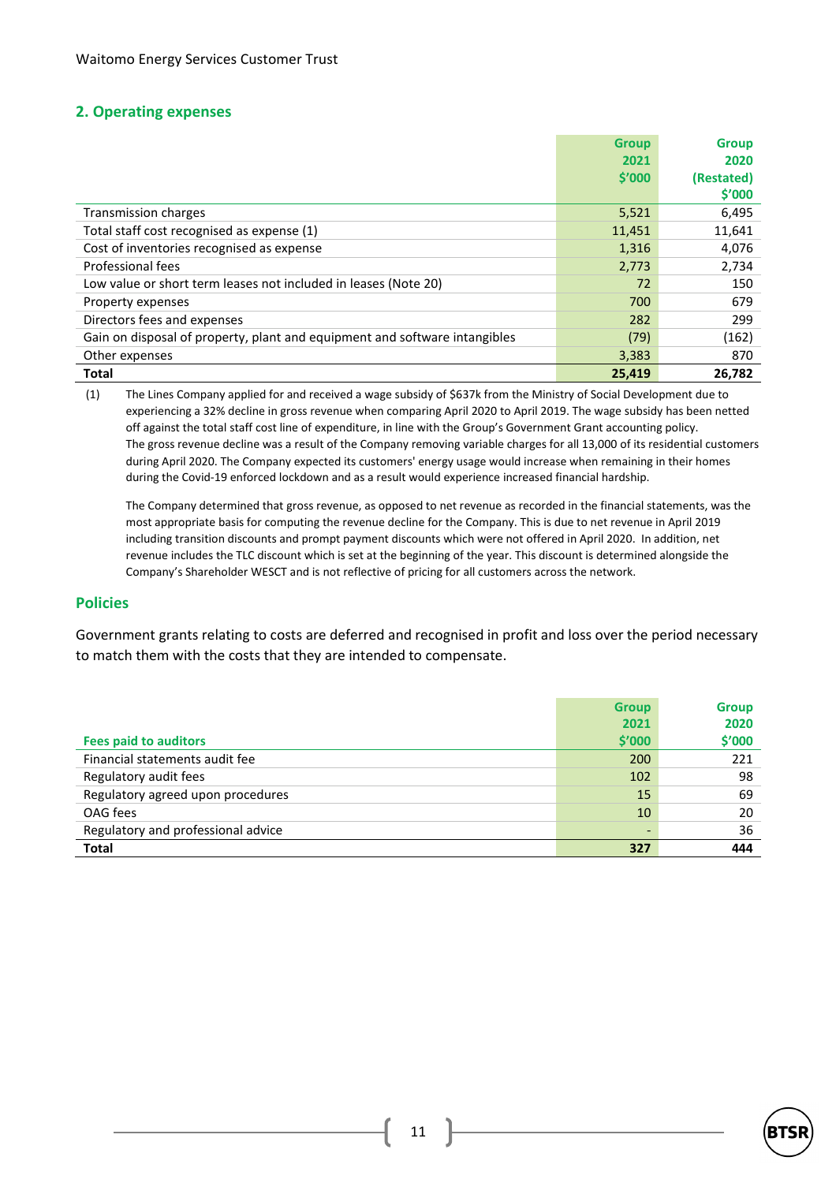## 2. Operating expenses

| | Group 2021 $'000 | Group 2020 (Restated) $'000 |
|---|---|---|
| Transmission charges | 5,521 | 6,495 |
| Total staff cost recognised as expense (1) | 11,451 | 11,641 |
| Cost of inventories recognised as expense | 1,316 | 4,076 |
| Professional fees | 2,773 | 2,734 |
| Low value or short term leases not included in leases (Note 20) | 72 | 150 |
| Property expenses | 700 | 679 |
| Directors fees and expenses | 282 | 299 |
| Gain on disposal of property, plant and equipment and software intangibles | (79) | (162) |
| Other expenses | 3,383 | 870 |
| **Total** | **25,419** | **26,782** |

(1) The Lines Company applied for and received a wage subsidy of $637k from the Ministry of Social Development due to experiencing a 32% decline in gross revenue when comparing April 2020 to April 2019. The wage subsidy has been netted off against the total staff cost line of expenditure, in line with the Group's Government Grant accounting policy. The gross revenue decline was a result of the Company removing variable charges for all 13,000 of its residential customers during April 2020. The Company expected its customers' energy usage would increase when remaining in their homes during the Covid-19 enforced lockdown and as a result would experience increased financial hardship.

The Company determined that gross revenue, as opposed to net revenue as recorded in the financial statements, was the most appropriate basis for computing the revenue decline for the Company. This is due to net revenue in April 2019 including transition discounts and prompt payment discounts which were not offered in April 2020. In addition, net revenue includes the TLC discount which is set at the beginning of the year. This discount is determined alongside the Company's Shareholder WESCT and is not reflective of pricing for all customers across the network.

### Policies

Government grants relating to costs are deferred and recognised in profit and loss over the period necessary to match them with the costs that they are intended to compensate.

| Fees paid to auditors | Group 2021 $'000 | Group 2020 $'000 |
|---|---|---|
| Financial statements audit fee | 200 | 221 |
| Regulatory audit fees | 102 | 98 |
| Regulatory agreed upon procedures | 15 | 69 |
| OAG fees | 10 | 20 |
| Regulatory and professional advice | - | 36 |
| **Total** | **327** | **444** |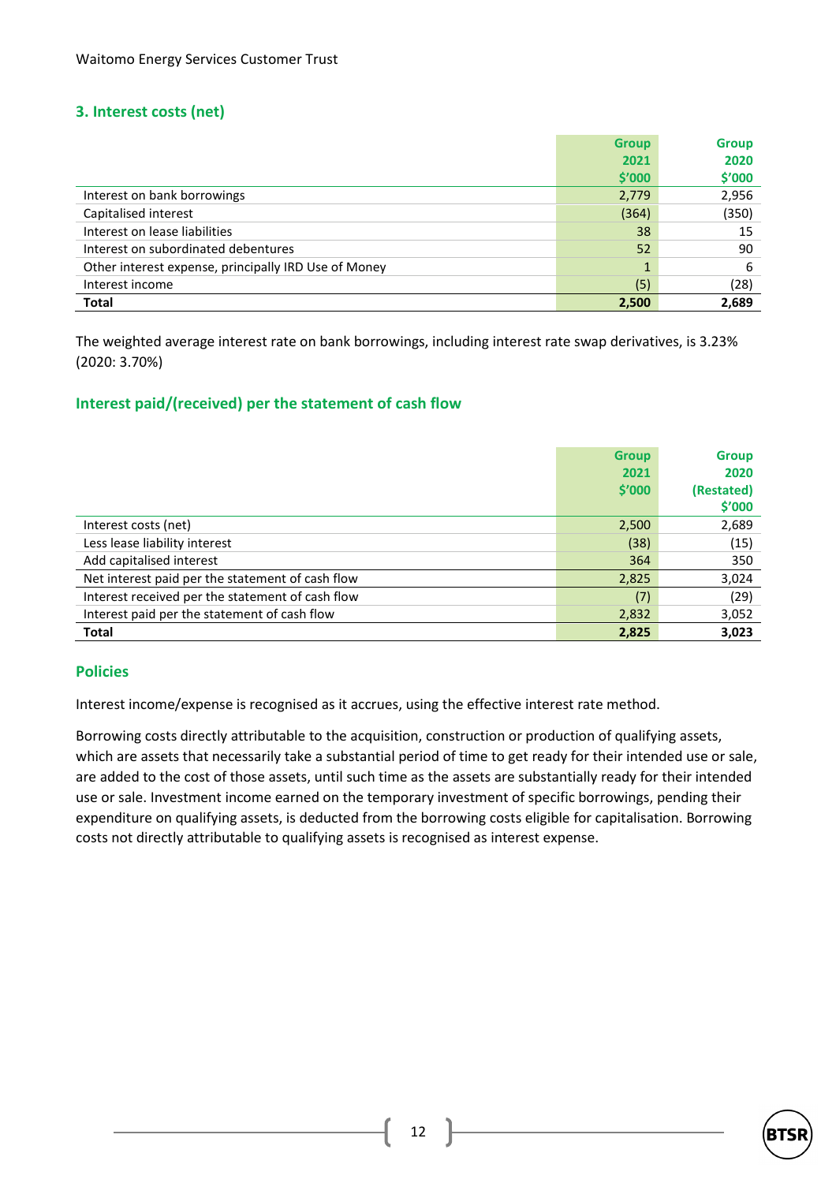## 3. Interest costs (net)

| | Group 2021 $'000 | Group 2020 $'000 |
|---|---|---|
| Interest on bank borrowings | 2,779 | 2,956 |
| Capitalised interest | (364) | (350) |
| Interest on lease liabilities | 38 | 15 |
| Interest on subordinated debentures | 52 | 90 |
| Other interest expense, principally IRD Use of Money | 1 | 6 |
| Interest income | (5) | (28) |
| **Total** | **2,500** | **2,689** |

The weighted average interest rate on bank borrowings, including interest rate swap derivatives, is 3.23% (2020: 3.70%)

### Interest paid/(received) per the statement of cash flow

| | Group 2021 $'000 | Group 2020 (Restated) $'000 |
|---|---|---|
| Interest costs (net) | 2,500 | 2,689 |
| Less lease liability interest | (38) | (15) |
| Add capitalised interest | 364 | 350 |
| Net interest paid per the statement of cash flow | 2,825 | 3,024 |
| Interest received per the statement of cash flow | (7) | (29) |
| Interest paid per the statement of cash flow | 2,832 | 3,052 |
| **Total** | **2,825** | **3,023** |

### Policies

Interest income/expense is recognised as it accrues, using the effective interest rate method.

Borrowing costs directly attributable to the acquisition, construction or production of qualifying assets, which are assets that necessarily take a substantial period of time to get ready for their intended use or sale, are added to the cost of those assets, until such time as the assets are substantially ready for their intended use or sale. Investment income earned on the temporary investment of specific borrowings, pending their expenditure on qualifying assets, is deducted from the borrowing costs eligible for capitalisation. Borrowing costs not directly attributable to qualifying assets is recognised as interest expense.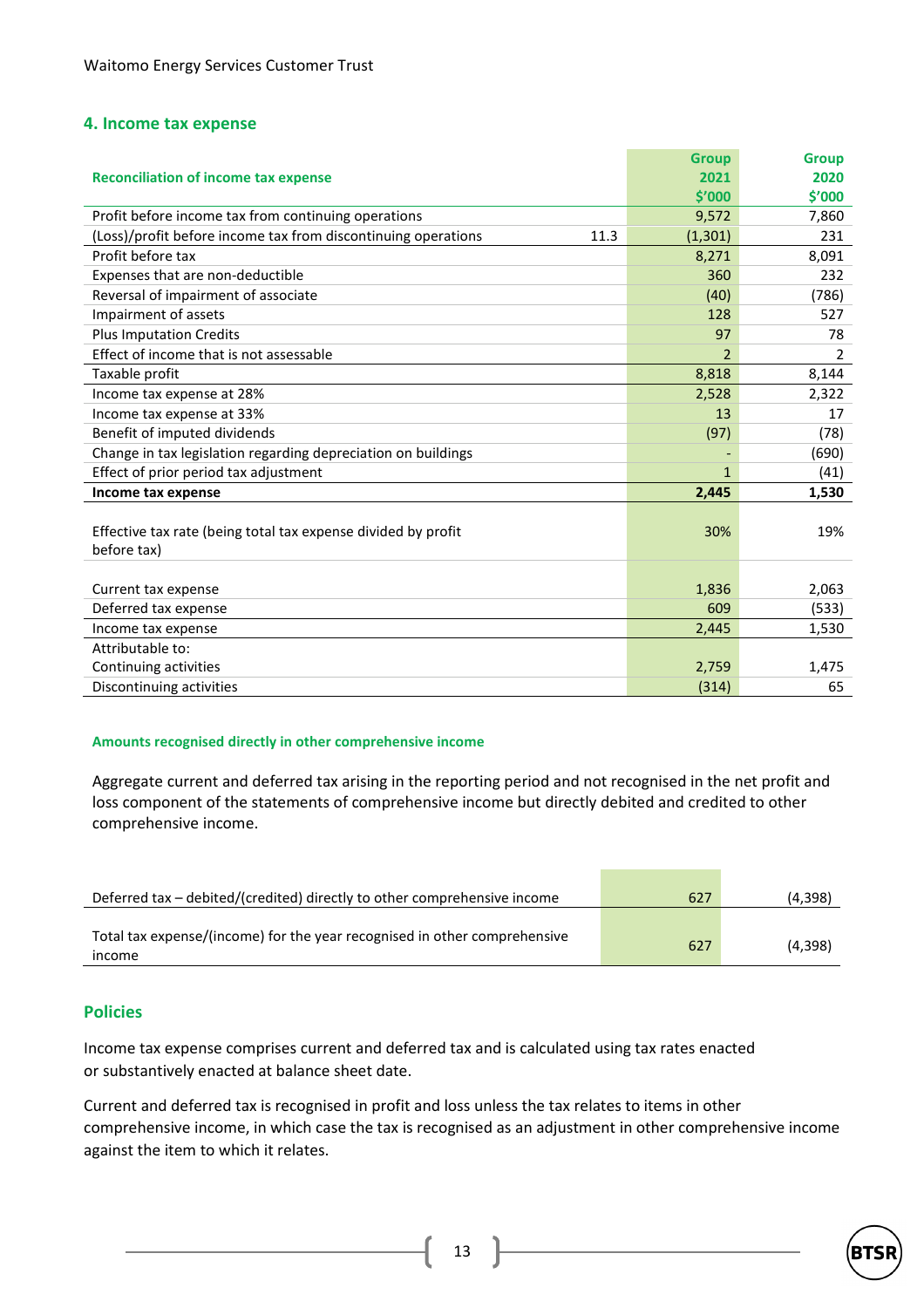## 4. Income tax expense

| Reconciliation of income tax expense | | Group 2021 $'000 | Group 2020 $'000 |
|---|---|---|---|
| Profit before income tax from continuing operations | | 9,572 | 7,860 |
| (Loss)/profit before income tax from discontinuing operations | 11.3 | (1,301) | 231 |
| Profit before tax | | 8,271 | 8,091 |
| Expenses that are non-deductible | | 360 | 232 |
| Reversal of impairment of associate | | (40) | (786) |
| Impairment of assets | | 128 | 527 |
| Plus Imputation Credits | | 97 | 78 |
| Effect of income that is not assessable | | 2 | 2 |
| Taxable profit | | 8,818 | 8,144 |
| Income tax expense at 28% | | 2,528 | 2,322 |
| Income tax expense at 33% | | 13 | 17 |
| Benefit of imputed dividends | | (97) | (78) |
| Change in tax legislation regarding depreciation on buildings | | - | (690) |
| Effect of prior period tax adjustment | | 1 | (41) |
| **Income tax expense** | | **2,445** | **1,530** |
| Effective tax rate (being total tax expense divided by profit before tax) | | 30% | 19% |
| Current tax expense | | 1,836 | 2,063 |
| Deferred tax expense | | 609 | (533) |
| Income tax expense | | 2,445 | 1,530 |
| Attributable to: | | | |
| Continuing activities | | 2,759 | 1,475 |
| Discontinuing activities | | (314) | 65 |

### Amounts recognised directly in other comprehensive income

Aggregate current and deferred tax arising in the reporting period and not recognised in the net profit and loss component of the statements of comprehensive income but directly debited and credited to other comprehensive income.

| | 2021 | 2020 |
|---|---|---|
| Deferred tax – debited/(credited) directly to other comprehensive income | 627 | (4,398) |
| Total tax expense/(income) for the year recognised in other comprehensive income | 627 | (4,398) |

## Policies

Income tax expense comprises current and deferred tax and is calculated using tax rates enacted or substantively enacted at balance sheet date.

Current and deferred tax is recognised in profit and loss unless the tax relates to items in other comprehensive income, in which case the tax is recognised as an adjustment in other comprehensive income against the item to which it relates.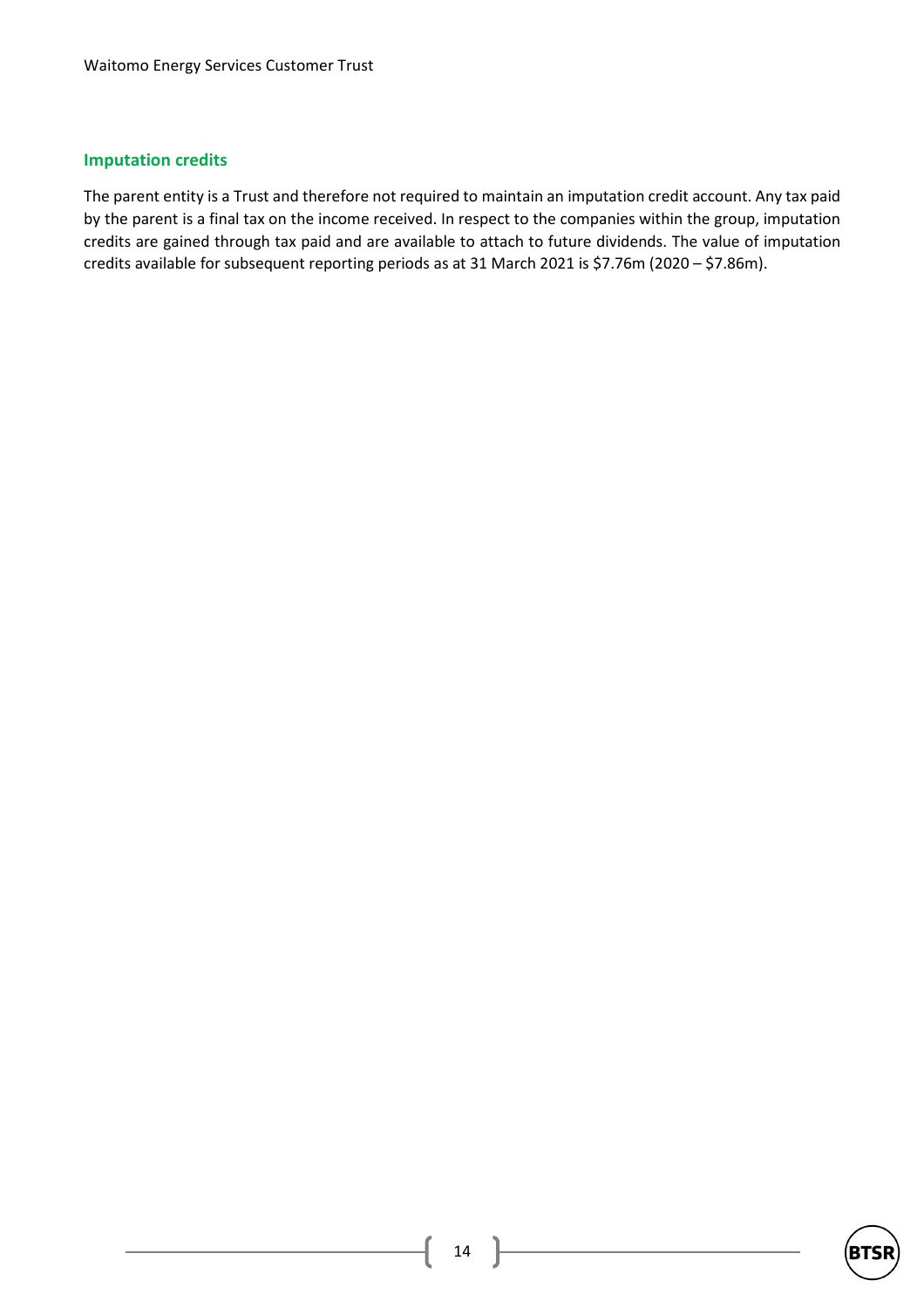### Imputation credits

The parent entity is a Trust and therefore not required to maintain an imputation credit account. Any tax paid by the parent is a final tax on the income received. In respect to the companies within the group, imputation credits are gained through tax paid and are available to attach to future dividends. The value of imputation credits available for subsequent reporting periods as at 31 March 2021 is $7.76m (2020 – $7.86m).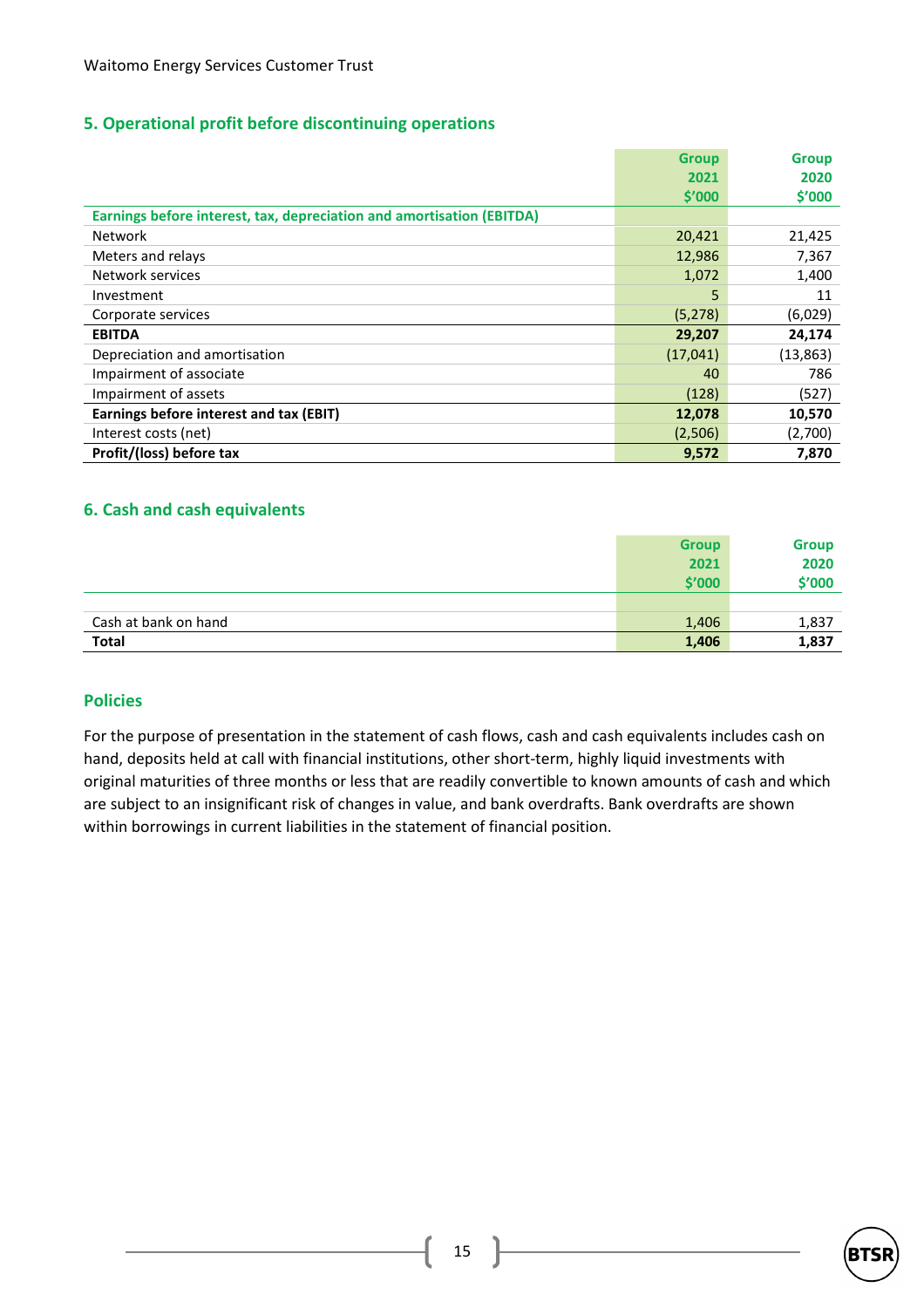## 5. Operational profit before discontinuing operations

| | Group 2021 $'000 | Group 2020 $'000 |
|---|---|---|
| **Earnings before interest, tax, depreciation and amortisation (EBITDA)** | | |
| Network | 20,421 | 21,425 |
| Meters and relays | 12,986 | 7,367 |
| Network services | 1,072 | 1,400 |
| Investment | 5 | 11 |
| Corporate services | (5,278) | (6,029) |
| **EBITDA** | **29,207** | **24,174** |
| Depreciation and amortisation | (17,041) | (13,863) |
| Impairment of associate | 40 | 786 |
| Impairment of assets | (128) | (527) |
| **Earnings before interest and tax (EBIT)** | **12,078** | **10,570** |
| Interest costs (net) | (2,506) | (2,700) |
| **Profit/(loss) before tax** | **9,572** | **7,870** |

## 6. Cash and cash equivalents

| | Group 2021 $'000 | Group 2020 $'000 |
|---|---|---|
| Cash at bank on hand | 1,406 | 1,837 |
| **Total** | **1,406** | **1,837** |

### Policies

For the purpose of presentation in the statement of cash flows, cash and cash equivalents includes cash on hand, deposits held at call with financial institutions, other short-term, highly liquid investments with original maturities of three months or less that are readily convertible to known amounts of cash and which are subject to an insignificant risk of changes in value, and bank overdrafts. Bank overdrafts are shown within borrowings in current liabilities in the statement of financial position.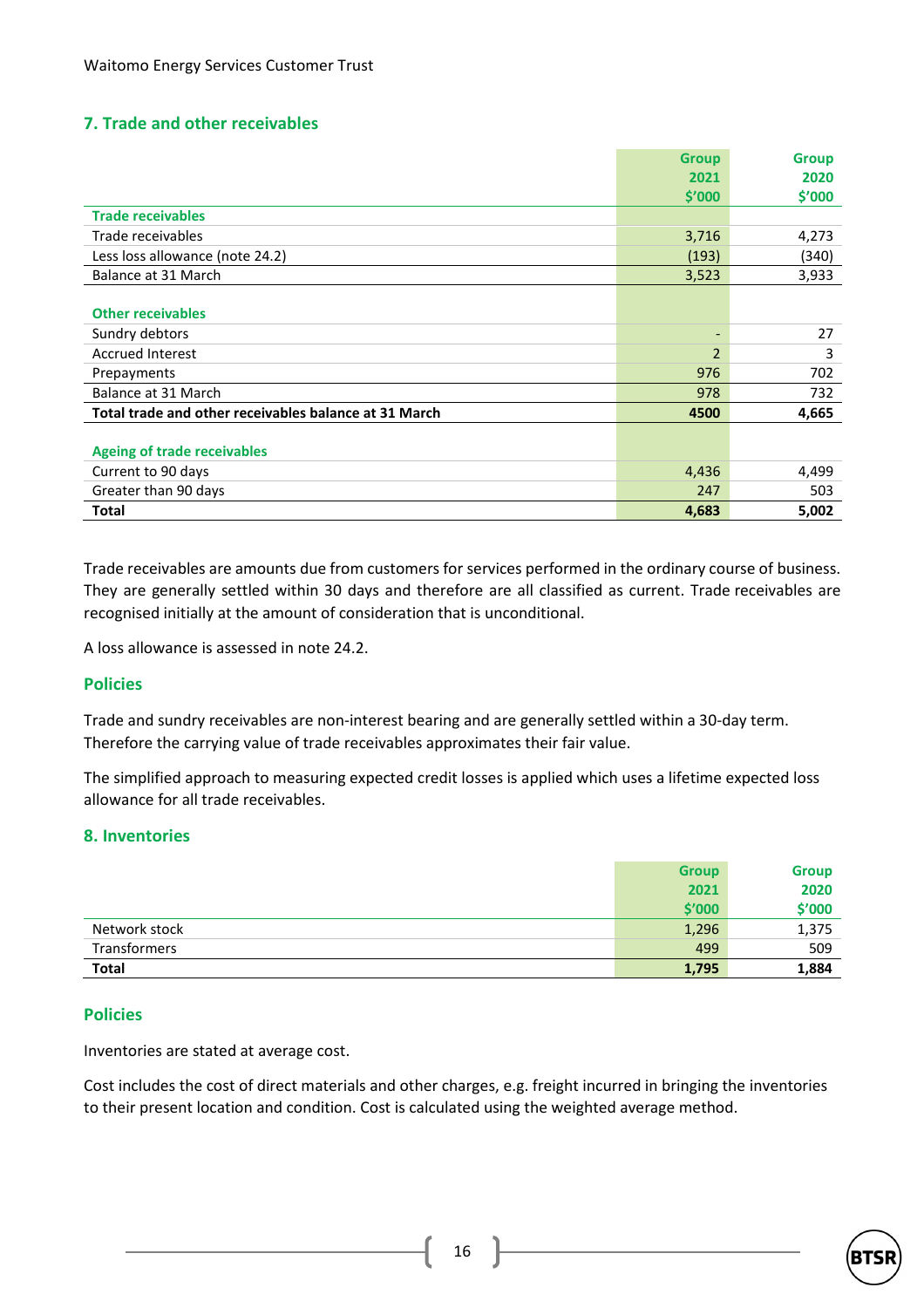## 7. Trade and other receivables

| | Group 2021 $'000 | Group 2020 $'000 |
|---|---|---|
| **Trade receivables** | | |
| Trade receivables | 3,716 | 4,273 |
| Less loss allowance (note 24.2) | (193) | (340) |
| Balance at 31 March | 3,523 | 3,933 |
| | | |
| **Other receivables** | | |
| Sundry debtors | - | 27 |
| Accrued Interest | 2 | 3 |
| Prepayments | 976 | 702 |
| Balance at 31 March | 978 | 732 |
| **Total trade and other receivables balance at 31 March** | **4500** | **4,665** |
| | | |
| **Ageing of trade receivables** | | |
| Current to 90 days | 4,436 | 4,499 |
| Greater than 90 days | 247 | 503 |
| **Total** | **4,683** | **5,002** |

Trade receivables are amounts due from customers for services performed in the ordinary course of business. They are generally settled within 30 days and therefore are all classified as current. Trade receivables are recognised initially at the amount of consideration that is unconditional.

A loss allowance is assessed in note 24.2.

### Policies

Trade and sundry receivables are non-interest bearing and are generally settled within a 30-day term. Therefore the carrying value of trade receivables approximates their fair value.

The simplified approach to measuring expected credit losses is applied which uses a lifetime expected loss allowance for all trade receivables.

## 8. Inventories

| | Group 2021 $'000 | Group 2020 $'000 |
|---|---|---|
| Network stock | 1,296 | 1,375 |
| Transformers | 499 | 509 |
| **Total** | **1,795** | **1,884** |

### Policies

Inventories are stated at average cost.

Cost includes the cost of direct materials and other charges, e.g. freight incurred in bringing the inventories to their present location and condition. Cost is calculated using the weighted average method.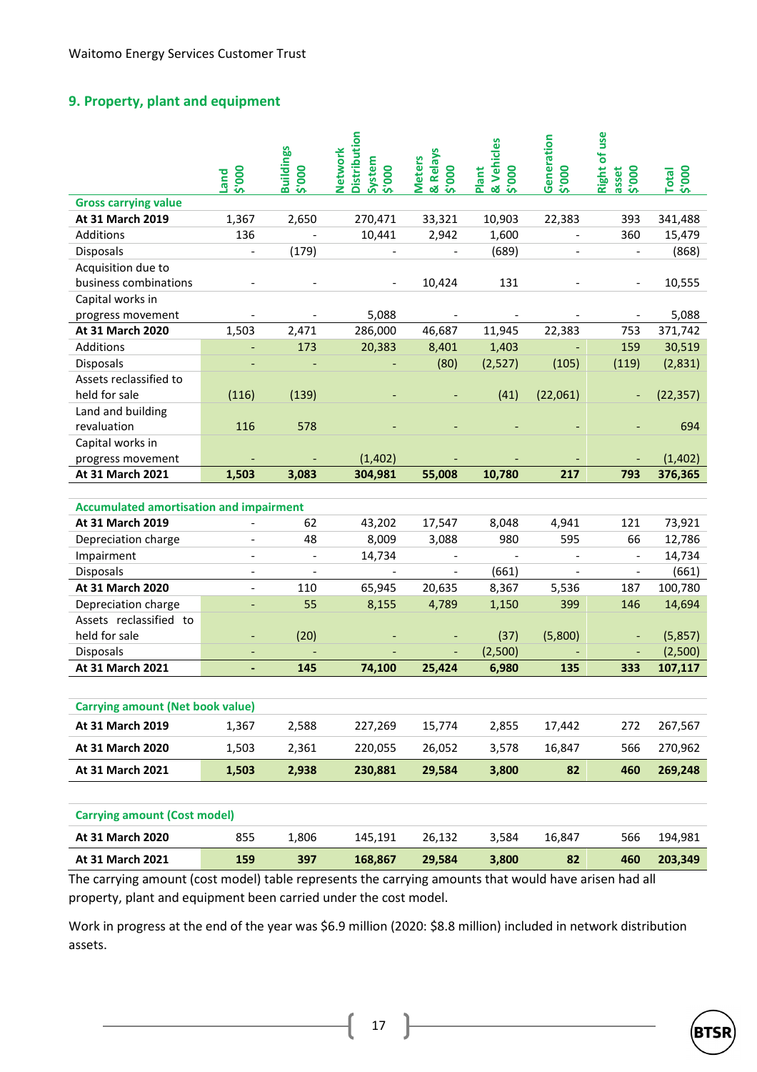Waitomo Energy Services Customer Trust

## 9. Property, plant and equipment

| | Land $'000 | Buildings $'000 | Network Distribution System $'000 | Meters & Relays $'000 | Plant & Vehicles $'000 | Generation $'000 | Right of use asset $'000 | Total $'000 |
|---|---|---|---|---|---|---|---|---|
| **Gross carrying value** | | | | | | | | |
| **At 31 March 2019** | 1,367 | 2,650 | 270,471 | 33,321 | 10,903 | 22,383 | 393 | 341,488 |
| Additions | 136 | - | 10,441 | 2,942 | 1,600 | - | 360 | 15,479 |
| Disposals | - | (179) | - | - | (689) | - | - | (868) |
| Acquisition due to business combinations | - | - | - | 10,424 | 131 | - | - | 10,555 |
| Capital works in progress movement | - | - | 5,088 | - | - | - | - | 5,088 |
| **At 31 March 2020** | 1,503 | 2,471 | 286,000 | 46,687 | 11,945 | 22,383 | 753 | 371,742 |
| Additions | - | 173 | 20,383 | 8,401 | 1,403 | - | 159 | 30,519 |
| Disposals | - | - | - | (80) | (2,527) | (105) | (119) | (2,831) |
| Assets reclassified to held for sale | (116) | (139) | - | - | (41) | (22,061) | - | (22,357) |
| Land and building revaluation | 116 | 578 | - | - | - | - | - | 694 |
| Capital works in progress movement | - | - | (1,402) | - | - | - | - | (1,402) |
| **At 31 March 2021** | **1,503** | **3,083** | **304,981** | **55,008** | **10,780** | **217** | **793** | **376,365** |
| | | | | | | | | |
| **Accumulated amortisation and impairment** | | | | | | | | |
| **At 31 March 2019** | - | 62 | 43,202 | 17,547 | 8,048 | 4,941 | 121 | 73,921 |
| Depreciation charge | - | 48 | 8,009 | 3,088 | 980 | 595 | 66 | 12,786 |
| Impairment | - | - | 14,734 | - | - | - | - | 14,734 |
| Disposals | - | - | - | - | (661) | - | - | (661) |
| **At 31 March 2020** | - | 110 | 65,945 | 20,635 | 8,367 | 5,536 | 187 | 100,780 |
| Depreciation charge | - | 55 | 8,155 | 4,789 | 1,150 | 399 | 146 | 14,694 |
| Assets reclassified to held for sale | - | (20) | - | - | (37) | (5,800) | - | (5,857) |
| Disposals | - | - | - | - | (2,500) | - | - | (2,500) |
| **At 31 March 2021** | **-** | **145** | **74,100** | **25,424** | **6,980** | **135** | **333** | **107,117** |
| | | | | | | | | |
| **Carrying amount (Net book value)** | | | | | | | | |
| **At 31 March 2019** | 1,367 | 2,588 | 227,269 | 15,774 | 2,855 | 17,442 | 272 | 267,567 |
| **At 31 March 2020** | 1,503 | 2,361 | 220,055 | 26,052 | 3,578 | 16,847 | 566 | 270,962 |
| **At 31 March 2021** | **1,503** | **2,938** | **230,881** | **29,584** | **3,800** | **82** | **460** | **269,248** |
| | | | | | | | | |
| **Carrying amount (Cost model)** | | | | | | | | |
| **At 31 March 2020** | 855 | 1,806 | 145,191 | 26,132 | 3,584 | 16,847 | 566 | 194,981 |
| **At 31 March 2021** | **159** | **397** | **168,867** | **29,584** | **3,800** | **82** | **460** | **203,349** |

The carrying amount (cost model) table represents the carrying amounts that would have arisen had all property, plant and equipment been carried under the cost model.

Work in progress at the end of the year was $6.9 million (2020: $8.8 million) included in network distribution assets.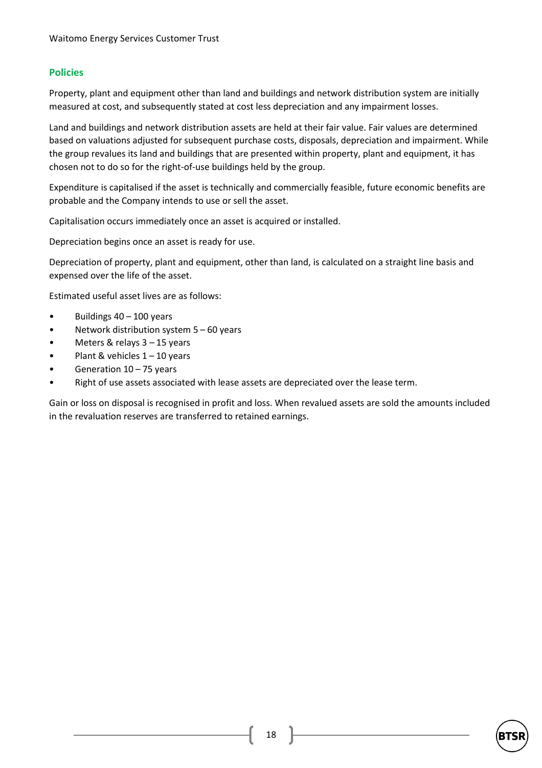### Policies

Property, plant and equipment other than land and buildings and network distribution system are initially measured at cost, and subsequently stated at cost less depreciation and any impairment losses.

Land and buildings and network distribution assets are held at their fair value. Fair values are determined based on valuations adjusted for subsequent purchase costs, disposals, depreciation and impairment. While the group revalues its land and buildings that are presented within property, plant and equipment, it has chosen not to do so for the right-of-use buildings held by the group.

Expenditure is capitalised if the asset is technically and commercially feasible, future economic benefits are probable and the Company intends to use or sell the asset.

Capitalisation occurs immediately once an asset is acquired or installed.

Depreciation begins once an asset is ready for use.

Depreciation of property, plant and equipment, other than land, is calculated on a straight line basis and expensed over the life of the asset.

Estimated useful asset lives are as follows:

- Buildings 40 – 100 years
- Network distribution system 5 – 60 years
- Meters & relays 3 – 15 years
- Plant & vehicles 1 – 10 years
- Generation 10 – 75 years
- Right of use assets associated with lease assets are depreciated over the lease term.

Gain or loss on disposal is recognised in profit and loss. When revalued assets are sold the amounts included in the revaluation reserves are transferred to retained earnings.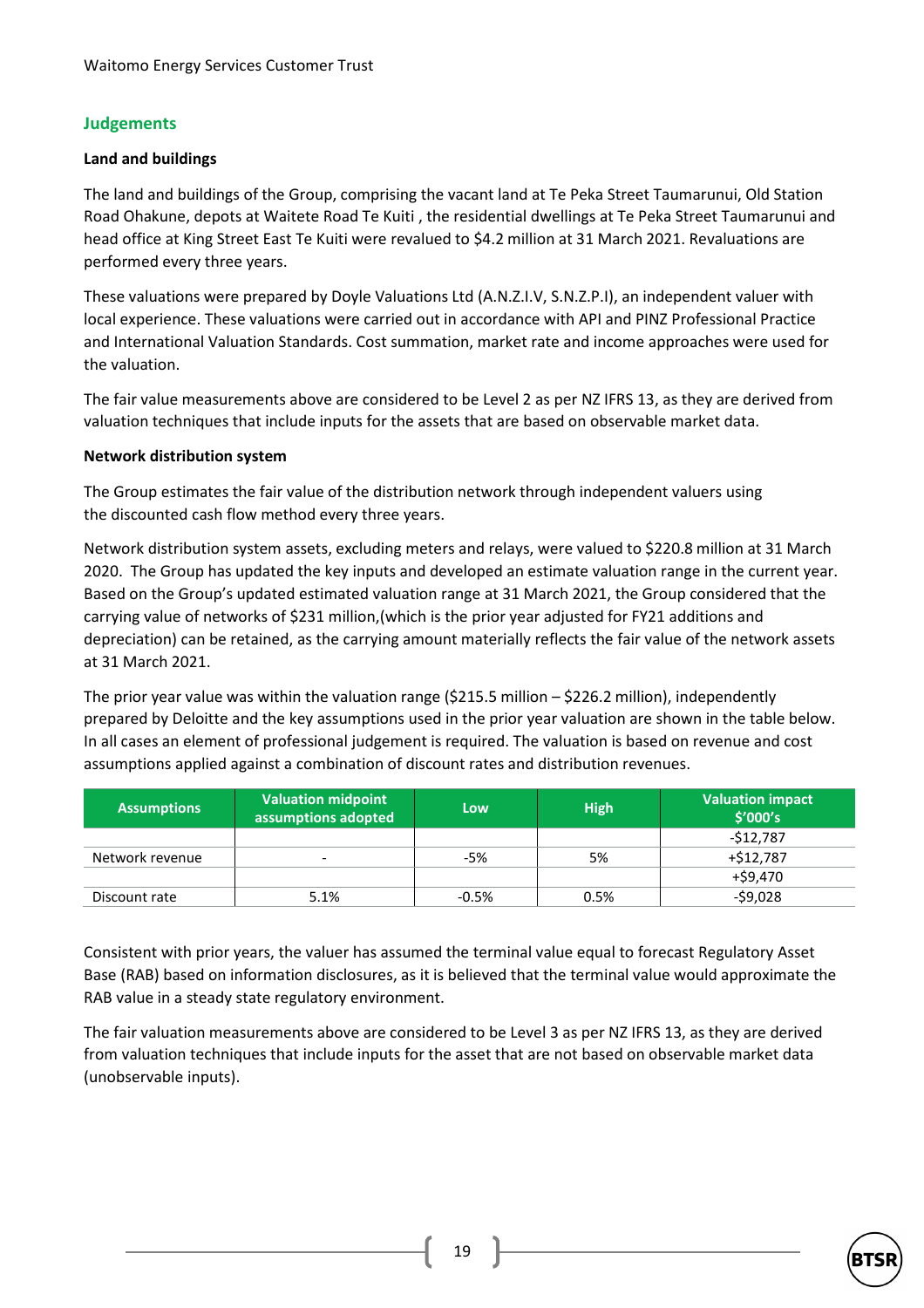## Judgements

**Land and buildings**

The land and buildings of the Group, comprising the vacant land at Te Peka Street Taumarunui, Old Station Road Ohakune, depots at Waitete Road Te Kuiti , the residential dwellings at Te Peka Street Taumarunui and head office at King Street East Te Kuiti were revalued to $4.2 million at 31 March 2021. Revaluations are performed every three years.

These valuations were prepared by Doyle Valuations Ltd (A.N.Z.I.V, S.N.Z.P.I), an independent valuer with local experience. These valuations were carried out in accordance with API and PINZ Professional Practice and International Valuation Standards. Cost summation, market rate and income approaches were used for the valuation.

The fair value measurements above are considered to be Level 2 as per NZ IFRS 13, as they are derived from valuation techniques that include inputs for the assets that are based on observable market data.

**Network distribution system**

The Group estimates the fair value of the distribution network through independent valuers using the discounted cash flow method every three years.

Network distribution system assets, excluding meters and relays, were valued to $220.8 million at 31 March 2020. The Group has updated the key inputs and developed an estimate valuation range in the current year. Based on the Group's updated estimated valuation range at 31 March 2021, the Group considered that the carrying value of networks of $231 million,(which is the prior year adjusted for FY21 additions and depreciation) can be retained, as the carrying amount materially reflects the fair value of the network assets at 31 March 2021.

The prior year value was within the valuation range ($215.5 million – $226.2 million), independently prepared by Deloitte and the key assumptions used in the prior year valuation are shown in the table below. In all cases an element of professional judgement is required. The valuation is based on revenue and cost assumptions applied against a combination of discount rates and distribution revenues.

| Assumptions | Valuation midpoint assumptions adopted | Low | High | Valuation impact $'000's |
|---|---|---|---|---|
| | | | | -$12,787 |
| Network revenue | - | -5% | 5% | +$12,787 |
| | | | | +$9,470 |
| Discount rate | 5.1% | -0.5% | 0.5% | -$9,028 |

Consistent with prior years, the valuer has assumed the terminal value equal to forecast Regulatory Asset Base (RAB) based on information disclosures, as it is believed that the terminal value would approximate the RAB value in a steady state regulatory environment.

The fair valuation measurements above are considered to be Level 3 as per NZ IFRS 13, as they are derived from valuation techniques that include inputs for the asset that are not based on observable market data (unobservable inputs).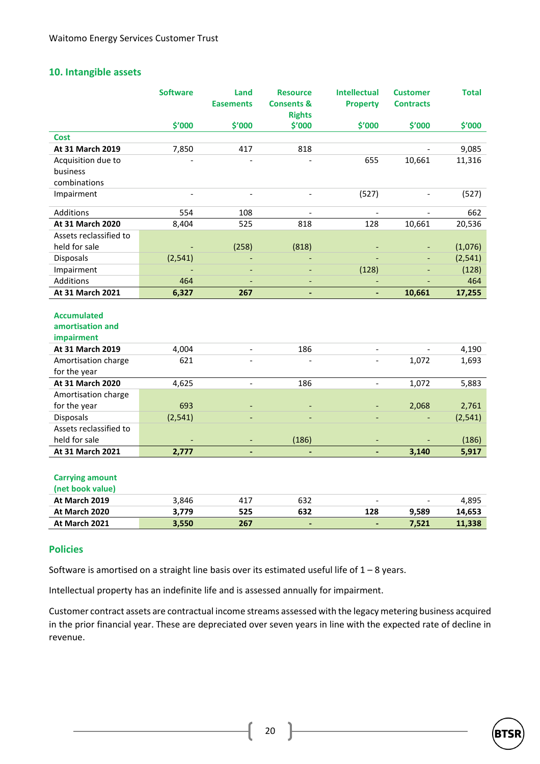## 10. Intangible assets

| | Software | Land Easements | Resource Consents & Rights | Intellectual Property | Customer Contracts | Total |
|---|---|---|---|---|---|---|
| | $'000 | $'000 | $'000 | $'000 | $'000 | $'000 |
| **Cost** | | | | | | |
| **At 31 March 2019** | 7,850 | 417 | 818 | | - | 9,085 |
| Acquisition due to business combinations | - | - | - | 655 | 10,661 | 11,316 |
| Impairment | - | - | - | (527) | - | (527) |
| Additions | 554 | 108 | - | - | - | 662 |
| **At 31 March 2020** | 8,404 | 525 | 818 | 128 | 10,661 | 20,536 |
| Assets reclassified to held for sale | - | (258) | (818) | - | - | (1,076) |
| Disposals | (2,541) | - | - | - | - | (2,541) |
| Impairment | - | - | - | (128) | - | (128) |
| Additions | 464 | - | - | - | - | 464 |
| **At 31 March 2021** | **6,327** | **267** | **-** | **-** | **10,661** | **17,255** |
| **Accumulated amortisation and impairment** | | | | | | |
| **At 31 March 2019** | 4,004 | - | 186 | - | - | 4,190 |
| Amortisation charge for the year | 621 | - | - | - | 1,072 | 1,693 |
| **At 31 March 2020** | 4,625 | - | 186 | - | 1,072 | 5,883 |
| Amortisation charge for the year | 693 | - | - | - | 2,068 | 2,761 |
| Disposals | (2,541) | - | - | - | - | (2,541) |
| Assets reclassified to held for sale | - | - | (186) | - | - | (186) |
| **At 31 March 2021** | **2,777** | **-** | **-** | **-** | **3,140** | **5,917** |
| **Carrying amount (net book value)** | | | | | | |
| **At March 2019** | 3,846 | 417 | 632 | - | - | 4,895 |
| **At March 2020** | **3,779** | **525** | **632** | **128** | **9,589** | **14,653** |
| **At March 2021** | **3,550** | **267** | **-** | **-** | **7,521** | **11,338** |

## Policies

Software is amortised on a straight line basis over its estimated useful life of 1 – 8 years.

Intellectual property has an indefinite life and is assessed annually for impairment.

Customer contract assets are contractual income streams assessed with the legacy metering business acquired in the prior financial year. These are depreciated over seven years in line with the expected rate of decline in revenue.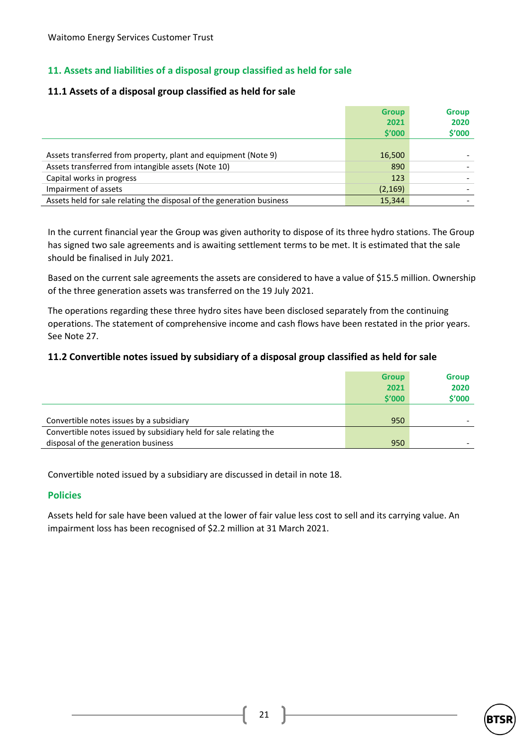## 11. Assets and liabilities of a disposal group classified as held for sale

### 11.1 Assets of a disposal group classified as held for sale

| | Group 2021 $'000 | Group 2020 $'000 |
|---|---|---|
| Assets transferred from property, plant and equipment (Note 9) | 16,500 | - |
| Assets transferred from intangible assets (Note 10) | 890 | - |
| Capital works in progress | 123 | - |
| Impairment of assets | (2,169) | - |
| Assets held for sale relating the disposal of the generation business | 15,344 | - |

In the current financial year the Group was given authority to dispose of its three hydro stations. The Group has signed two sale agreements and is awaiting settlement terms to be met. It is estimated that the sale should be finalised in July 2021.

Based on the current sale agreements the assets are considered to have a value of $15.5 million. Ownership of the three generation assets was transferred on the 19 July 2021.

The operations regarding these three hydro sites have been disclosed separately from the continuing operations. The statement of comprehensive income and cash flows have been restated in the prior years. See Note 27.

### 11.2 Convertible notes issued by subsidiary of a disposal group classified as held for sale

| | Group 2021 $'000 | Group 2020 $'000 |
|---|---|---|
| Convertible notes issues by a subsidiary | 950 | - |
| Convertible notes issued by subsidiary held for sale relating the disposal of the generation business | 950 | - |

Convertible noted issued by a subsidiary are discussed in detail in note 18.

#### Policies

Assets held for sale have been valued at the lower of fair value less cost to sell and its carrying value. An impairment loss has been recognised of $2.2 million at 31 March 2021.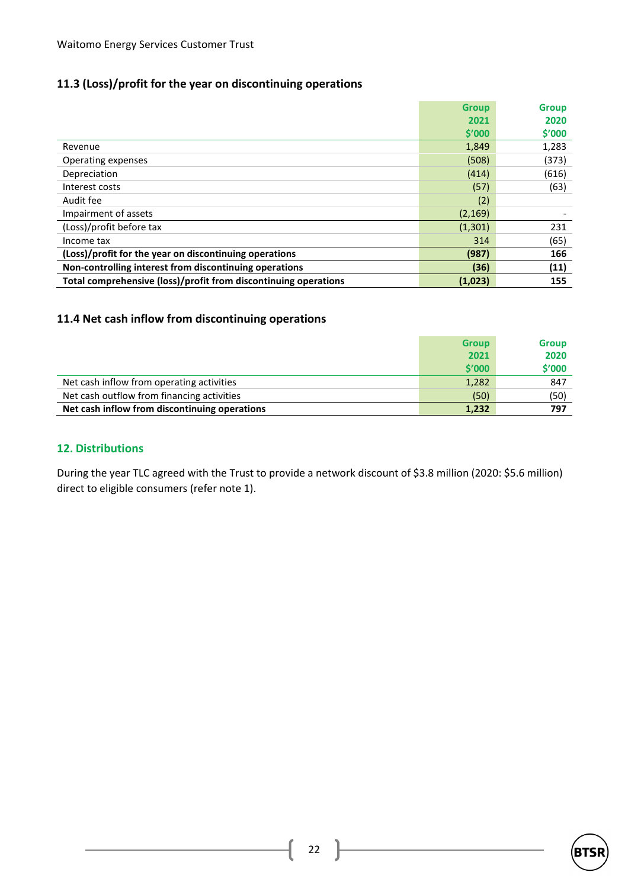### 11.3 (Loss)/profit for the year on discontinuing operations

| | Group 2021 $'000 | Group 2020 $'000 |
|---|---|---|
| Revenue | 1,849 | 1,283 |
| Operating expenses | (508) | (373) |
| Depreciation | (414) | (616) |
| Interest costs | (57) | (63) |
| Audit fee | (2) | |
| Impairment of assets | (2,169) | - |
| (Loss)/profit before tax | (1,301) | 231 |
| Income tax | 314 | (65) |
| **(Loss)/profit for the year on discontinuing operations** | **(987)** | **166** |
| **Non-controlling interest from discontinuing operations** | **(36)** | **(11)** |
| **Total comprehensive (loss)/profit from discontinuing operations** | **(1,023)** | **155** |

### 11.4 Net cash inflow from discontinuing operations

| | Group 2021 $'000 | Group 2020 $'000 |
|---|---|---|
| Net cash inflow from operating activities | 1,282 | 847 |
| Net cash outflow from financing activities | (50) | (50) |
| **Net cash inflow from discontinuing operations** | **1,232** | **797** |

## 12. Distributions

During the year TLC agreed with the Trust to provide a network discount of $3.8 million (2020: $5.6 million) direct to eligible consumers (refer note 1).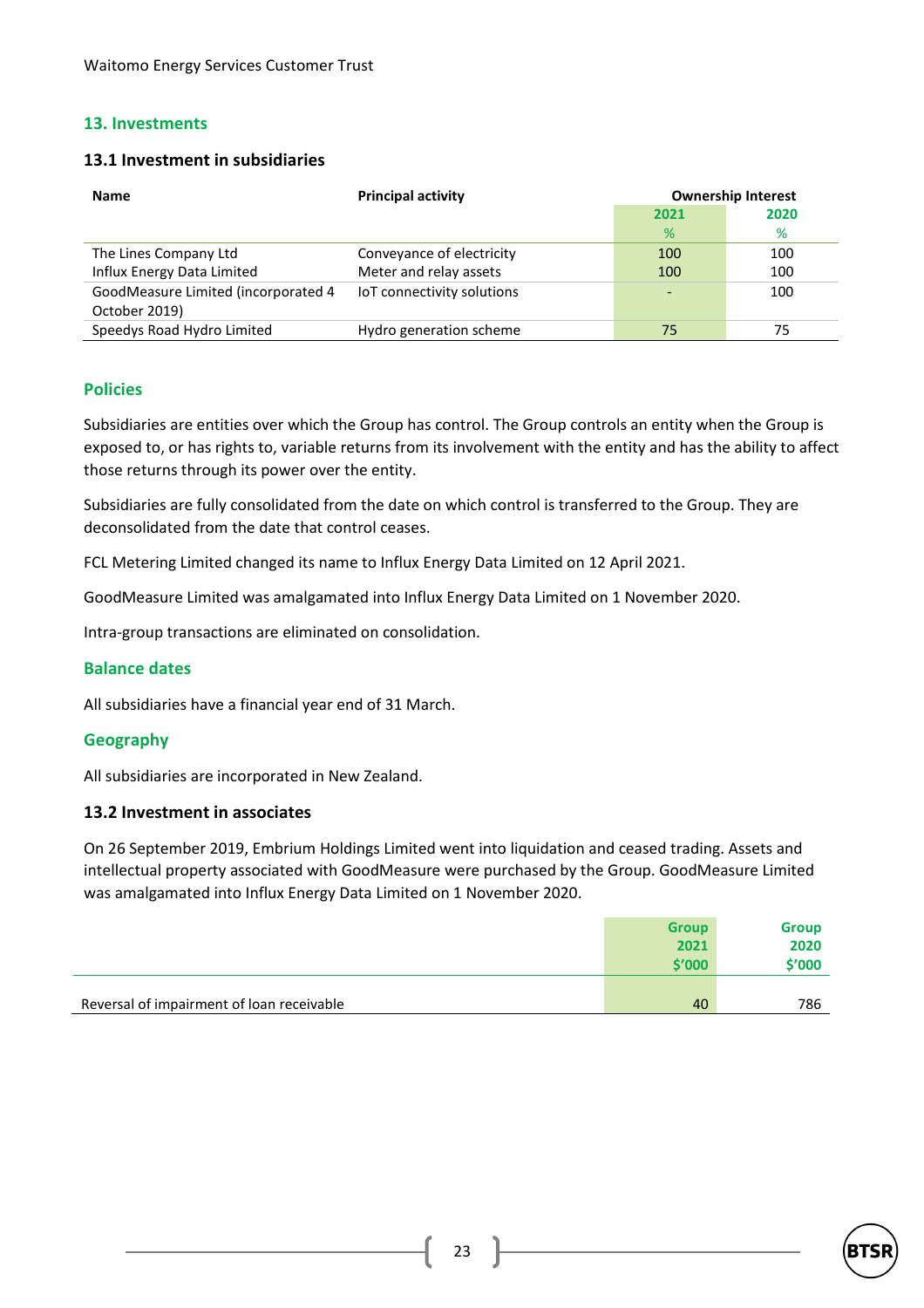## 13. Investments

### 13.1 Investment in subsidiaries

| Name | Principal activity | Ownership Interest | |
|---|---|---|---|
| | | 2021 | 2020 |
| | | % | % |
| The Lines Company Ltd | Conveyance of electricity | 100 | 100 |
| Influx Energy Data Limited | Meter and relay assets | 100 | 100 |
| GoodMeasure Limited (incorporated 4 October 2019) | IoT connectivity solutions | - | 100 |
| Speedys Road Hydro Limited | Hydro generation scheme | 75 | 75 |

### Policies

Subsidiaries are entities over which the Group has control. The Group controls an entity when the Group is exposed to, or has rights to, variable returns from its involvement with the entity and has the ability to affect those returns through its power over the entity.

Subsidiaries are fully consolidated from the date on which control is transferred to the Group. They are deconsolidated from the date that control ceases.

FCL Metering Limited changed its name to Influx Energy Data Limited on 12 April 2021.

GoodMeasure Limited was amalgamated into Influx Energy Data Limited on 1 November 2020.

Intra-group transactions are eliminated on consolidation.

### Balance dates

All subsidiaries have a financial year end of 31 March.

### Geography

All subsidiaries are incorporated in New Zealand.

### 13.2 Investment in associates

On 26 September 2019, Embrium Holdings Limited went into liquidation and ceased trading. Assets and intellectual property associated with GoodMeasure were purchased by the Group. GoodMeasure Limited was amalgamated into Influx Energy Data Limited on 1 November 2020.

| | Group 2021 $'000 | Group 2020 $'000 |
|---|---|---|
| Reversal of impairment of loan receivable | 40 | 786 |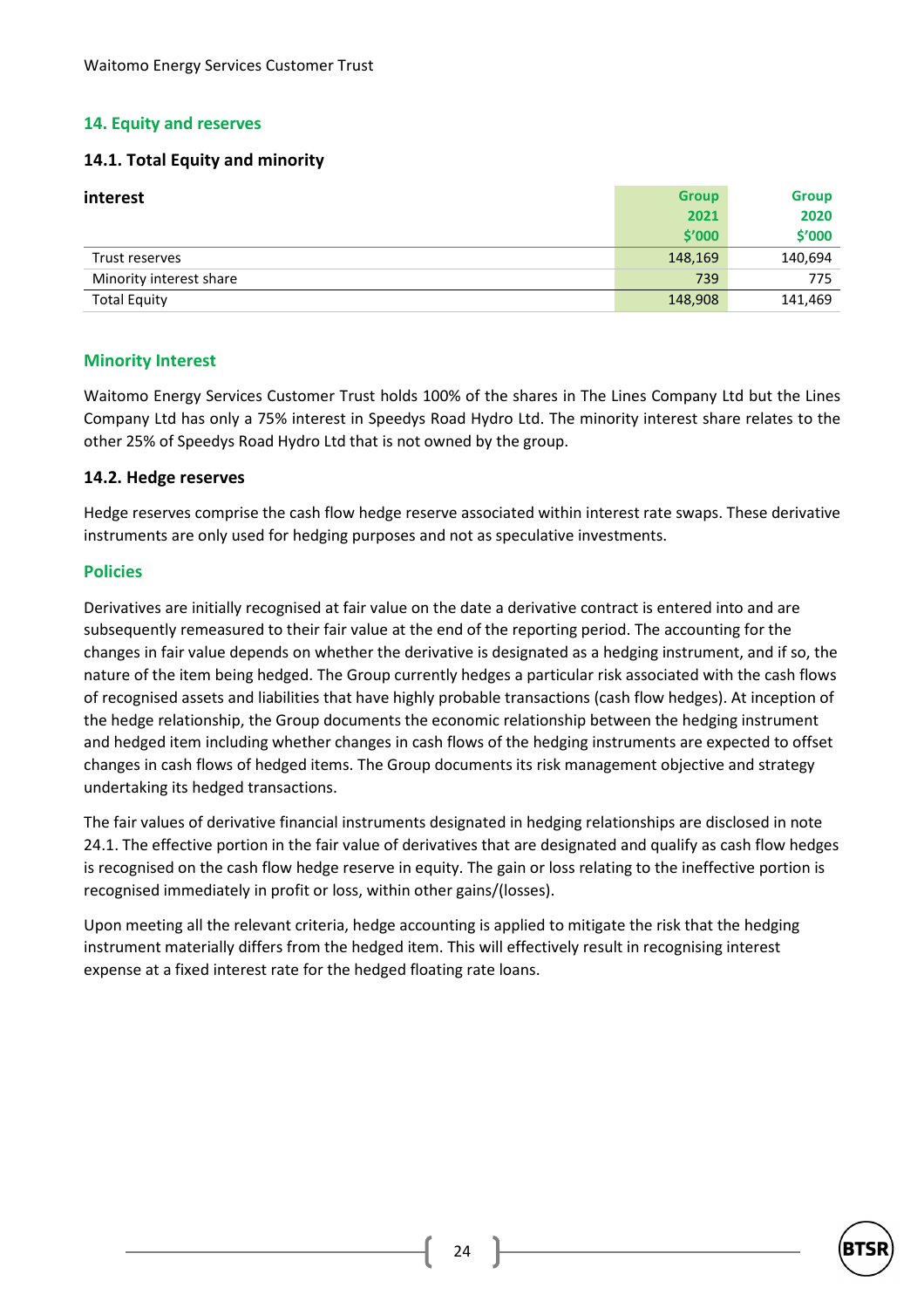## 14. Equity and reserves

### 14.1. Total Equity and minority interest

| | Group 2021 $'000 | Group 2020 $'000 |
|---|---|---|
| Trust reserves | 148,169 | 140,694 |
| Minority interest share | 739 | 775 |
| Total Equity | 148,908 | 141,469 |

### Minority Interest

Waitomo Energy Services Customer Trust holds 100% of the shares in The Lines Company Ltd but the Lines Company Ltd has only a 75% interest in Speedys Road Hydro Ltd. The minority interest share relates to the other 25% of Speedys Road Hydro Ltd that is not owned by the group.

### 14.2. Hedge reserves

Hedge reserves comprise the cash flow hedge reserve associated within interest rate swaps. These derivative instruments are only used for hedging purposes and not as speculative investments.

### Policies

Derivatives are initially recognised at fair value on the date a derivative contract is entered into and are subsequently remeasured to their fair value at the end of the reporting period. The accounting for the changes in fair value depends on whether the derivative is designated as a hedging instrument, and if so, the nature of the item being hedged. The Group currently hedges a particular risk associated with the cash flows of recognised assets and liabilities that have highly probable transactions (cash flow hedges). At inception of the hedge relationship, the Group documents the economic relationship between the hedging instrument and hedged item including whether changes in cash flows of the hedging instruments are expected to offset changes in cash flows of hedged items. The Group documents its risk management objective and strategy undertaking its hedged transactions.

The fair values of derivative financial instruments designated in hedging relationships are disclosed in note 24.1. The effective portion in the fair value of derivatives that are designated and qualify as cash flow hedges is recognised on the cash flow hedge reserve in equity. The gain or loss relating to the ineffective portion is recognised immediately in profit or loss, within other gains/(losses).

Upon meeting all the relevant criteria, hedge accounting is applied to mitigate the risk that the hedging instrument materially differs from the hedged item. This will effectively result in recognising interest expense at a fixed interest rate for the hedged floating rate loans.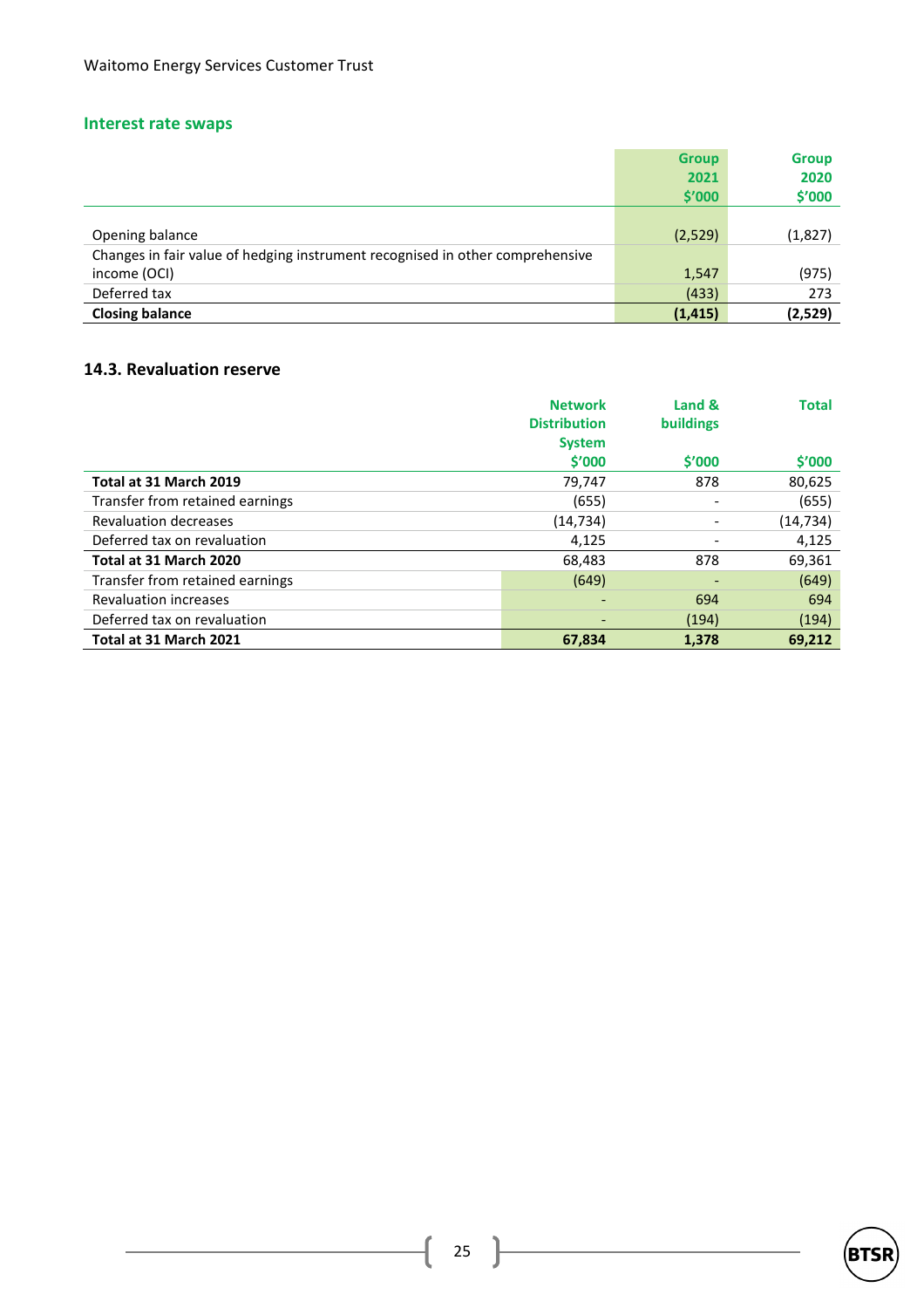### Interest rate swaps

| | Group 2021 $'000 | Group 2020 $'000 |
|---|---|---|
| Opening balance | (2,529) | (1,827) |
| Changes in fair value of hedging instrument recognised in other comprehensive income (OCI) | 1,547 | (975) |
| Deferred tax | (433) | 273 |
| **Closing balance** | **(1,415)** | **(2,529)** |

### 14.3. Revaluation reserve

| | Network Distribution System $'000 | Land & buildings $'000 | Total $'000 |
|---|---|---|---|
| **Total at 31 March 2019** | 79,747 | 878 | 80,625 |
| Transfer from retained earnings | (655) | - | (655) |
| Revaluation decreases | (14,734) | - | (14,734) |
| Deferred tax on revaluation | 4,125 | - | 4,125 |
| **Total at 31 March 2020** | 68,483 | 878 | 69,361 |
| Transfer from retained earnings | (649) | - | (649) |
| Revaluation increases | - | 694 | 694 |
| Deferred tax on revaluation | - | (194) | (194) |
| **Total at 31 March 2021** | **67,834** | **1,378** | **69,212** |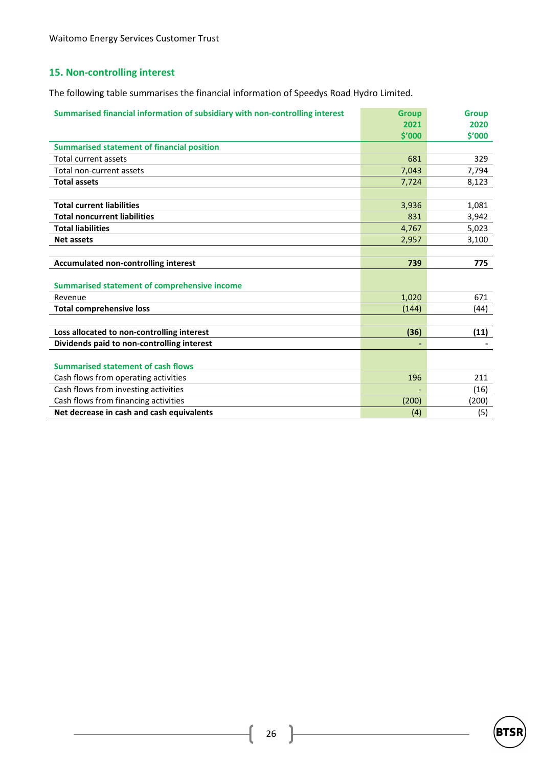## 15. Non-controlling interest

The following table summarises the financial information of Speedys Road Hydro Limited.

| Summarised financial information of subsidiary with non-controlling interest | Group 2021 $'000 | Group 2020 $'000 |
|---|---|---|
| **Summarised statement of financial position** | | |
| Total current assets | 681 | 329 |
| Total non-current assets | 7,043 | 7,794 |
| **Total assets** | 7,724 | 8,123 |
| | | |
| **Total current liabilities** | 3,936 | 1,081 |
| **Total noncurrent liabilities** | 831 | 3,942 |
| **Total liabilities** | 4,767 | 5,023 |
| **Net assets** | 2,957 | 3,100 |
| | | |
| **Accumulated non-controlling interest** | **739** | **775** |
| | | |
| **Summarised statement of comprehensive income** | | |
| Revenue | 1,020 | 671 |
| **Total comprehensive loss** | (144) | (44) |
| | | |
| **Loss allocated to non-controlling interest** | **(36)** | **(11)** |
| **Dividends paid to non-controlling interest** | **-** | **-** |
| | | |
| **Summarised statement of cash flows** | | |
| Cash flows from operating activities | 196 | 211 |
| Cash flows from investing activities | - | (16) |
| Cash flows from financing activities | (200) | (200) |
| **Net decrease in cash and cash equivalents** | (4) | (5) |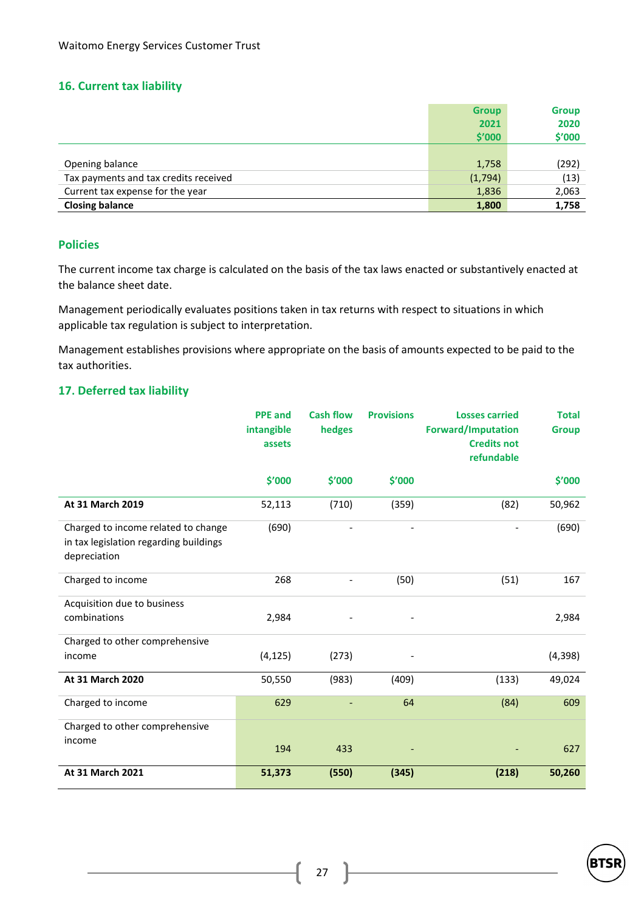## 16. Current tax liability

| | Group 2021 $'000 | Group 2020 $'000 |
|---|---|---|
| Opening balance | 1,758 | (292) |
| Tax payments and tax credits received | (1,794) | (13) |
| Current tax expense for the year | 1,836 | 2,063 |
| **Closing balance** | **1,800** | **1,758** |

### Policies

The current income tax charge is calculated on the basis of the tax laws enacted or substantively enacted at the balance sheet date.

Management periodically evaluates positions taken in tax returns with respect to situations in which applicable tax regulation is subject to interpretation.

Management establishes provisions where appropriate on the basis of amounts expected to be paid to the tax authorities.

## 17. Deferred tax liability

| | PPE and intangible assets $'000 | Cash flow hedges $'000 | Provisions $'000 | Losses carried Forward/Imputation Credits not refundable | Total Group $'000 |
|---|---|---|---|---|---|
| **At 31 March 2019** | 52,113 | (710) | (359) | (82) | 50,962 |
| Charged to income related to change in tax legislation regarding buildings depreciation | (690) | - | - | - | (690) |
| Charged to income | 268 | - | (50) | (51) | 167 |
| Acquisition due to business combinations | 2,984 | - | - | | 2,984 |
| Charged to other comprehensive income | (4,125) | (273) | - | | (4,398) |
| **At 31 March 2020** | 50,550 | (983) | (409) | (133) | 49,024 |
| Charged to income | 629 | - | 64 | (84) | 609 |
| Charged to other comprehensive income | 194 | 433 | - | - | 627 |
| **At 31 March 2021** | **51,373** | **(550)** | **(345)** | **(218)** | **50,260** |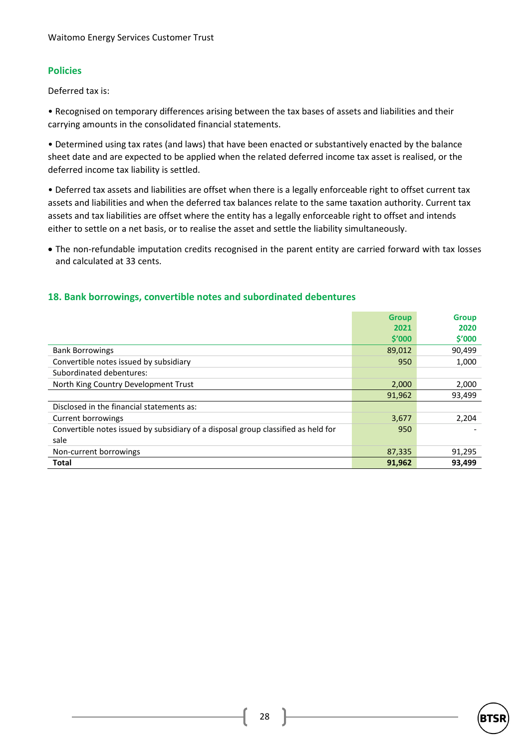### Policies

Deferred tax is:

• Recognised on temporary differences arising between the tax bases of assets and liabilities and their carrying amounts in the consolidated financial statements.

• Determined using tax rates (and laws) that have been enacted or substantively enacted by the balance sheet date and are expected to be applied when the related deferred income tax asset is realised, or the deferred income tax liability is settled.

• Deferred tax assets and liabilities are offset when there is a legally enforceable right to offset current tax assets and liabilities and when the deferred tax balances relate to the same taxation authority. Current tax assets and tax liabilities are offset where the entity has a legally enforceable right to offset and intends either to settle on a net basis, or to realise the asset and settle the liability simultaneously.

- The non-refundable imputation credits recognised in the parent entity are carried forward with tax losses and calculated at 33 cents.

## 18. Bank borrowings, convertible notes and subordinated debentures

| | Group 2021 $'000 | Group 2020 $'000 |
|---|---|---|
| Bank Borrowings | 89,012 | 90,499 |
| Convertible notes issued by subsidiary | 950 | 1,000 |
| Subordinated debentures: | | |
| North King Country Development Trust | 2,000 | 2,000 |
| | 91,962 | 93,499 |
| Disclosed in the financial statements as: | | |
| Current borrowings | 3,677 | 2,204 |
| Convertible notes issued by subsidiary of a disposal group classified as held for sale | 950 | - |
| Non-current borrowings | 87,335 | 91,295 |
| **Total** | **91,962** | **93,499** |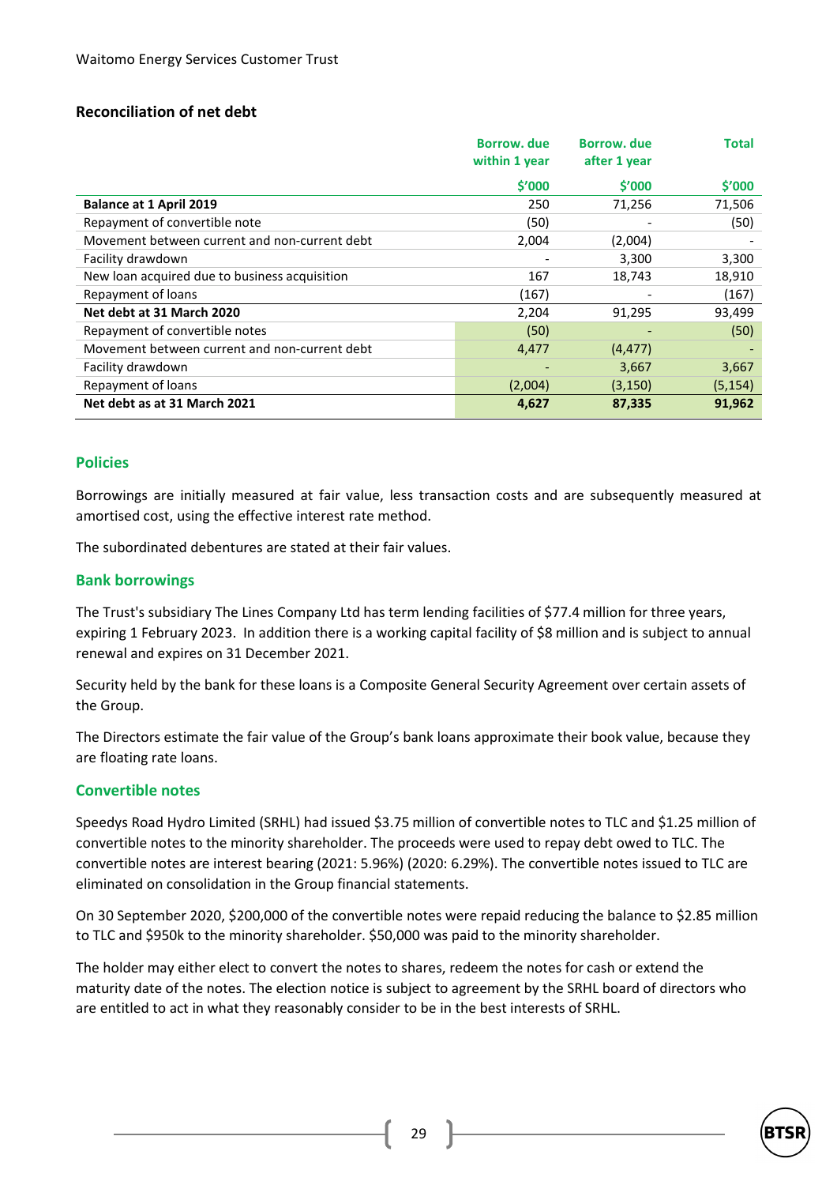## Reconciliation of net debt

| | Borrow. due within 1 year | Borrow. due after 1 year | Total |
|---|---|---|---|
| | $'000 | $'000 | $'000 |
| **Balance at 1 April 2019** | 250 | 71,256 | 71,506 |
| Repayment of convertible note | (50) | - | (50) |
| Movement between current and non-current debt | 2,004 | (2,004) | - |
| Facility drawdown | - | 3,300 | 3,300 |
| New loan acquired due to business acquisition | 167 | 18,743 | 18,910 |
| Repayment of loans | (167) | - | (167) |
| **Net debt at 31 March 2020** | 2,204 | 91,295 | 93,499 |
| Repayment of convertible notes | (50) | - | (50) |
| Movement between current and non-current debt | 4,477 | (4,477) | - |
| Facility drawdown | - | 3,667 | 3,667 |
| Repayment of loans | (2,004) | (3,150) | (5,154) |
| **Net debt as at 31 March 2021** | **4,627** | **87,335** | **91,962** |

### Policies

Borrowings are initially measured at fair value, less transaction costs and are subsequently measured at amortised cost, using the effective interest rate method.

The subordinated debentures are stated at their fair values.

### Bank borrowings

The Trust's subsidiary The Lines Company Ltd has term lending facilities of $77.4 million for three years, expiring 1 February 2023. In addition there is a working capital facility of $8 million and is subject to annual renewal and expires on 31 December 2021.

Security held by the bank for these loans is a Composite General Security Agreement over certain assets of the Group.

The Directors estimate the fair value of the Group's bank loans approximate their book value, because they are floating rate loans.

### Convertible notes

Speedys Road Hydro Limited (SRHL) had issued $3.75 million of convertible notes to TLC and $1.25 million of convertible notes to the minority shareholder. The proceeds were used to repay debt owed to TLC. The convertible notes are interest bearing (2021: 5.96%) (2020: 6.29%). The convertible notes issued to TLC are eliminated on consolidation in the Group financial statements.

On 30 September 2020, $200,000 of the convertible notes were repaid reducing the balance to $2.85 million to TLC and $950k to the minority shareholder. $50,000 was paid to the minority shareholder.

The holder may either elect to convert the notes to shares, redeem the notes for cash or extend the maturity date of the notes. The election notice is subject to agreement by the SRHL board of directors who are entitled to act in what they reasonably consider to be in the best interests of SRHL.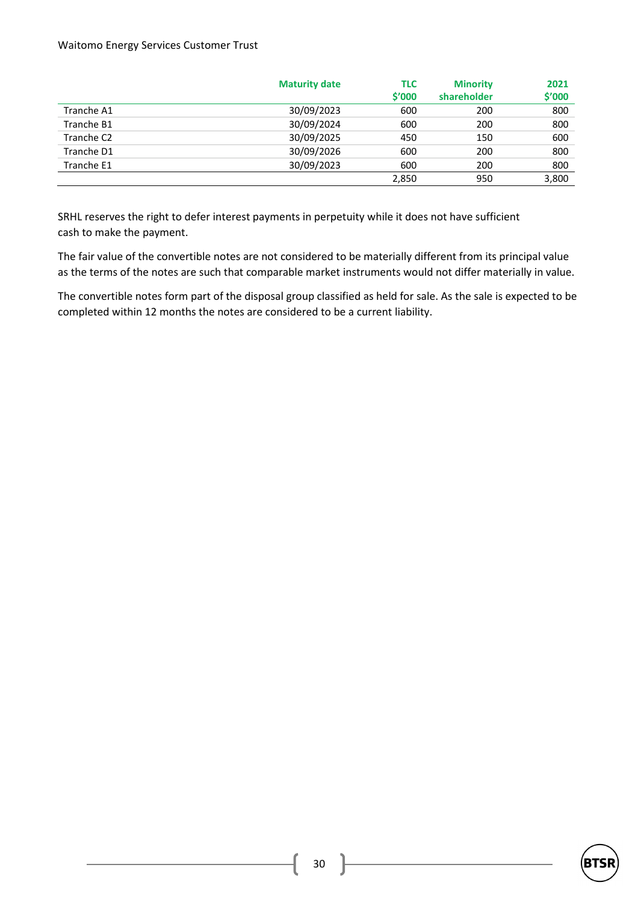| | Maturity date | TLC $'000 | Minority shareholder | 2021 $'000 |
|---|---|---|---|---|
| Tranche A1 | 30/09/2023 | 600 | 200 | 800 |
| Tranche B1 | 30/09/2024 | 600 | 200 | 800 |
| Tranche C2 | 30/09/2025 | 450 | 150 | 600 |
| Tranche D1 | 30/09/2026 | 600 | 200 | 800 |
| Tranche E1 | 30/09/2023 | 600 | 200 | 800 |
| | | 2,850 | 950 | 3,800 |

SRHL reserves the right to defer interest payments in perpetuity while it does not have sufficient cash to make the payment.

The fair value of the convertible notes are not considered to be materially different from its principal value as the terms of the notes are such that comparable market instruments would not differ materially in value.

The convertible notes form part of the disposal group classified as held for sale. As the sale is expected to be completed within 12 months the notes are considered to be a current liability.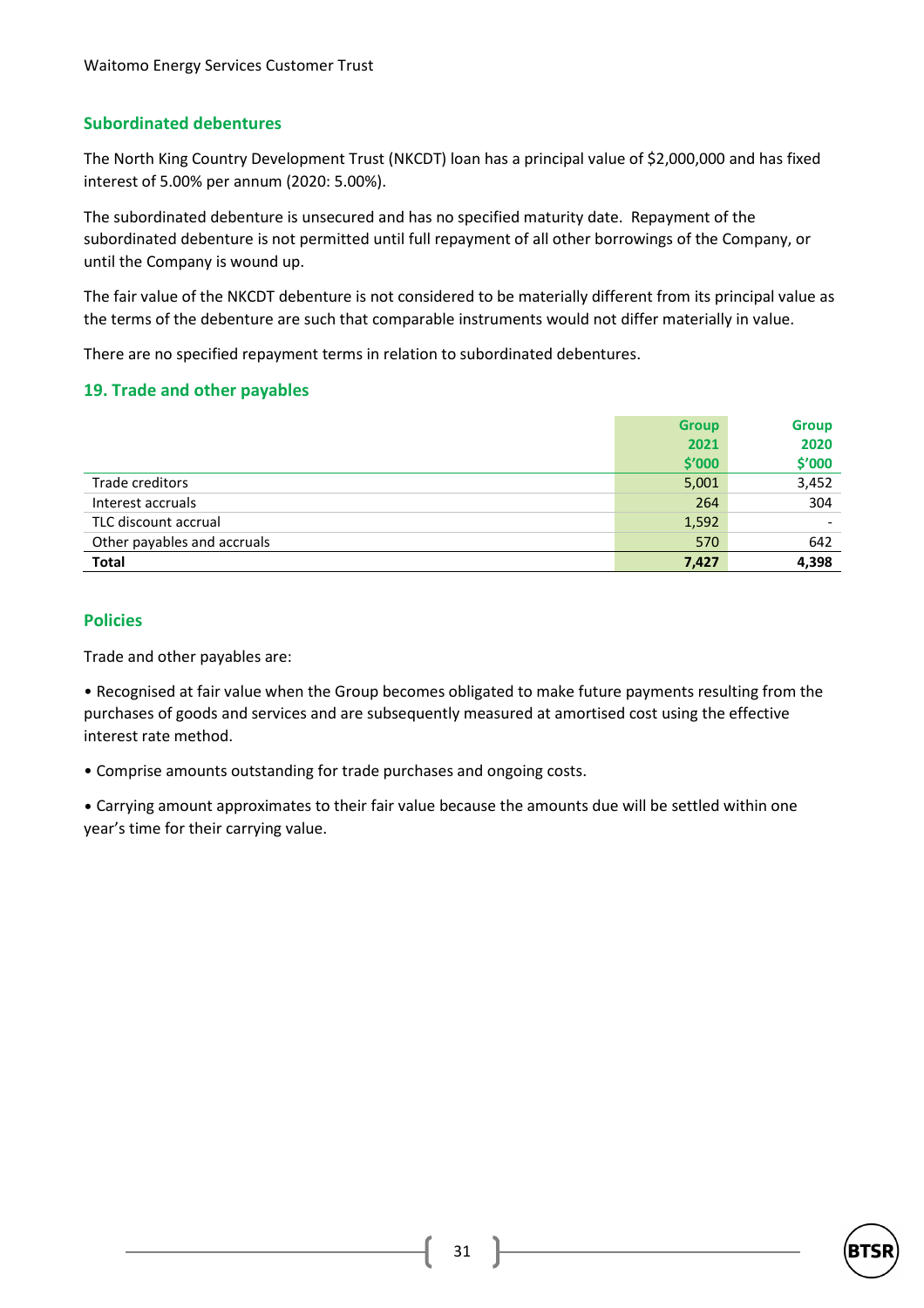## Subordinated debentures

The North King Country Development Trust (NKCDT) loan has a principal value of $2,000,000 and has fixed interest of 5.00% per annum (2020: 5.00%).

The subordinated debenture is unsecured and has no specified maturity date. Repayment of the subordinated debenture is not permitted until full repayment of all other borrowings of the Company, or until the Company is wound up.

The fair value of the NKCDT debenture is not considered to be materially different from its principal value as the terms of the debenture are such that comparable instruments would not differ materially in value.

There are no specified repayment terms in relation to subordinated debentures.

## 19. Trade and other payables

| | Group 2021 $'000 | Group 2020 $'000 |
|---|---|---|
| Trade creditors | 5,001 | 3,452 |
| Interest accruals | 264 | 304 |
| TLC discount accrual | 1,592 | - |
| Other payables and accruals | 570 | 642 |
| **Total** | **7,427** | **4,398** |

## Policies

Trade and other payables are:

• Recognised at fair value when the Group becomes obligated to make future payments resulting from the purchases of goods and services and are subsequently measured at amortised cost using the effective interest rate method.

• Comprise amounts outstanding for trade purchases and ongoing costs.

• Carrying amount approximates to their fair value because the amounts due will be settled within one year's time for their carrying value.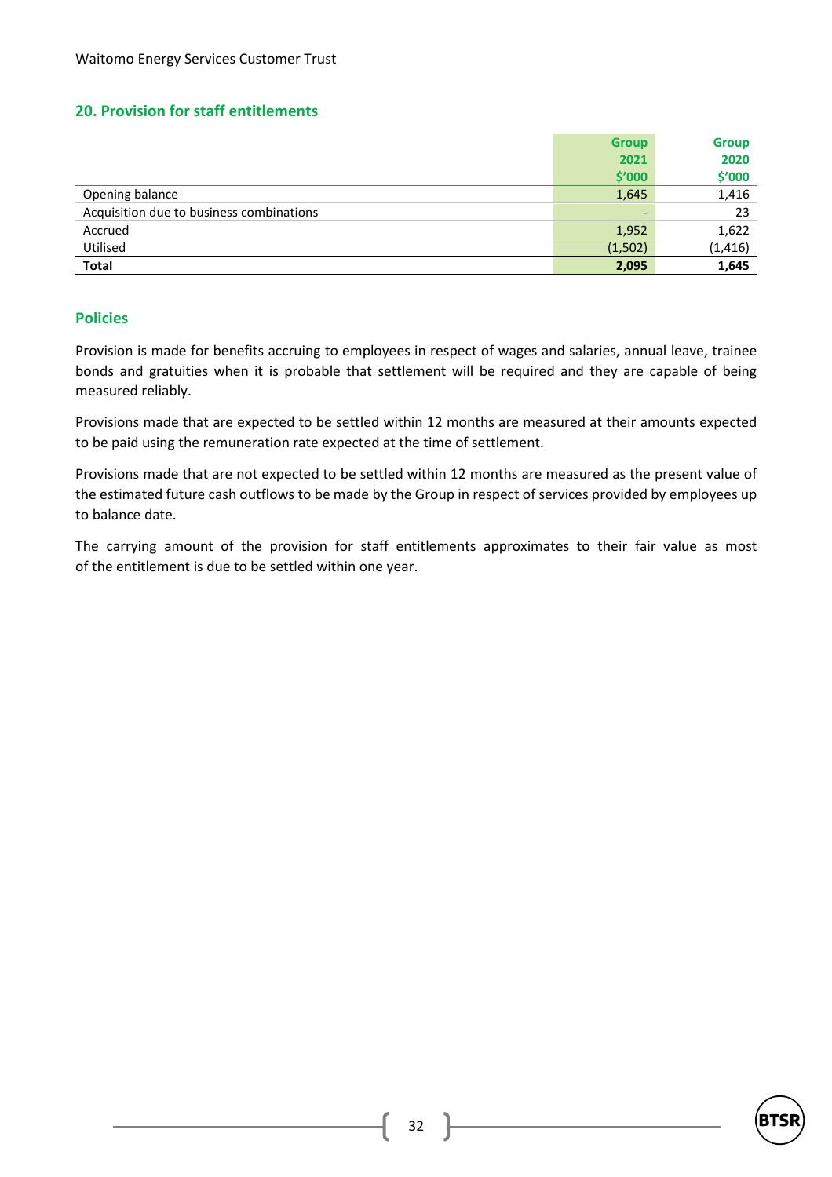## 20. Provision for staff entitlements

| | Group 2021 $'000 | Group 2020 $'000 |
|---|---|---|
| Opening balance | 1,645 | 1,416 |
| Acquisition due to business combinations | - | 23 |
| Accrued | 1,952 | 1,622 |
| Utilised | (1,502) | (1,416) |
| **Total** | **2,095** | **1,645** |

### Policies

Provision is made for benefits accruing to employees in respect of wages and salaries, annual leave, trainee bonds and gratuities when it is probable that settlement will be required and they are capable of being measured reliably.

Provisions made that are expected to be settled within 12 months are measured at their amounts expected to be paid using the remuneration rate expected at the time of settlement.

Provisions made that are not expected to be settled within 12 months are measured as the present value of the estimated future cash outflows to be made by the Group in respect of services provided by employees up to balance date.

The carrying amount of the provision for staff entitlements approximates to their fair value as most of the entitlement is due to be settled within one year.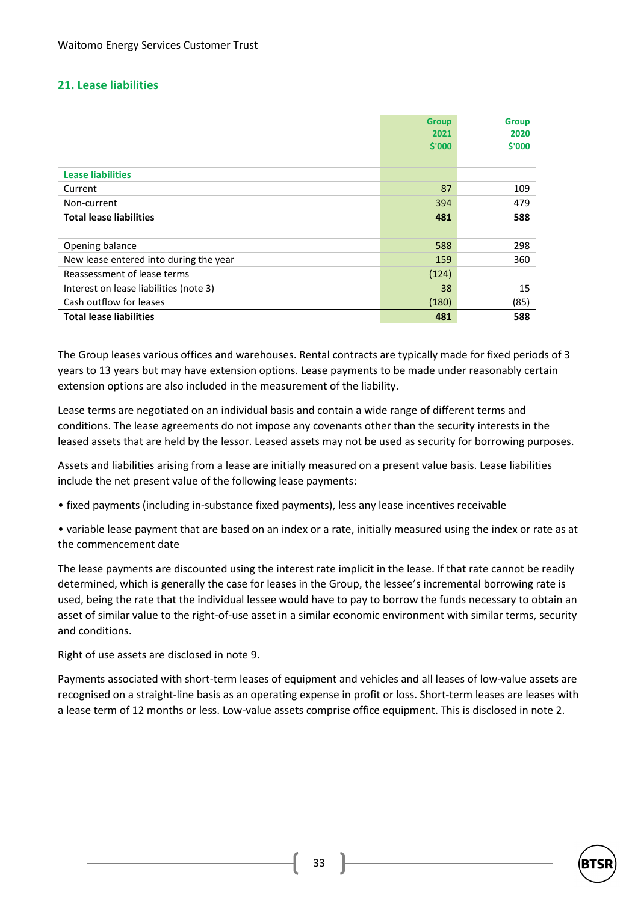## 21. Lease liabilities

| | Group 2021 $'000 | Group 2020 $'000 |
|---|---|---|
| **Lease liabilities** | | |
| Current | 87 | 109 |
| Non-current | 394 | 479 |
| **Total lease liabilities** | **481** | **588** |
| | | |
| Opening balance | 588 | 298 |
| New lease entered into during the year | 159 | 360 |
| Reassessment of lease terms | (124) | |
| Interest on lease liabilities (note 3) | 38 | 15 |
| Cash outflow for leases | (180) | (85) |
| **Total lease liabilities** | **481** | **588** |

The Group leases various offices and warehouses. Rental contracts are typically made for fixed periods of 3 years to 13 years but may have extension options. Lease payments to be made under reasonably certain extension options are also included in the measurement of the liability.

Lease terms are negotiated on an individual basis and contain a wide range of different terms and conditions. The lease agreements do not impose any covenants other than the security interests in the leased assets that are held by the lessor. Leased assets may not be used as security for borrowing purposes.

Assets and liabilities arising from a lease are initially measured on a present value basis. Lease liabilities include the net present value of the following lease payments:

- fixed payments (including in-substance fixed payments), less any lease incentives receivable
- variable lease payment that are based on an index or a rate, initially measured using the index or rate as at the commencement date

The lease payments are discounted using the interest rate implicit in the lease. If that rate cannot be readily determined, which is generally the case for leases in the Group, the lessee's incremental borrowing rate is used, being the rate that the individual lessee would have to pay to borrow the funds necessary to obtain an asset of similar value to the right-of-use asset in a similar economic environment with similar terms, security and conditions.

Right of use assets are disclosed in note 9.

Payments associated with short-term leases of equipment and vehicles and all leases of low-value assets are recognised on a straight-line basis as an operating expense in profit or loss. Short-term leases are leases with a lease term of 12 months or less. Low-value assets comprise office equipment. This is disclosed in note 2.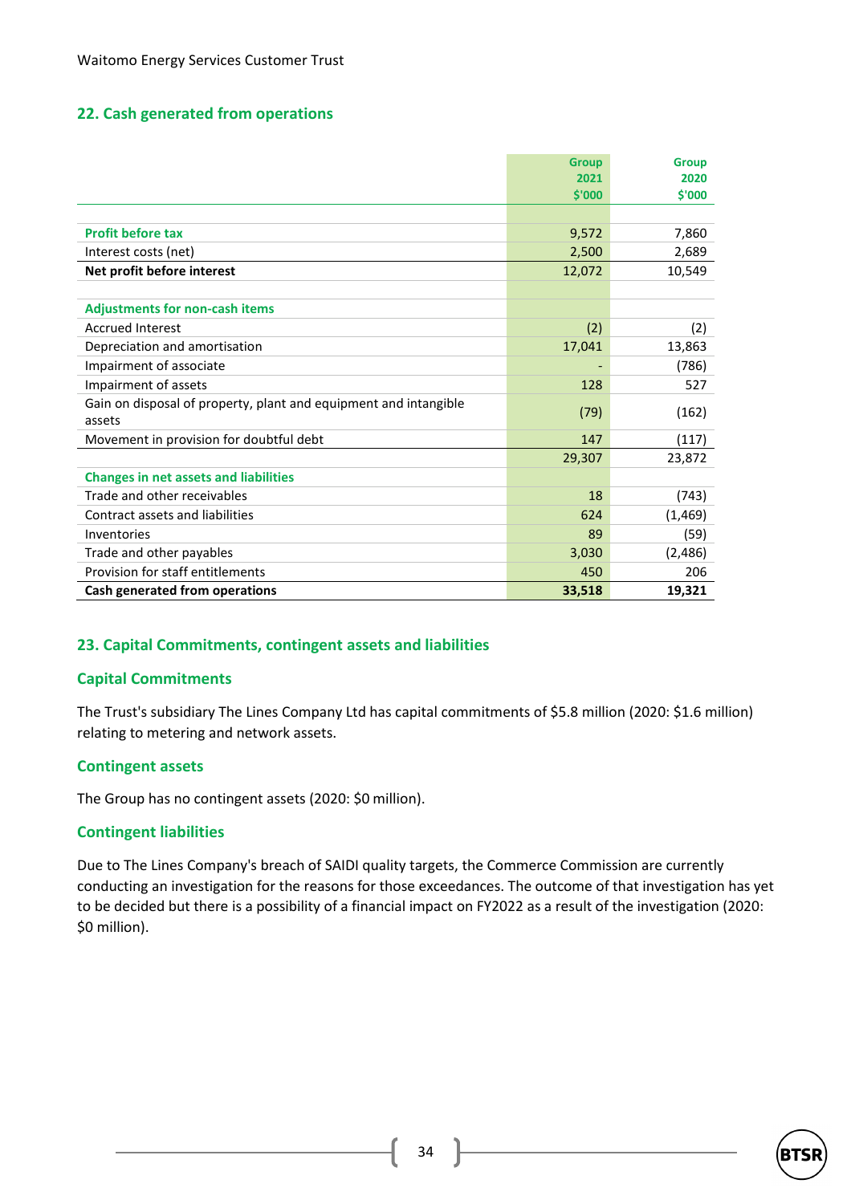## 22. Cash generated from operations

| | Group 2021 $'000 | Group 2020 $'000 |
|---|---|---|
| **Profit before tax** | 9,572 | 7,860 |
| Interest costs (net) | 2,500 | 2,689 |
| **Net profit before interest** | 12,072 | 10,549 |
| | | |
| **Adjustments for non-cash items** | | |
| Accrued Interest | (2) | (2) |
| Depreciation and amortisation | 17,041 | 13,863 |
| Impairment of associate | - | (786) |
| Impairment of assets | 128 | 527 |
| Gain on disposal of property, plant and equipment and intangible assets | (79) | (162) |
| Movement in provision for doubtful debt | 147 | (117) |
| | 29,307 | 23,872 |
| **Changes in net assets and liabilities** | | |
| Trade and other receivables | 18 | (743) |
| Contract assets and liabilities | 624 | (1,469) |
| Inventories | 89 | (59) |
| Trade and other payables | 3,030 | (2,486) |
| Provision for staff entitlements | 450 | 206 |
| **Cash generated from operations** | **33,518** | **19,321** |

## 23. Capital Commitments, contingent assets and liabilities

### Capital Commitments

The Trust's subsidiary The Lines Company Ltd has capital commitments of $5.8 million (2020: $1.6 million) relating to metering and network assets.

### Contingent assets

The Group has no contingent assets (2020: $0 million).

### Contingent liabilities

Due to The Lines Company's breach of SAIDI quality targets, the Commerce Commission are currently conducting an investigation for the reasons for those exceedances. The outcome of that investigation has yet to be decided but there is a possibility of a financial impact on FY2022 as a result of the investigation (2020: $0 million).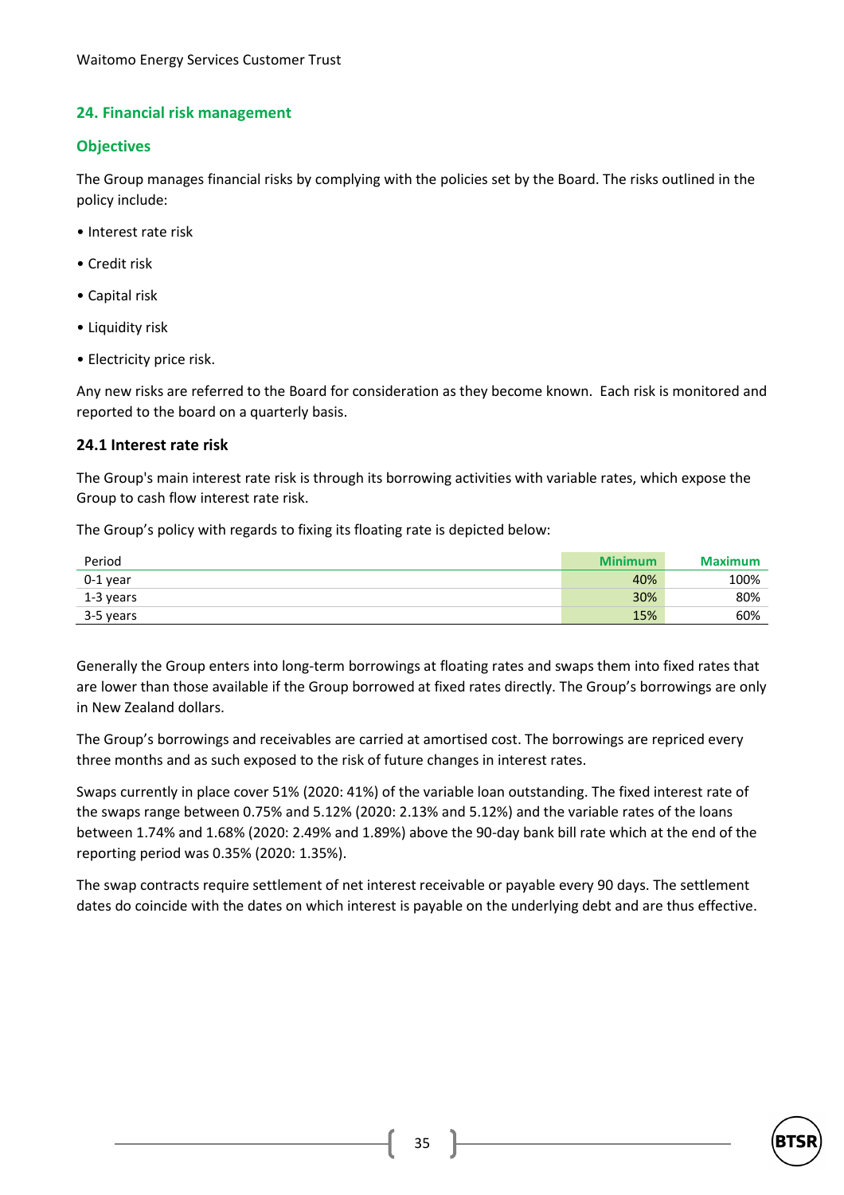## 24. Financial risk management

### Objectives

The Group manages financial risks by complying with the policies set by the Board. The risks outlined in the policy include:

- Interest rate risk
- Credit risk
- Capital risk
- Liquidity risk
- Electricity price risk.

Any new risks are referred to the Board for consideration as they become known. Each risk is monitored and reported to the board on a quarterly basis.

### 24.1 Interest rate risk

The Group's main interest rate risk is through its borrowing activities with variable rates, which expose the Group to cash flow interest rate risk.

The Group's policy with regards to fixing its floating rate is depicted below:

| Period | Minimum | Maximum |
|---|---|---|
| 0-1 year | 40% | 100% |
| 1-3 years | 30% | 80% |
| 3-5 years | 15% | 60% |

Generally the Group enters into long-term borrowings at floating rates and swaps them into fixed rates that are lower than those available if the Group borrowed at fixed rates directly. The Group's borrowings are only in New Zealand dollars.

The Group's borrowings and receivables are carried at amortised cost. The borrowings are repriced every three months and as such exposed to the risk of future changes in interest rates.

Swaps currently in place cover 51% (2020: 41%) of the variable loan outstanding. The fixed interest rate of the swaps range between 0.75% and 5.12% (2020: 2.13% and 5.12%) and the variable rates of the loans between 1.74% and 1.68% (2020: 2.49% and 1.89%) above the 90-day bank bill rate which at the end of the reporting period was 0.35% (2020: 1.35%).

The swap contracts require settlement of net interest receivable or payable every 90 days. The settlement dates do coincide with the dates on which interest is payable on the underlying debt and are thus effective.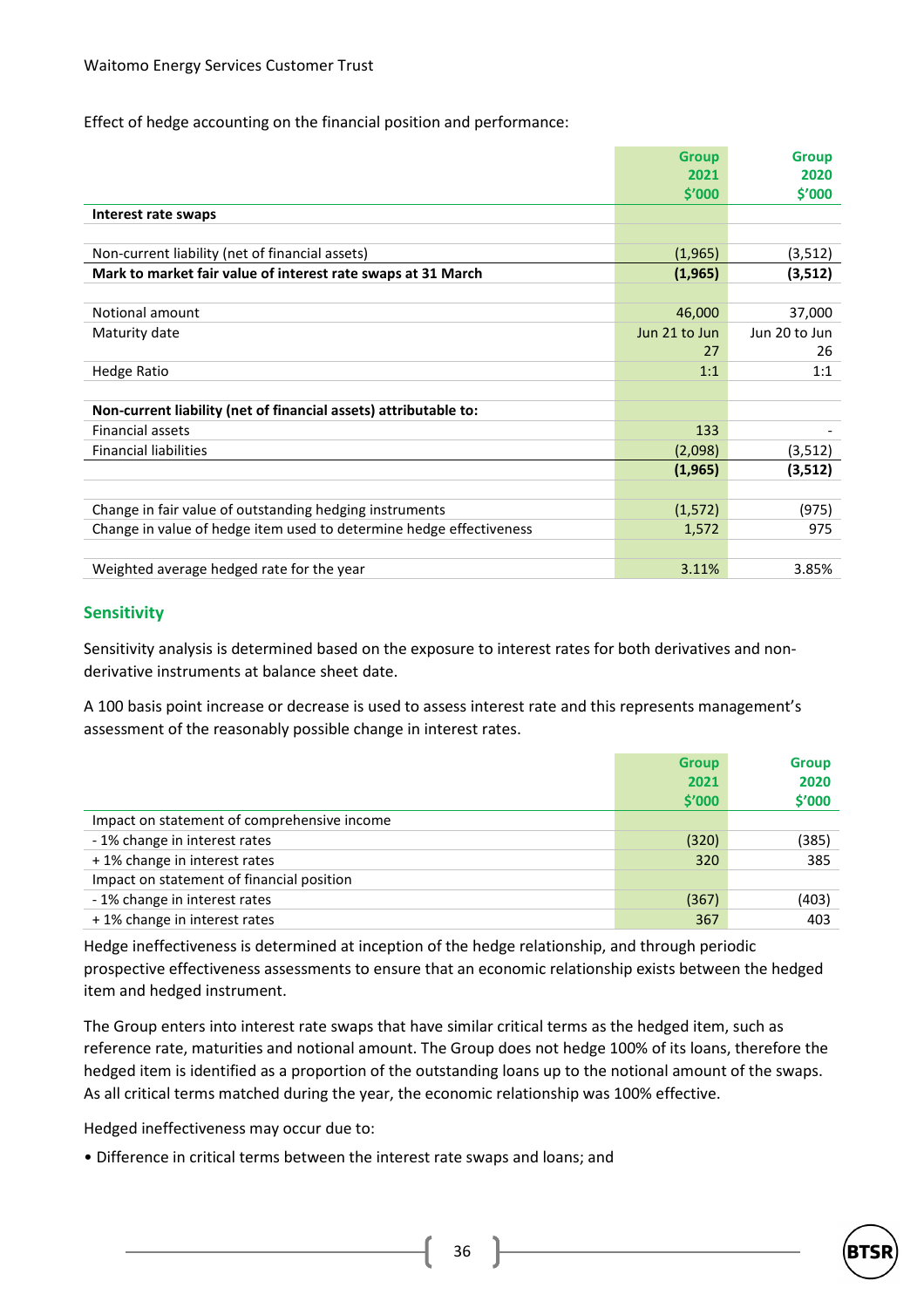Effect of hedge accounting on the financial position and performance:

| | Group 2021 $'000 | Group 2020 $'000 |
|---|---|---|
| **Interest rate swaps** | | |
| | | |
| Non-current liability (net of financial assets) | (1,965) | (3,512) |
| **Mark to market fair value of interest rate swaps at 31 March** | **(1,965)** | **(3,512)** |
| | | |
| Notional amount | 46,000 | 37,000 |
| Maturity date | Jun 21 to Jun 27 | Jun 20 to Jun 26 |
| Hedge Ratio | 1:1 | 1:1 |
| | | |
| **Non-current liability (net of financial assets) attributable to:** | | |
| Financial assets | 133 | - |
| Financial liabilities | (2,098) | (3,512) |
| | **(1,965)** | **(3,512)** |
| | | |
| Change in fair value of outstanding hedging instruments | (1,572) | (975) |
| Change in value of hedge item used to determine hedge effectiveness | 1,572 | 975 |
| | | |
| Weighted average hedged rate for the year | 3.11% | 3.85% |

## Sensitivity

Sensitivity analysis is determined based on the exposure to interest rates for both derivatives and non-derivative instruments at balance sheet date.

A 100 basis point increase or decrease is used to assess interest rate and this represents management's assessment of the reasonably possible change in interest rates.

| | Group 2021 $'000 | Group 2020 $'000 |
|---|---|---|
| Impact on statement of comprehensive income | | |
| - 1% change in interest rates | (320) | (385) |
| + 1% change in interest rates | 320 | 385 |
| Impact on statement of financial position | | |
| - 1% change in interest rates | (367) | (403) |
| + 1% change in interest rates | 367 | 403 |

Hedge ineffectiveness is determined at inception of the hedge relationship, and through periodic prospective effectiveness assessments to ensure that an economic relationship exists between the hedged item and hedged instrument.

The Group enters into interest rate swaps that have similar critical terms as the hedged item, such as reference rate, maturities and notional amount. The Group does not hedge 100% of its loans, therefore the hedged item is identified as a proportion of the outstanding loans up to the notional amount of the swaps. As all critical terms matched during the year, the economic relationship was 100% effective.

Hedged ineffectiveness may occur due to:

- Difference in critical terms between the interest rate swaps and loans; and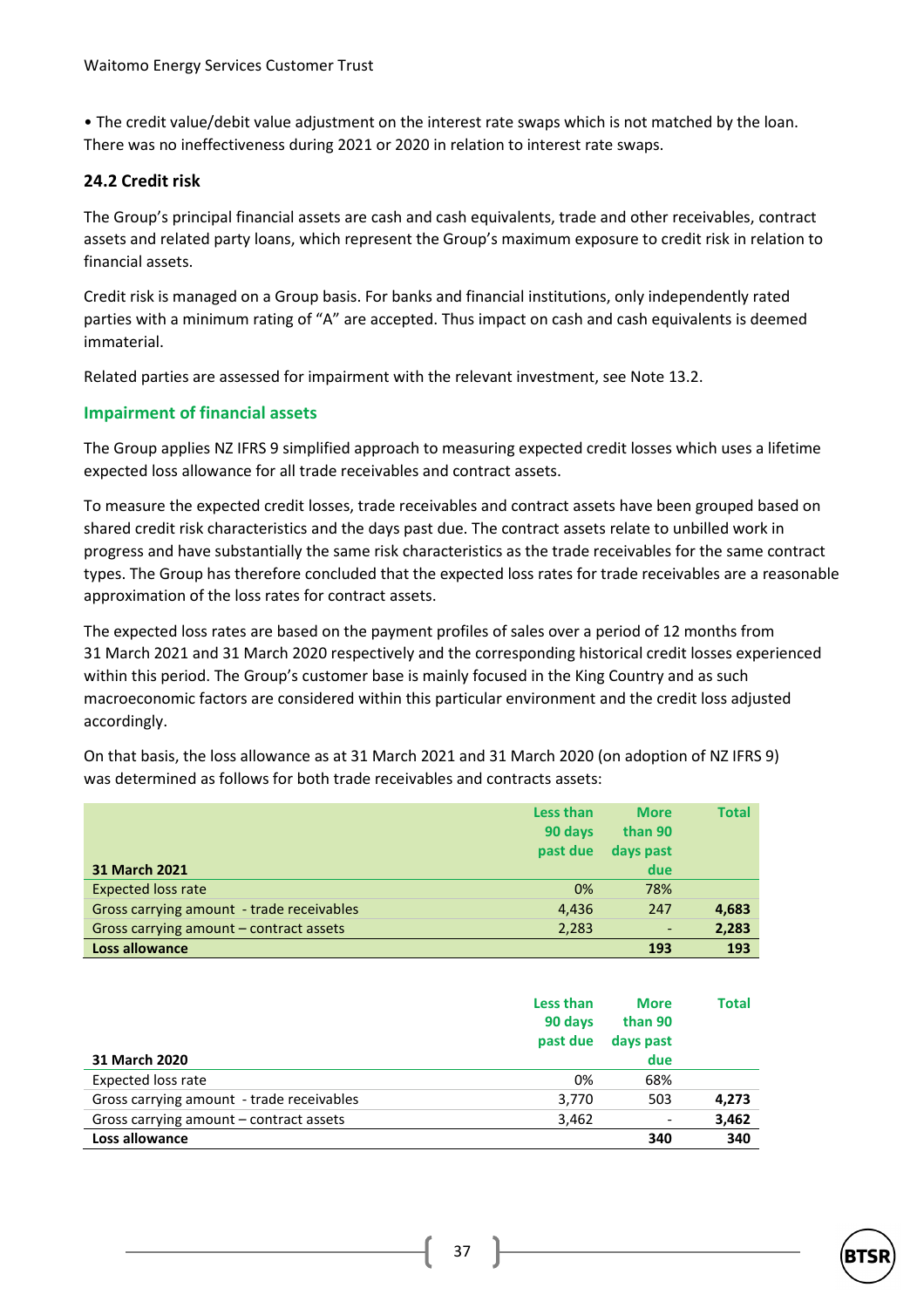• The credit value/debit value adjustment on the interest rate swaps which is not matched by the loan. There was no ineffectiveness during 2021 or 2020 in relation to interest rate swaps.

### 24.2 Credit risk

The Group's principal financial assets are cash and cash equivalents, trade and other receivables, contract assets and related party loans, which represent the Group's maximum exposure to credit risk in relation to financial assets.

Credit risk is managed on a Group basis. For banks and financial institutions, only independently rated parties with a minimum rating of "A" are accepted. Thus impact on cash and cash equivalents is deemed immaterial.

Related parties are assessed for impairment with the relevant investment, see Note 13.2.

#### Impairment of financial assets

The Group applies NZ IFRS 9 simplified approach to measuring expected credit losses which uses a lifetime expected loss allowance for all trade receivables and contract assets.

To measure the expected credit losses, trade receivables and contract assets have been grouped based on shared credit risk characteristics and the days past due. The contract assets relate to unbilled work in progress and have substantially the same risk characteristics as the trade receivables for the same contract types. The Group has therefore concluded that the expected loss rates for trade receivables are a reasonable approximation of the loss rates for contract assets.

The expected loss rates are based on the payment profiles of sales over a period of 12 months from 31 March 2021 and 31 March 2020 respectively and the corresponding historical credit losses experienced within this period. The Group's customer base is mainly focused in the King Country and as such macroeconomic factors are considered within this particular environment and the credit loss adjusted accordingly.

On that basis, the loss allowance as at 31 March 2021 and 31 March 2020 (on adoption of NZ IFRS 9) was determined as follows for both trade receivables and contracts assets:

| 31 March 2021 | Less than 90 days past due | More than 90 days past due | Total |
|---|---|---|---|
| Expected loss rate | 0% | 78% | |
| Gross carrying amount - trade receivables | 4,436 | 247 | **4,683** |
| Gross carrying amount – contract assets | 2,283 | - | **2,283** |
| **Loss allowance** | | **193** | **193** |

| 31 March 2020 | Less than 90 days past due | More than 90 days past due | Total |
|---|---|---|---|
| Expected loss rate | 0% | 68% | |
| Gross carrying amount - trade receivables | 3,770 | 503 | **4,273** |
| Gross carrying amount – contract assets | 3,462 | - | **3,462** |
| **Loss allowance** | | **340** | **340** |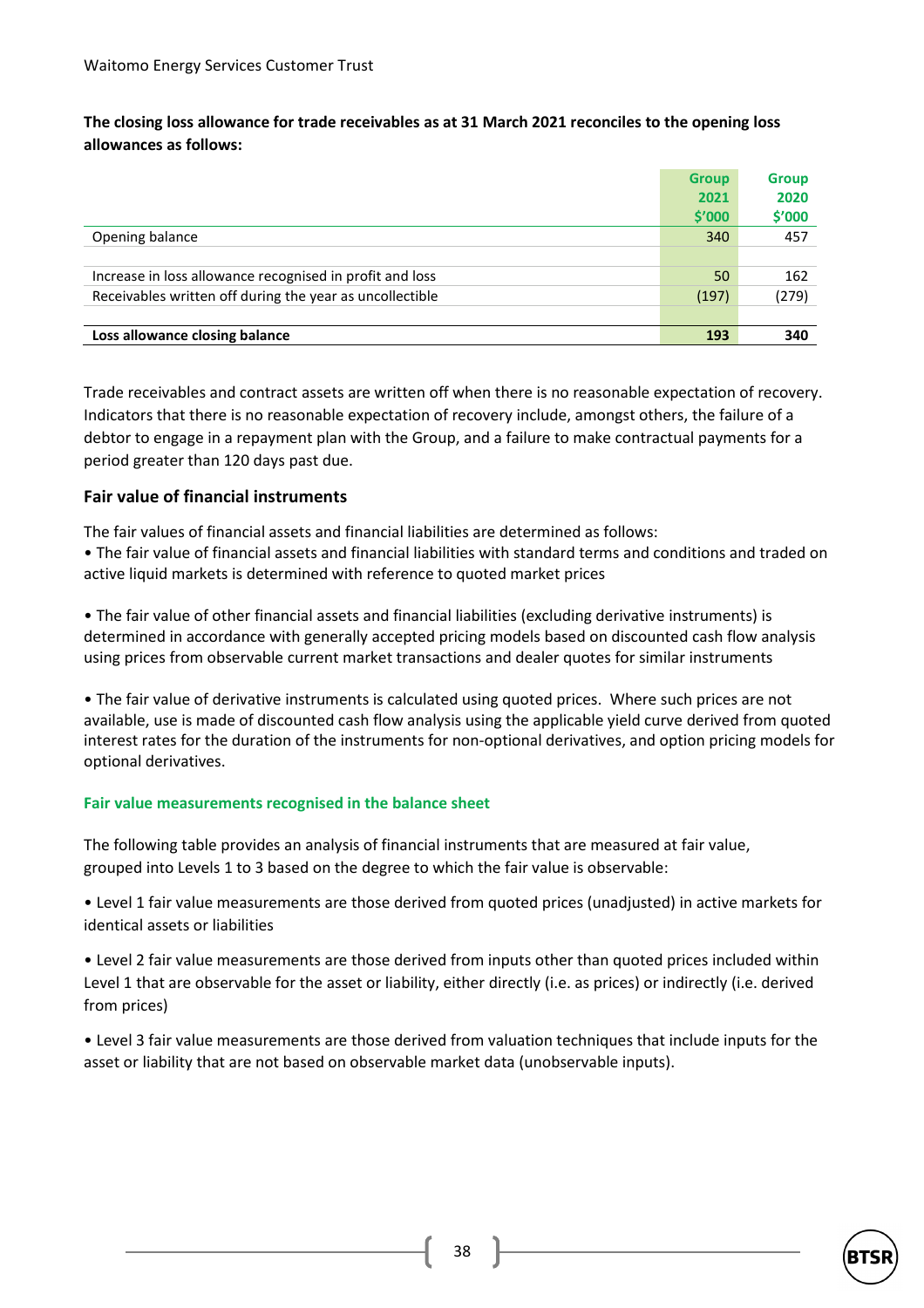**The closing loss allowance for trade receivables as at 31 March 2021 reconciles to the opening loss allowances as follows:**

| | Group 2021 $'000 | Group 2020 $'000 |
|---|---|---|
| Opening balance | 340 | 457 |
| | | |
| Increase in loss allowance recognised in profit and loss | 50 | 162 |
| Receivables written off during the year as uncollectible | (197) | (279) |
| | | |
| **Loss allowance closing balance** | **193** | **340** |

Trade receivables and contract assets are written off when there is no reasonable expectation of recovery. Indicators that there is no reasonable expectation of recovery include, amongst others, the failure of a debtor to engage in a repayment plan with the Group, and a failure to make contractual payments for a period greater than 120 days past due.

## Fair value of financial instruments

The fair values of financial assets and financial liabilities are determined as follows:

- The fair value of financial assets and financial liabilities with standard terms and conditions and traded on active liquid markets is determined with reference to quoted market prices

- The fair value of other financial assets and financial liabilities (excluding derivative instruments) is determined in accordance with generally accepted pricing models based on discounted cash flow analysis using prices from observable current market transactions and dealer quotes for similar instruments

- The fair value of derivative instruments is calculated using quoted prices. Where such prices are not available, use is made of discounted cash flow analysis using the applicable yield curve derived from quoted interest rates for the duration of the instruments for non-optional derivatives, and option pricing models for optional derivatives.

### Fair value measurements recognised in the balance sheet

The following table provides an analysis of financial instruments that are measured at fair value, grouped into Levels 1 to 3 based on the degree to which the fair value is observable:

- Level 1 fair value measurements are those derived from quoted prices (unadjusted) in active markets for identical assets or liabilities

- Level 2 fair value measurements are those derived from inputs other than quoted prices included within Level 1 that are observable for the asset or liability, either directly (i.e. as prices) or indirectly (i.e. derived from prices)

- Level 3 fair value measurements are those derived from valuation techniques that include inputs for the asset or liability that are not based on observable market data (unobservable inputs).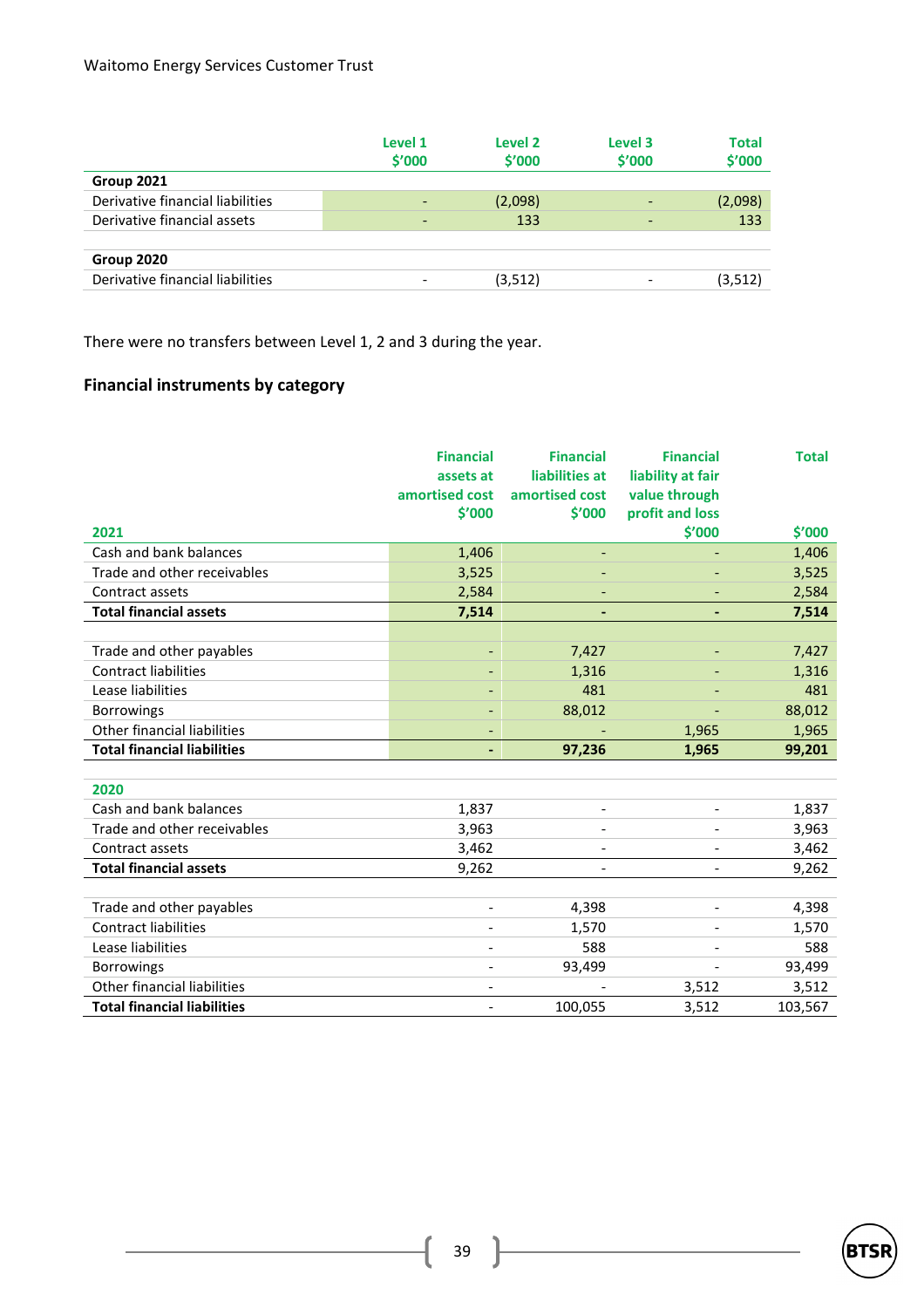| | Level 1 $'000 | Level 2 $'000 | Level 3 $'000 | Total $'000 |
|---|---|---|---|---|
| **Group 2021** | | | | |
| Derivative financial liabilities | - | (2,098) | - | (2,098) |
| Derivative financial assets | - | 133 | - | 133 |
| | | | | |
| **Group 2020** | | | | |
| Derivative financial liabilities | - | (3,512) | - | (3,512) |

There were no transfers between Level 1, 2 and 3 during the year.

## Financial instruments by category

| 2021 | Financial assets at amortised cost $'000 | Financial liabilities at amortised cost $'000 | Financial liability at fair value through profit and loss $'000 | Total $'000 |
|---|---|---|---|---|
| Cash and bank balances | 1,406 | - | - | 1,406 |
| Trade and other receivables | 3,525 | - | - | 3,525 |
| Contract assets | 2,584 | - | - | 2,584 |
| **Total financial assets** | **7,514** | **-** | **-** | **7,514** |
| | | | | |
| Trade and other payables | - | 7,427 | - | 7,427 |
| Contract liabilities | - | 1,316 | - | 1,316 |
| Lease liabilities | - | 481 | - | 481 |
| Borrowings | - | 88,012 | - | 88,012 |
| Other financial liabilities | - | - | 1,965 | 1,965 |
| **Total financial liabilities** | **-** | **97,236** | **1,965** | **99,201** |
| | | | | |
| **2020** | | | | |
| Cash and bank balances | 1,837 | - | - | 1,837 |
| Trade and other receivables | 3,963 | - | - | 3,963 |
| Contract assets | 3,462 | - | - | 3,462 |
| **Total financial assets** | 9,262 | - | - | 9,262 |
| | | | | |
| Trade and other payables | - | 4,398 | - | 4,398 |
| Contract liabilities | - | 1,570 | - | 1,570 |
| Lease liabilities | - | 588 | - | 588 |
| Borrowings | - | 93,499 | - | 93,499 |
| Other financial liabilities | - | - | 3,512 | 3,512 |
| **Total financial liabilities** | - | 100,055 | 3,512 | 103,567 |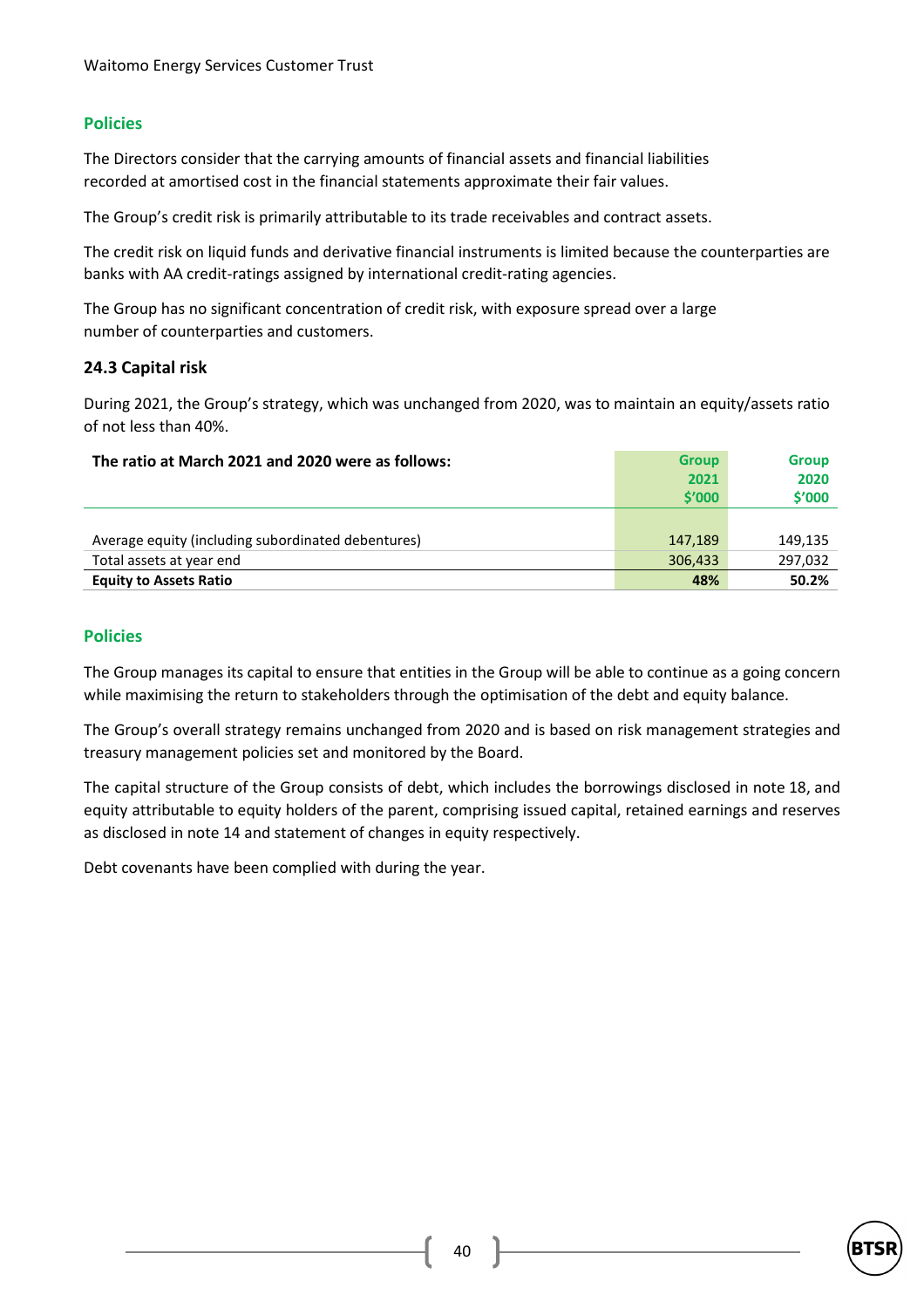### Policies

The Directors consider that the carrying amounts of financial assets and financial liabilities recorded at amortised cost in the financial statements approximate their fair values.

The Group's credit risk is primarily attributable to its trade receivables and contract assets.

The credit risk on liquid funds and derivative financial instruments is limited because the counterparties are banks with AA credit-ratings assigned by international credit-rating agencies.

The Group has no significant concentration of credit risk, with exposure spread over a large number of counterparties and customers.

## 24.3 Capital risk

During 2021, the Group's strategy, which was unchanged from 2020, was to maintain an equity/assets ratio of not less than 40%.

| The ratio at March 2021 and 2020 were as follows: | Group 2021 $'000 | Group 2020 $'000 |
|---|---|---|
| Average equity (including subordinated debentures) | 147,189 | 149,135 |
| Total assets at year end | 306,433 | 297,032 |
| **Equity to Assets Ratio** | **48%** | **50.2%** |

### Policies

The Group manages its capital to ensure that entities in the Group will be able to continue as a going concern while maximising the return to stakeholders through the optimisation of the debt and equity balance.

The Group's overall strategy remains unchanged from 2020 and is based on risk management strategies and treasury management policies set and monitored by the Board.

The capital structure of the Group consists of debt, which includes the borrowings disclosed in note 18, and equity attributable to equity holders of the parent, comprising issued capital, retained earnings and reserves as disclosed in note 14 and statement of changes in equity respectively.

Debt covenants have been complied with during the year.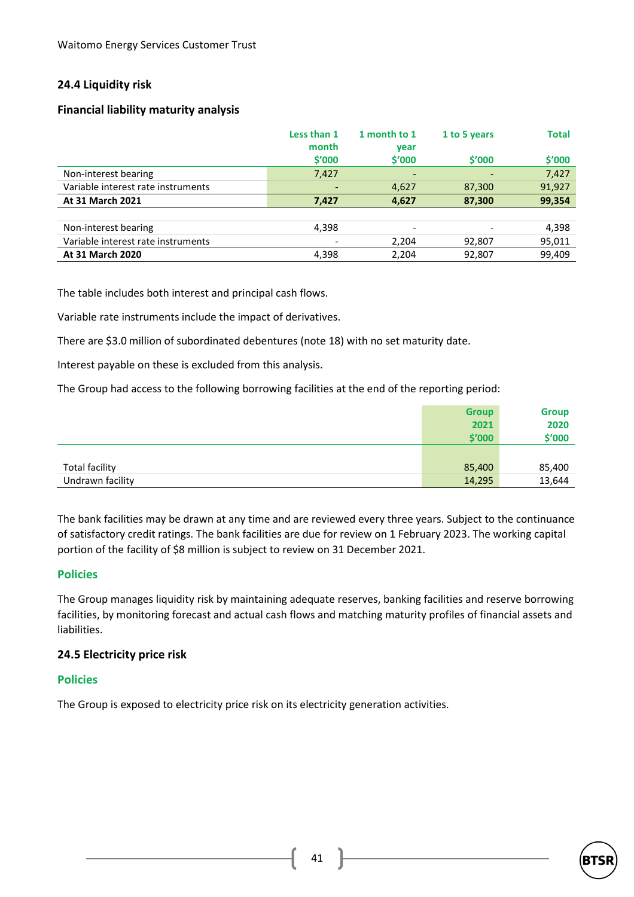## 24.4 Liquidity risk

### Financial liability maturity analysis

| | Less than 1 month $'000 | 1 month to 1 year $'000 | 1 to 5 years $'000 | Total $'000 |
|---|---|---|---|---|
| Non-interest bearing | 7,427 | - | - | 7,427 |
| Variable interest rate instruments | - | 4,627 | 87,300 | 91,927 |
| **At 31 March 2021** | **7,427** | **4,627** | **87,300** | **99,354** |
| | | | | |
| Non-interest bearing | 4,398 | - | - | 4,398 |
| Variable interest rate instruments | - | 2,204 | 92,807 | 95,011 |
| **At 31 March 2020** | 4,398 | 2,204 | 92,807 | 99,409 |

The table includes both interest and principal cash flows.

Variable rate instruments include the impact of derivatives.

There are $3.0 million of subordinated debentures (note 18) with no set maturity date.

Interest payable on these is excluded from this analysis.

The Group had access to the following borrowing facilities at the end of the reporting period:

| | Group 2021 $'000 | Group 2020 $'000 |
|---|---|---|
| Total facility | 85,400 | 85,400 |
| Undrawn facility | 14,295 | 13,644 |

The bank facilities may be drawn at any time and are reviewed every three years. Subject to the continuance of satisfactory credit ratings. The bank facilities are due for review on 1 February 2023. The working capital portion of the facility of $8 million is subject to review on 31 December 2021.

### Policies

The Group manages liquidity risk by maintaining adequate reserves, banking facilities and reserve borrowing facilities, by monitoring forecast and actual cash flows and matching maturity profiles of financial assets and liabilities.

## 24.5 Electricity price risk

### Policies

The Group is exposed to electricity price risk on its electricity generation activities.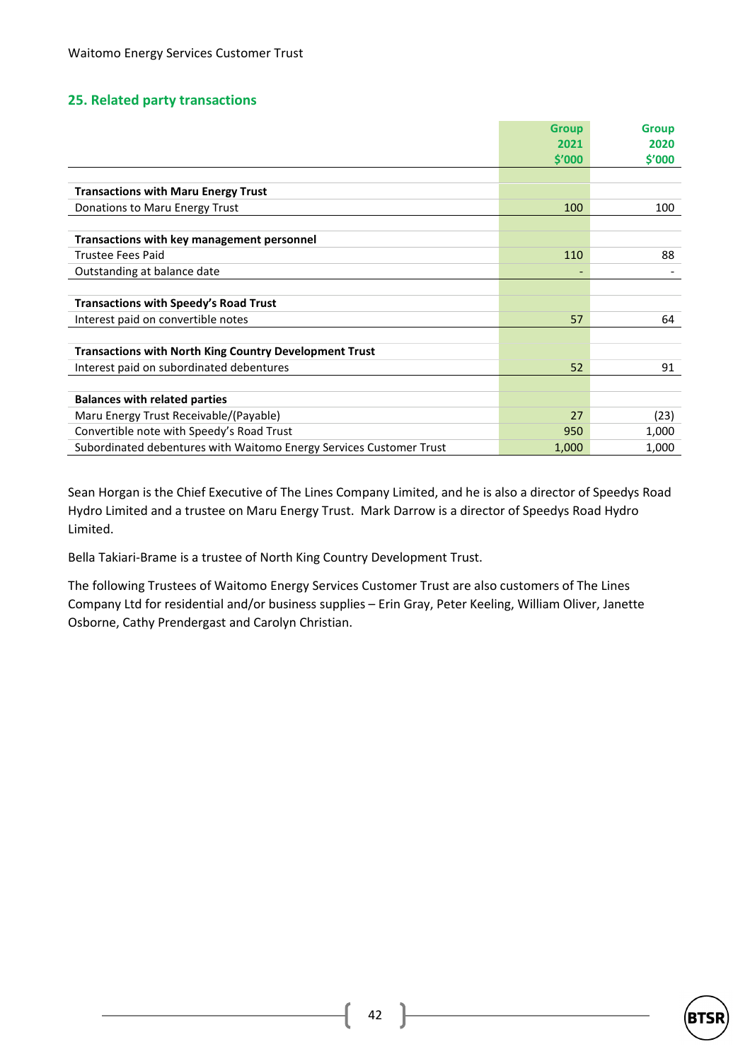## 25. Related party transactions

| | Group 2021 $'000 | Group 2020 $'000 |
|---|---|---|
| **Transactions with Maru Energy Trust** | | |
| Donations to Maru Energy Trust | 100 | 100 |
| **Transactions with key management personnel** | | |
| Trustee Fees Paid | 110 | 88 |
| Outstanding at balance date | - | - |
| **Transactions with Speedy's Road Trust** | | |
| Interest paid on convertible notes | 57 | 64 |
| **Transactions with North King Country Development Trust** | | |
| Interest paid on subordinated debentures | 52 | 91 |
| **Balances with related parties** | | |
| Maru Energy Trust Receivable/(Payable) | 27 | (23) |
| Convertible note with Speedy's Road Trust | 950 | 1,000 |
| Subordinated debentures with Waitomo Energy Services Customer Trust | 1,000 | 1,000 |

Sean Horgan is the Chief Executive of The Lines Company Limited, and he is also a director of Speedys Road Hydro Limited and a trustee on Maru Energy Trust. Mark Darrow is a director of Speedys Road Hydro Limited.

Bella Takiari-Brame is a trustee of North King Country Development Trust.

The following Trustees of Waitomo Energy Services Customer Trust are also customers of The Lines Company Ltd for residential and/or business supplies – Erin Gray, Peter Keeling, William Oliver, Janette Osborne, Cathy Prendergast and Carolyn Christian.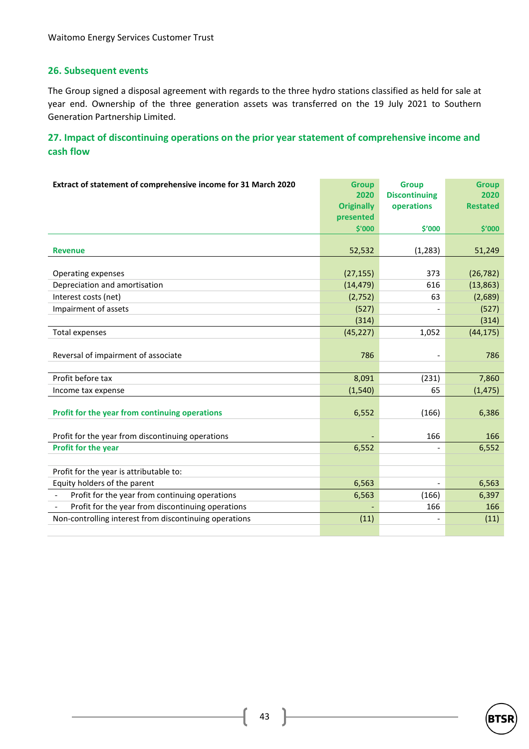## 26. Subsequent events

The Group signed a disposal agreement with regards to the three hydro stations classified as held for sale at year end. Ownership of the three generation assets was transferred on the 19 July 2021 to Southern Generation Partnership Limited.

## 27. Impact of discontinuing operations on the prior year statement of comprehensive income and cash flow

| Extract of statement of comprehensive income for 31 March 2020 | Group 2020 Originally presented $'000 | Group Discontinuing operations $'000 | Group 2020 Restated $'000 |
|---|---|---|---|
| **Revenue** | 52,532 | (1,283) | 51,249 |
| Operating expenses | (27,155) | 373 | (26,782) |
| Depreciation and amortisation | (14,479) | 616 | (13,863) |
| Interest costs (net) | (2,752) | 63 | (2,689) |
| Impairment of assets | (527) | - | (527) |
| | (314) | | (314) |
| Total expenses | (45,227) | 1,052 | (44,175) |
| Reversal of impairment of associate | 786 | - | 786 |
| Profit before tax | 8,091 | (231) | 7,860 |
| Income tax expense | (1,540) | 65 | (1,475) |
| **Profit for the year from continuing operations** | 6,552 | (166) | 6,386 |
| Profit for the year from discontinuing operations | - | 166 | 166 |
| **Profit for the year** | 6,552 | - | 6,552 |
| Profit for the year is attributable to: | | | |
| Equity holders of the parent | 6,563 | - | 6,563 |
| - Profit for the year from continuing operations | 6,563 | (166) | 6,397 |
| - Profit for the year from discontinuing operations | - | 166 | 166 |
| Non-controlling interest from discontinuing operations | (11) | - | (11) |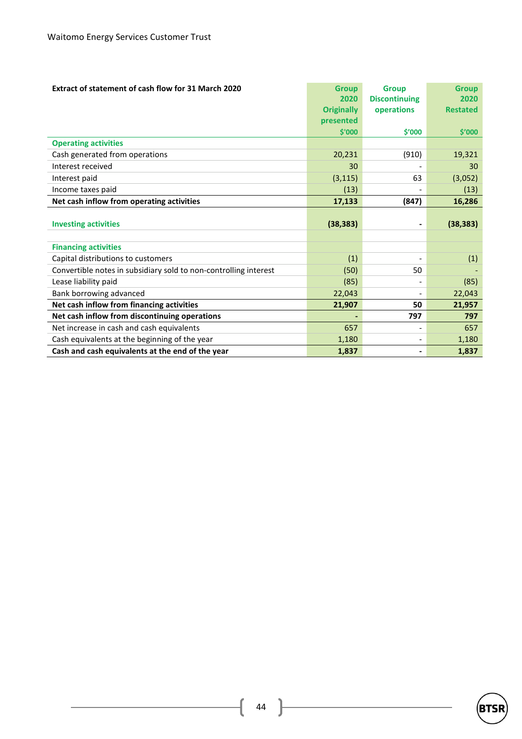| Extract of statement of cash flow for 31 March 2020 | Group 2020 Originally presented $'000 | Group Discontinuing operations $'000 | Group 2020 Restated $'000 |
|---|---|---|---|
| **Operating activities** | | | |
| Cash generated from operations | 20,231 | (910) | 19,321 |
| Interest received | 30 | - | 30 |
| Interest paid | (3,115) | 63 | (3,052) |
| Income taxes paid | (13) | - | (13) |
| **Net cash inflow from operating activities** | **17,133** | **(847)** | **16,286** |
| **Investing activities** | **(38,383)** | **-** | **(38,383)** |
| **Financing activities** | | | |
| Capital distributions to customers | (1) | - | (1) |
| Convertible notes in subsidiary sold to non-controlling interest | (50) | 50 | - |
| Lease liability paid | (85) | - | (85) |
| Bank borrowing advanced | 22,043 | - | 22,043 |
| **Net cash inflow from financing activities** | **21,907** | **50** | **21,957** |
| **Net cash inflow from discontinuing operations** | **-** | **797** | **797** |
| Net increase in cash and cash equivalents | 657 | - | 657 |
| Cash equivalents at the beginning of the year | 1,180 | - | 1,180 |
| **Cash and cash equivalents at the end of the year** | **1,837** | **-** | **1,837** |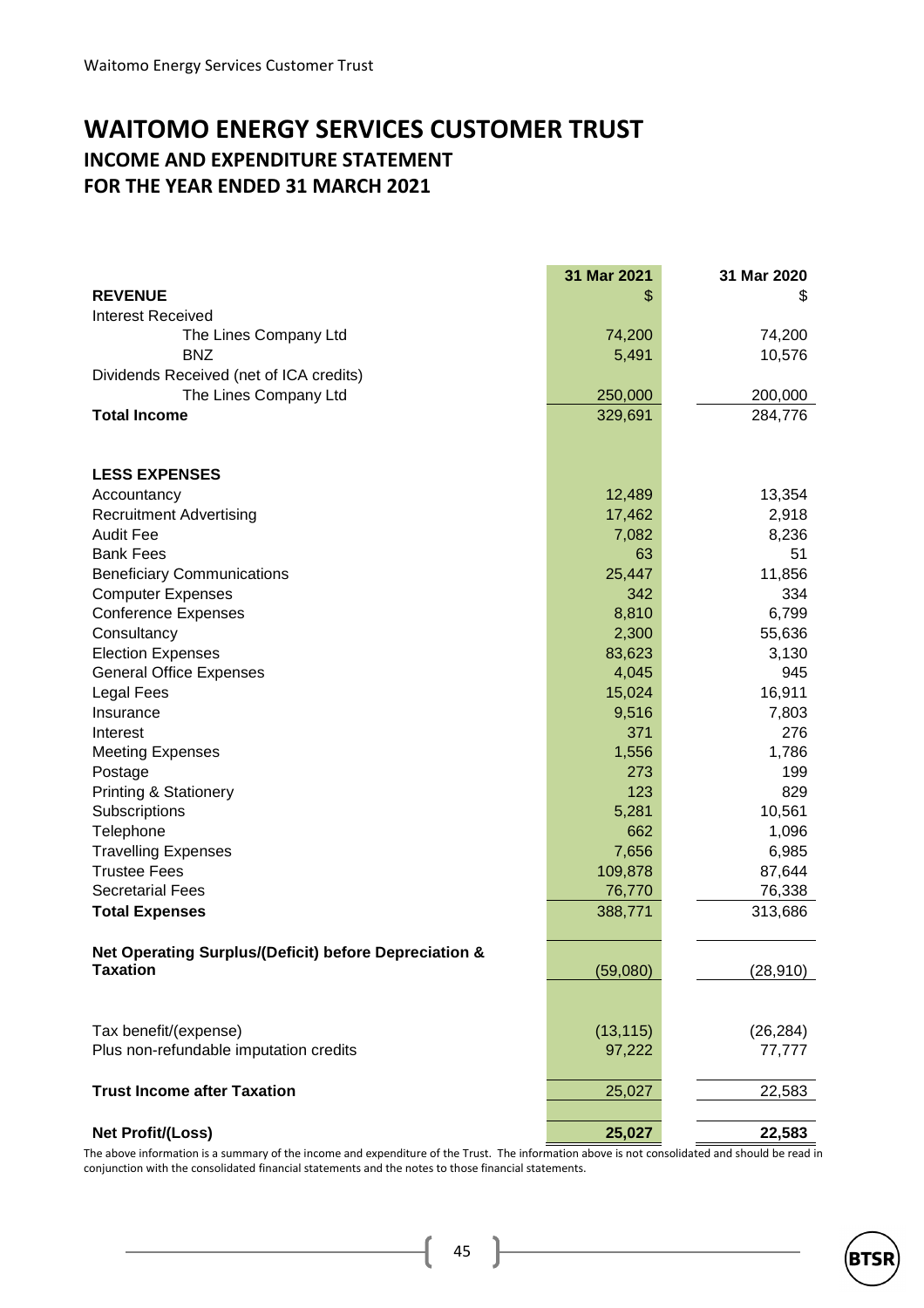# WAITOMO ENERGY SERVICES CUSTOMER TRUST

## INCOME AND EXPENDITURE STATEMENT

## FOR THE YEAR ENDED 31 MARCH 2021

| | 31 Mar 2021 | 31 Mar 2020 |
|---|---|---|
| **REVENUE** | $ | $ |
| Interest Received | | |
| The Lines Company Ltd | 74,200 | 74,200 |
| BNZ | 5,491 | 10,576 |
| Dividends Received (net of ICA credits) | | |
| The Lines Company Ltd | 250,000 | 200,000 |
| **Total Income** | 329,691 | 284,776 |
| | | |
| **LESS EXPENSES** | | |
| Accountancy | 12,489 | 13,354 |
| Recruitment Advertising | 17,462 | 2,918 |
| Audit Fee | 7,082 | 8,236 |
| Bank Fees | 63 | 51 |
| Beneficiary Communications | 25,447 | 11,856 |
| Computer Expenses | 342 | 334 |
| Conference Expenses | 8,810 | 6,799 |
| Consultancy | 2,300 | 55,636 |
| Election Expenses | 83,623 | 3,130 |
| General Office Expenses | 4,045 | 945 |
| Legal Fees | 15,024 | 16,911 |
| Insurance | 9,516 | 7,803 |
| Interest | 371 | 276 |
| Meeting Expenses | 1,556 | 1,786 |
| Postage | 273 | 199 |
| Printing & Stationery | 123 | 829 |
| Subscriptions | 5,281 | 10,561 |
| Telephone | 662 | 1,096 |
| Travelling Expenses | 7,656 | 6,985 |
| Trustee Fees | 109,878 | 87,644 |
| Secretarial Fees | 76,770 | 76,338 |
| **Total Expenses** | 388,771 | 313,686 |
| | | |
| **Net Operating Surplus/(Deficit) before Depreciation & Taxation** | (59,080) | (28,910) |
| | | |
| Tax benefit/(expense) | (13,115) | (26,284) |
| Plus non-refundable imputation credits | 97,222 | 77,777 |
| | | |
| **Trust Income after Taxation** | 25,027 | 22,583 |
| | | |
| **Net Profit/(Loss)** | **25,027** | **22,583** |

The above information is a summary of the income and expenditure of the Trust. The information above is not consolidated and should be read in conjunction with the consolidated financial statements and the notes to those financial statements.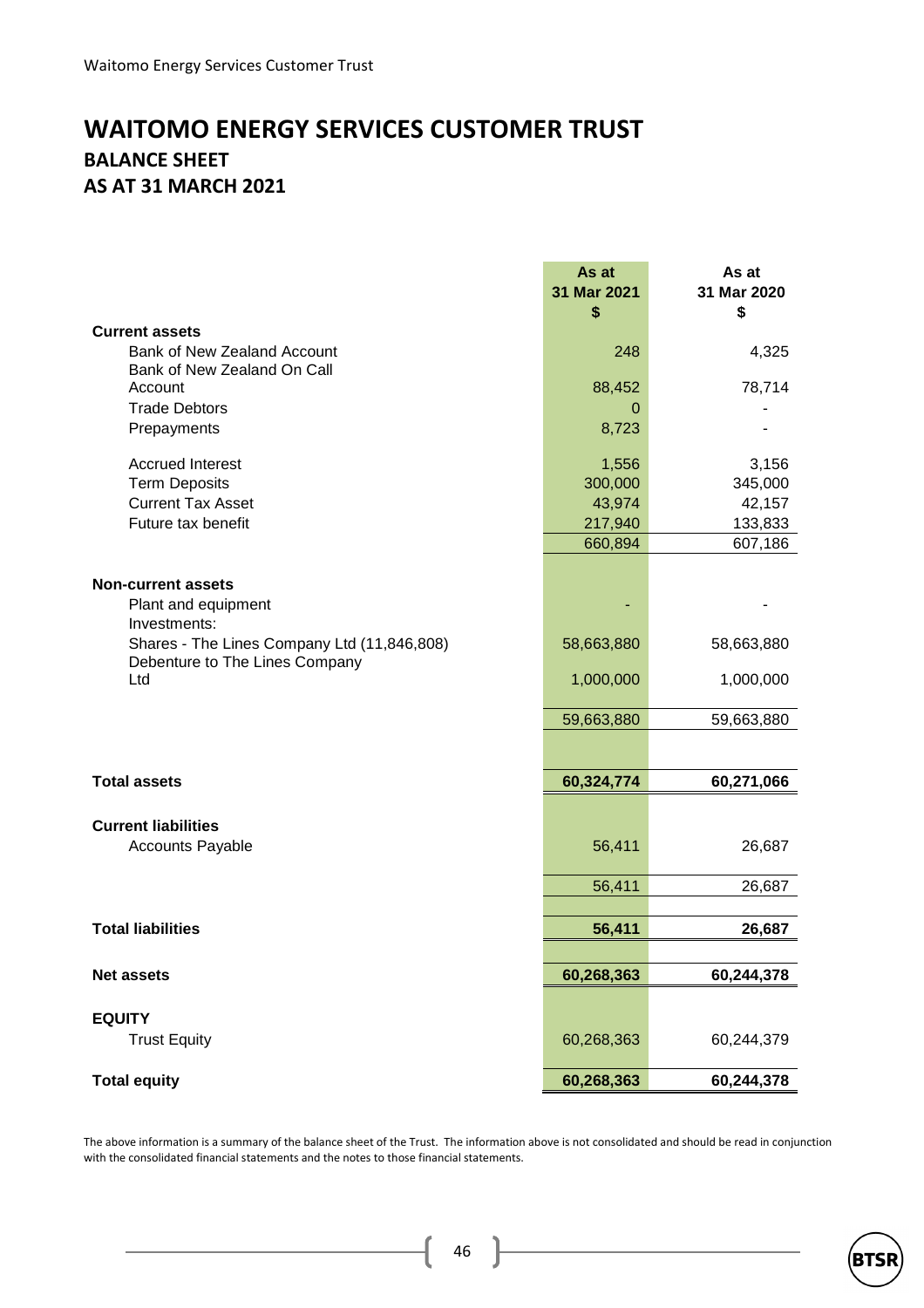# WAITOMO ENERGY SERVICES CUSTOMER TRUST

## BALANCE SHEET

## AS AT 31 MARCH 2021

| | As at 31 Mar 2021 $ | As at 31 Mar 2020 $ |
|---|---|---|
| **Current assets** | | |
| Bank of New Zealand Account | 248 | 4,325 |
| Bank of New Zealand On Call Account | 88,452 | 78,714 |
| Trade Debtors | 0 | - |
| Prepayments | 8,723 | - |
| Accrued Interest | 1,556 | 3,156 |
| Term Deposits | 300,000 | 345,000 |
| Current Tax Asset | 43,974 | 42,157 |
| Future tax benefit | 217,940 | 133,833 |
| | 660,894 | 607,186 |
| **Non-current assets** | | |
| Plant and equipment | - | - |
| Investments: | | |
| Shares - The Lines Company Ltd (11,846,808) | 58,663,880 | 58,663,880 |
| Debenture to The Lines Company Ltd | 1,000,000 | 1,000,000 |
| | 59,663,880 | 59,663,880 |
| **Total assets** | **60,324,774** | **60,271,066** |
| **Current liabilities** | | |
| Accounts Payable | 56,411 | 26,687 |
| | 56,411 | 26,687 |
| **Total liabilities** | **56,411** | **26,687** |
| **Net assets** | **60,268,363** | **60,244,378** |
| **EQUITY** | | |
| Trust Equity | 60,268,363 | 60,244,379 |
| **Total equity** | **60,268,363** | **60,244,378** |

The above information is a summary of the balance sheet of the Trust. The information above is not consolidated and should be read in conjunction with the consolidated financial statements and the notes to those financial statements.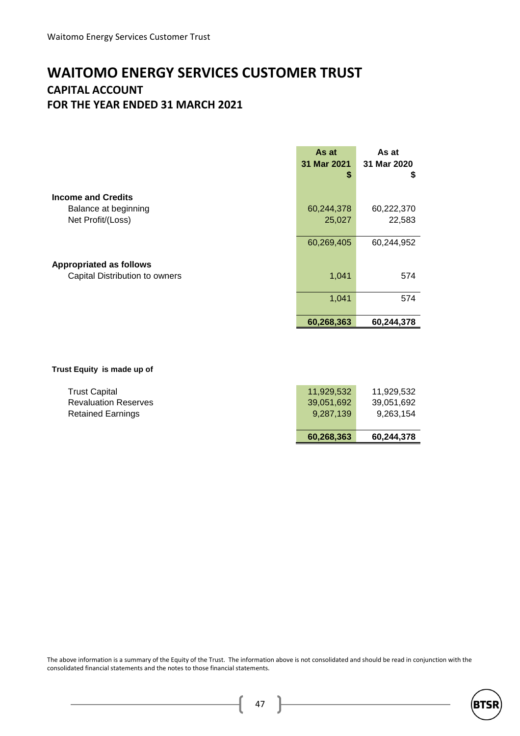# WAITOMO ENERGY SERVICES CUSTOMER TRUST

## CAPITAL ACCOUNT

## FOR THE YEAR ENDED 31 MARCH 2021

| | As at 31 Mar 2021 $ | As at 31 Mar 2020 $ |
|---|---|---|
| **Income and Credits** | | |
| Balance at beginning | 60,244,378 | 60,222,370 |
| Net Profit/(Loss) | 25,027 | 22,583 |
| | 60,269,405 | 60,244,952 |
| **Appropriated as follows** | | |
| Capital Distribution to owners | 1,041 | 574 |
| | 1,041 | 574 |
| | **60,268,363** | **60,244,378** |

**Trust Equity is made up of**

| | | |
|---|---|---|
| Trust Capital | 11,929,532 | 11,929,532 |
| Revaluation Reserves | 39,051,692 | 39,051,692 |
| Retained Earnings | 9,287,139 | 9,263,154 |
| | **60,268,363** | **60,244,378** |

The above information is a summary of the Equity of the Trust. The information above is not consolidated and should be read in conjunction with the consolidated financial statements and the notes to those financial statements.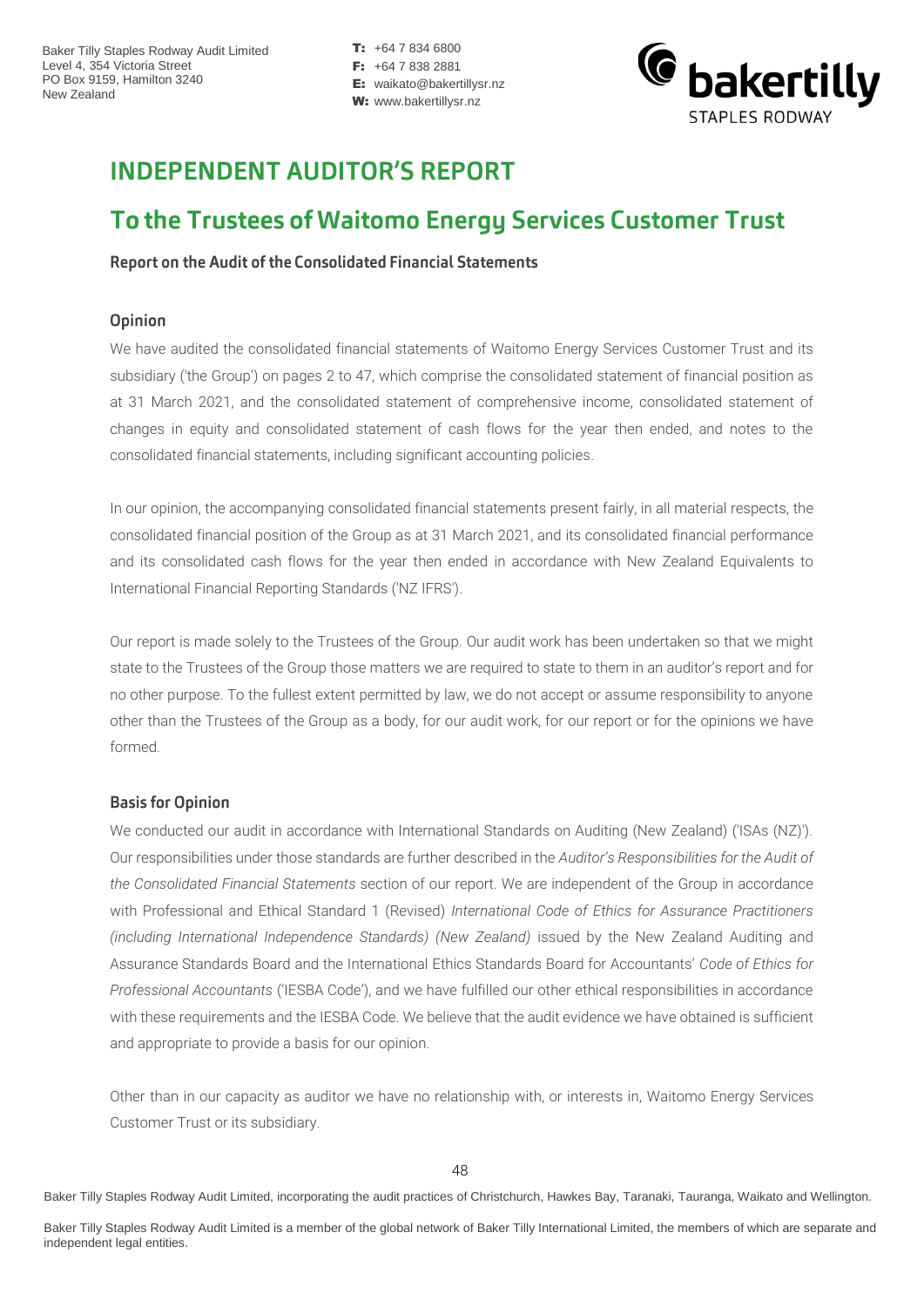Baker Tilly Staples Rodway Audit Limited
Level 4, 354 Victoria Street
PO Box 9159, Hamilton 3240
New Zealand

**T:** +64 7 834 6800
**F:** +64 7 838 2881
**E:** waikato@bakertillysr.nz
**W:** www.bakertillysr.nz

# INDEPENDENT AUDITOR'S REPORT

## To the Trustees of Waitomo Energy Services Customer Trust

### Report on the Audit of the Consolidated Financial Statements

#### Opinion

We have audited the consolidated financial statements of Waitomo Energy Services Customer Trust and its subsidiary ('the Group') on pages 2 to 47, which comprise the consolidated statement of financial position as at 31 March 2021, and the consolidated statement of comprehensive income, consolidated statement of changes in equity and consolidated statement of cash flows for the year then ended, and notes to the consolidated financial statements, including significant accounting policies.

In our opinion, the accompanying consolidated financial statements present fairly, in all material respects, the consolidated financial position of the Group as at 31 March 2021, and its consolidated financial performance and its consolidated cash flows for the year then ended in accordance with New Zealand Equivalents to International Financial Reporting Standards ('NZ IFRS').

Our report is made solely to the Trustees of the Group. Our audit work has been undertaken so that we might state to the Trustees of the Group those matters we are required to state to them in an auditor's report and for no other purpose. To the fullest extent permitted by law, we do not accept or assume responsibility to anyone other than the Trustees of the Group as a body, for our audit work, for our report or for the opinions we have formed.

#### Basis for Opinion

We conducted our audit in accordance with International Standards on Auditing (New Zealand) ('ISAs (NZ)'). Our responsibilities under those standards are further described in the *Auditor's Responsibilities for the Audit of the Consolidated Financial Statements* section of our report. We are independent of the Group in accordance with Professional and Ethical Standard 1 (Revised) *International Code of Ethics for Assurance Practitioners (including International Independence Standards) (New Zealand)* issued by the New Zealand Auditing and Assurance Standards Board and the International Ethics Standards Board for Accountants' *Code of Ethics for Professional Accountants* ('IESBA Code'), and we have fulfilled our other ethical responsibilities in accordance with these requirements and the IESBA Code. We believe that the audit evidence we have obtained is sufficient and appropriate to provide a basis for our opinion.

Other than in our capacity as auditor we have no relationship with, or interests in, Waitomo Energy Services Customer Trust or its subsidiary.

Baker Tilly Staples Rodway Audit Limited, incorporating the audit practices of Christchurch, Hawkes Bay, Taranaki, Tauranga, Waikato and Wellington.

Baker Tilly Staples Rodway Audit Limited is a member of the global network of Baker Tilly International Limited, the members of which are separate and independent legal entities.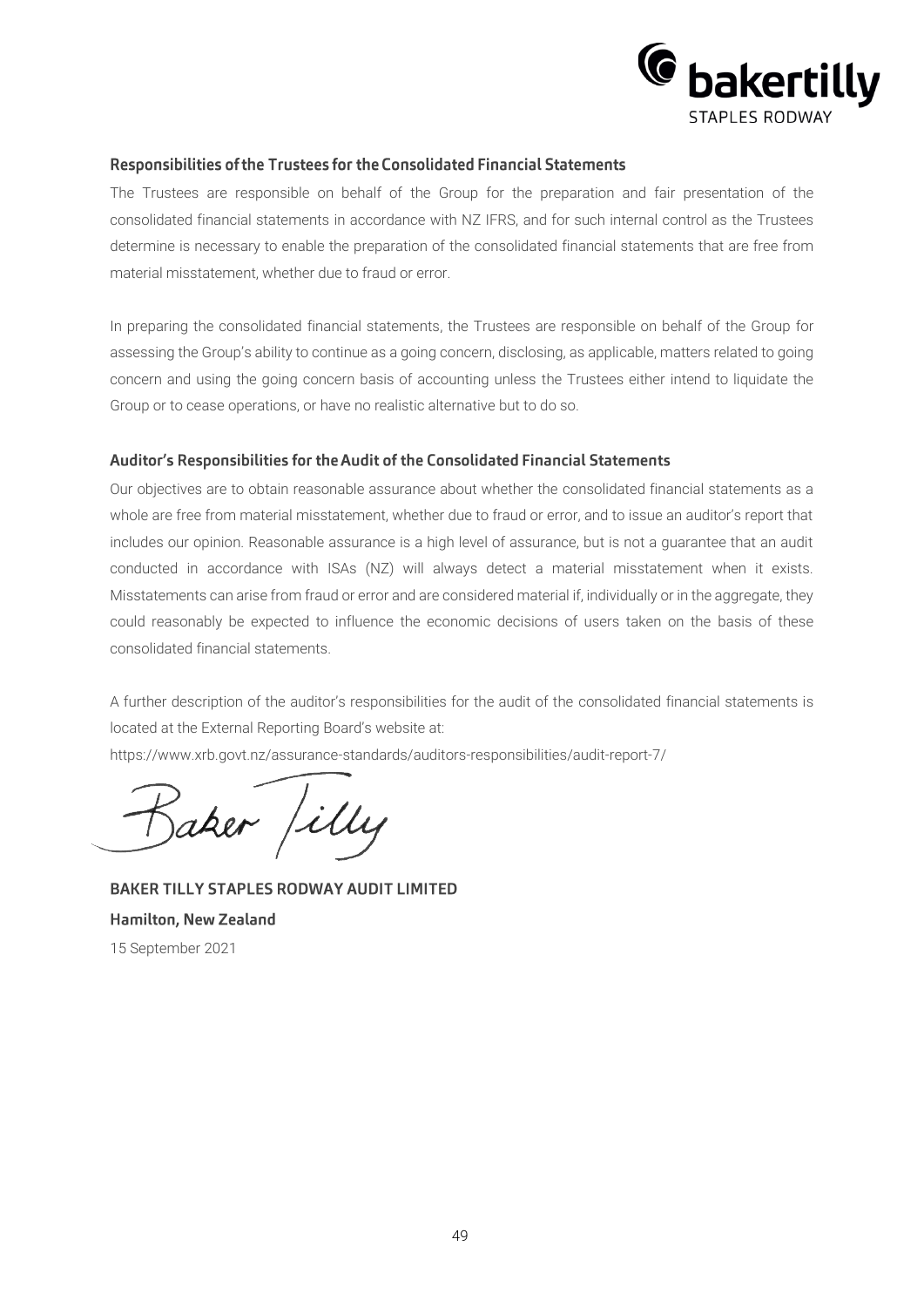### Responsibilities of the Trustees for the Consolidated Financial Statements

The Trustees are responsible on behalf of the Group for the preparation and fair presentation of the consolidated financial statements in accordance with NZ IFRS, and for such internal control as the Trustees determine is necessary to enable the preparation of the consolidated financial statements that are free from material misstatement, whether due to fraud or error.

In preparing the consolidated financial statements, the Trustees are responsible on behalf of the Group for assessing the Group's ability to continue as a going concern, disclosing, as applicable, matters related to going concern and using the going concern basis of accounting unless the Trustees either intend to liquidate the Group or to cease operations, or have no realistic alternative but to do so.

### Auditor's Responsibilities for the Audit of the Consolidated Financial Statements

Our objectives are to obtain reasonable assurance about whether the consolidated financial statements as a whole are free from material misstatement, whether due to fraud or error, and to issue an auditor's report that includes our opinion. Reasonable assurance is a high level of assurance, but is not a guarantee that an audit conducted in accordance with ISAs (NZ) will always detect a material misstatement when it exists. Misstatements can arise from fraud or error and are considered material if, individually or in the aggregate, they could reasonably be expected to influence the economic decisions of users taken on the basis of these consolidated financial statements.

A further description of the auditor's responsibilities for the audit of the consolidated financial statements is located at the External Reporting Board's website at:
https://www.xrb.govt.nz/assurance-standards/auditors-responsibilities/audit-report-7/

Baker Tilly

**BAKER TILLY STAPLES RODWAY AUDIT LIMITED**
**Hamilton, New Zealand**
15 September 2021